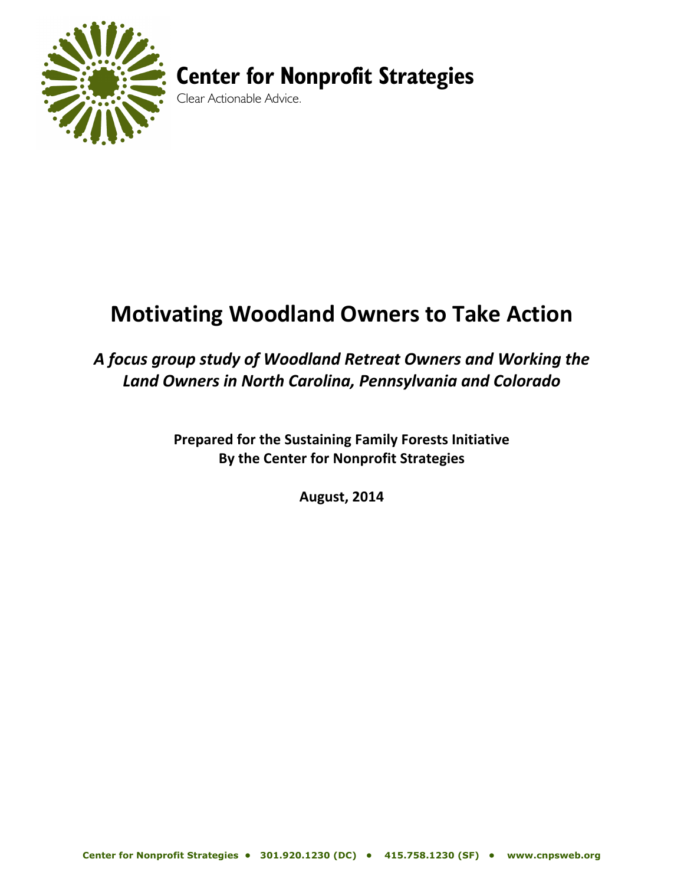**Center for Nonprofit Strategies**

Clear Actionable Advice.

# Motivating Woodland Owners to Take Action

## *A focus group study of Woodland Retreat Owners and Working the Land Owners in North Carolina, Pennsylvania and Colorado*

**Prepared for the Sustaining Family Forests Initiative**
**By the Center for Nonprofit Strategies**

**August, 2014**

**Center for Nonprofit Strategies • 301.920.1230 (DC) • 415.758.1230 (SF) • www.cnpsweb.org**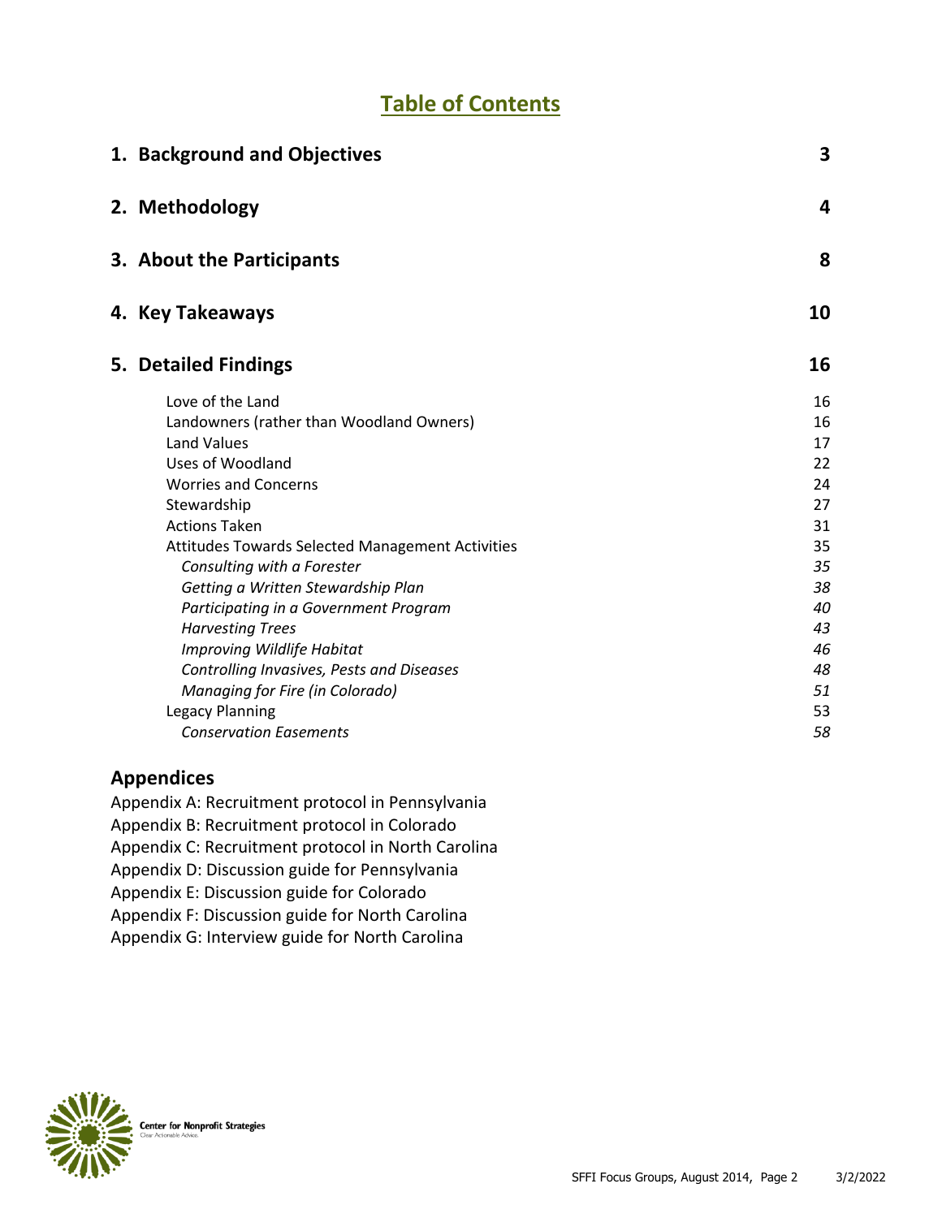# Table of Contents

| | |
|---|---|
| **1. Background and Objectives** | **3** |
| **2. Methodology** | **4** |
| **3. About the Participants** | **8** |
| **4. Key Takeaways** | **10** |
| **5. Detailed Findings** | **16** |
| Love of the Land | 16 |
| Landowners (rather than Woodland Owners) | 16 |
| Land Values | 17 |
| Uses of Woodland | 22 |
| Worries and Concerns | 24 |
| Stewardship | 27 |
| Actions Taken | 31 |
| Attitudes Towards Selected Management Activities | 35 |
| *Consulting with a Forester* | *35* |
| *Getting a Written Stewardship Plan* | *38* |
| *Participating in a Government Program* | *40* |
| *Harvesting Trees* | *43* |
| *Improving Wildlife Habitat* | *46* |
| *Controlling Invasives, Pests and Diseases* | *48* |
| *Managing for Fire (in Colorado)* | *51* |
| Legacy Planning | 53 |
| *Conservation Easements* | *58* |

## Appendices

Appendix A: Recruitment protocol in Pennsylvania
Appendix B: Recruitment protocol in Colorado
Appendix C: Recruitment protocol in North Carolina
Appendix D: Discussion guide for Pennsylvania
Appendix E: Discussion guide for Colorado
Appendix F: Discussion guide for North Carolina
Appendix G: Interview guide for North Carolina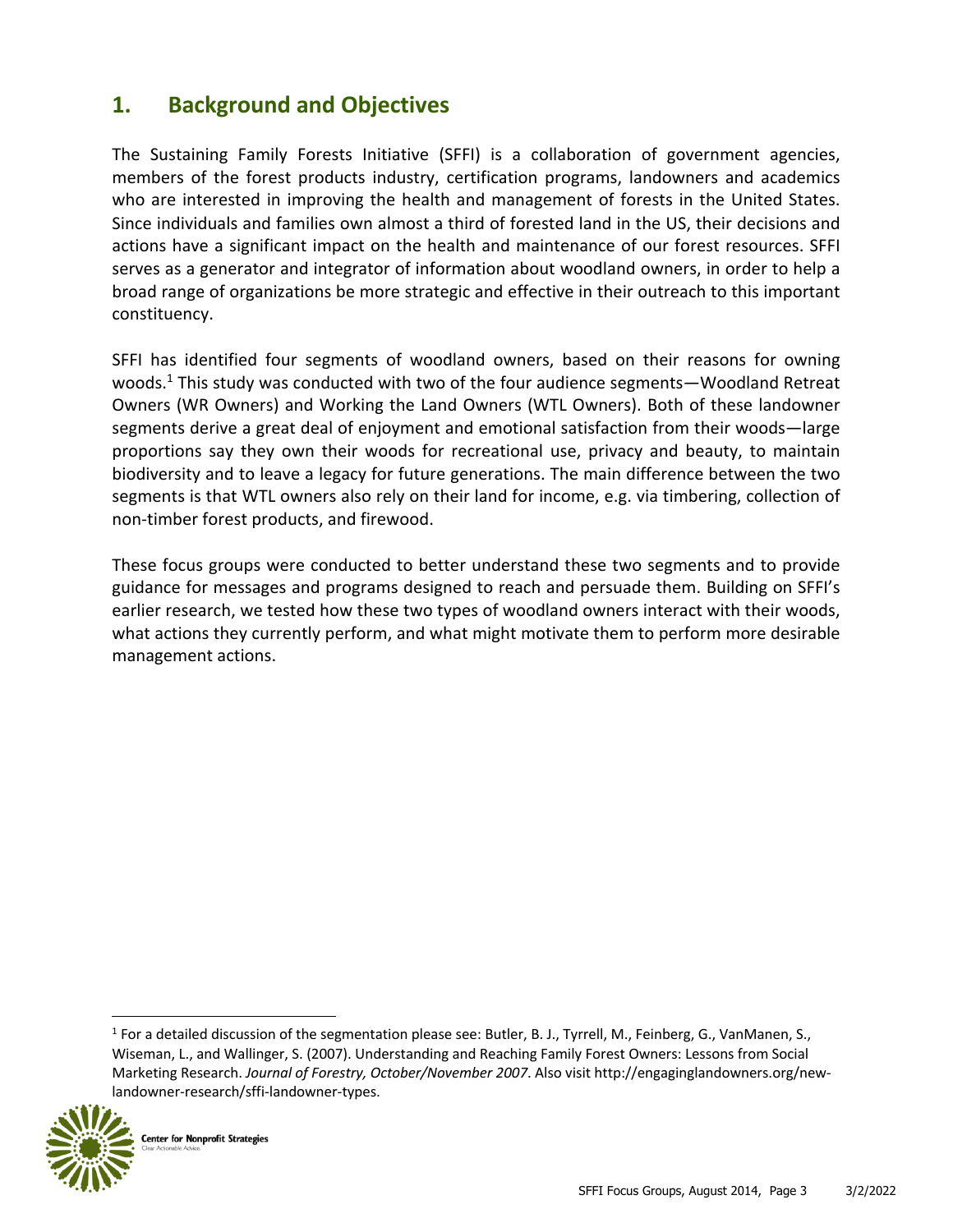## 1. Background and Objectives

The Sustaining Family Forests Initiative (SFFI) is a collaboration of government agencies, members of the forest products industry, certification programs, landowners and academics who are interested in improving the health and management of forests in the United States. Since individuals and families own almost a third of forested land in the US, their decisions and actions have a significant impact on the health and maintenance of our forest resources. SFFI serves as a generator and integrator of information about woodland owners, in order to help a broad range of organizations be more strategic and effective in their outreach to this important constituency.

SFFI has identified four segments of woodland owners, based on their reasons for owning woods.[1] This study was conducted with two of the four audience segments—Woodland Retreat Owners (WR Owners) and Working the Land Owners (WTL Owners). Both of these landowner segments derive a great deal of enjoyment and emotional satisfaction from their woods—large proportions say they own their woods for recreational use, privacy and beauty, to maintain biodiversity and to leave a legacy for future generations. The main difference between the two segments is that WTL owners also rely on their land for income, e.g. via timbering, collection of non-timber forest products, and firewood.

These focus groups were conducted to better understand these two segments and to provide guidance for messages and programs designed to reach and persuade them. Building on SFFI's earlier research, we tested how these two types of woodland owners interact with their woods, what actions they currently perform, and what might motivate them to perform more desirable management actions.

[1] For a detailed discussion of the segmentation please see: Butler, B. J., Tyrrell, M., Feinberg, G., VanManen, S., Wiseman, L., and Wallinger, S. (2007). Understanding and Reaching Family Forest Owners: Lessons from Social Marketing Research. *Journal of Forestry, October/November 2007*. Also visit http://engaginglandowners.org/new-landowner-research/sffi-landowner-types.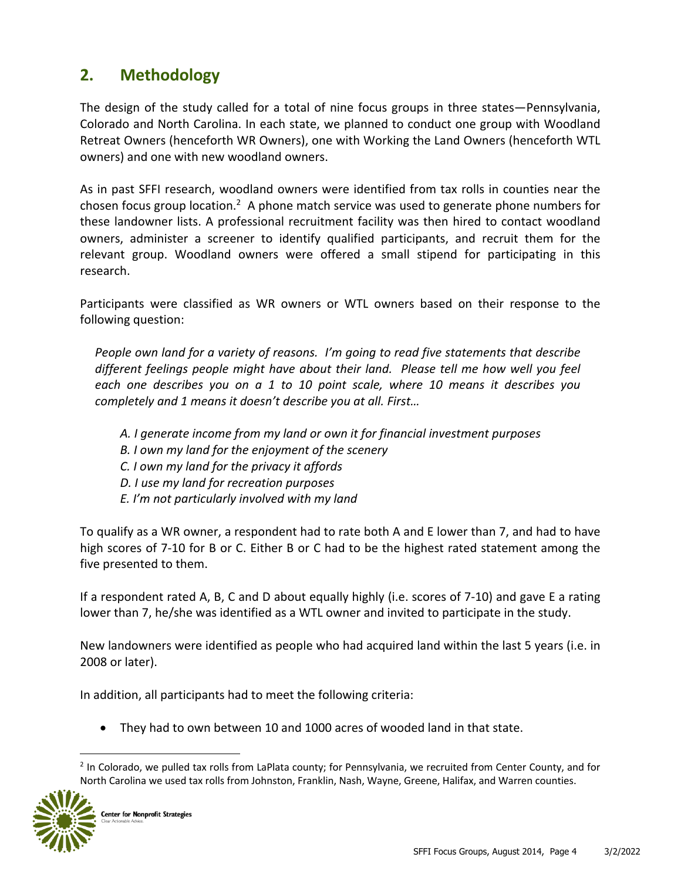## 2. Methodology

The design of the study called for a total of nine focus groups in three states—Pennsylvania, Colorado and North Carolina. In each state, we planned to conduct one group with Woodland Retreat Owners (henceforth WR Owners), one with Working the Land Owners (henceforth WTL owners) and one with new woodland owners.

As in past SFFI research, woodland owners were identified from tax rolls in counties near the chosen focus group location.[2] A phone match service was used to generate phone numbers for these landowner lists. A professional recruitment facility was then hired to contact woodland owners, administer a screener to identify qualified participants, and recruit them for the relevant group. Woodland owners were offered a small stipend for participating in this research.

Participants were classified as WR owners or WTL owners based on their response to the following question:

> *People own land for a variety of reasons. I'm going to read five statements that describe different feelings people might have about their land. Please tell me how well you feel each one describes you on a 1 to 10 point scale, where 10 means it describes you completely and 1 means it doesn't describe you at all. First…*
>
> *A. I generate income from my land or own it for financial investment purposes*
> *B. I own my land for the enjoyment of the scenery*
> *C. I own my land for the privacy it affords*
> *D. I use my land for recreation purposes*
> *E. I'm not particularly involved with my land*

To qualify as a WR owner, a respondent had to rate both A and E lower than 7, and had to have high scores of 7-10 for B or C. Either B or C had to be the highest rated statement among the five presented to them.

If a respondent rated A, B, C and D about equally highly (i.e. scores of 7-10) and gave E a rating lower than 7, he/she was identified as a WTL owner and invited to participate in the study.

New landowners were identified as people who had acquired land within the last 5 years (i.e. in 2008 or later).

In addition, all participants had to meet the following criteria:

- They had to own between 10 and 1000 acres of wooded land in that state.

[2] In Colorado, we pulled tax rolls from LaPlata county; for Pennsylvania, we recruited from Center County, and for North Carolina we used tax rolls from Johnston, Franklin, Nash, Wayne, Greene, Halifax, and Warren counties.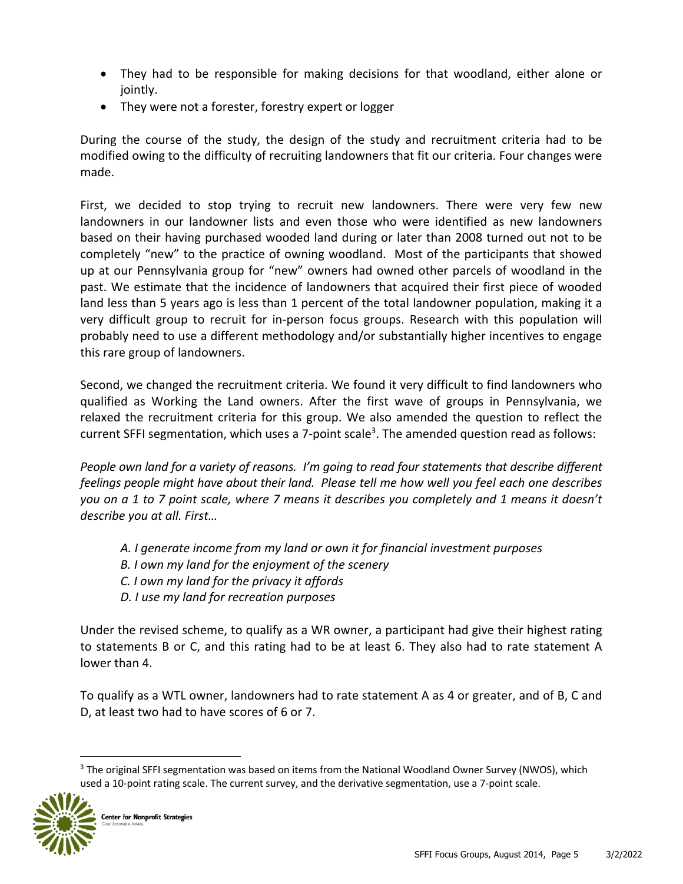- They had to be responsible for making decisions for that woodland, either alone or jointly.
- They were not a forester, forestry expert or logger

During the course of the study, the design of the study and recruitment criteria had to be modified owing to the difficulty of recruiting landowners that fit our criteria. Four changes were made.

First, we decided to stop trying to recruit new landowners. There were very few new landowners in our landowner lists and even those who were identified as new landowners based on their having purchased wooded land during or later than 2008 turned out not to be completely "new" to the practice of owning woodland. Most of the participants that showed up at our Pennsylvania group for "new" owners had owned other parcels of woodland in the past. We estimate that the incidence of landowners that acquired their first piece of wooded land less than 5 years ago is less than 1 percent of the total landowner population, making it a very difficult group to recruit for in-person focus groups. Research with this population will probably need to use a different methodology and/or substantially higher incentives to engage this rare group of landowners.

Second, we changed the recruitment criteria. We found it very difficult to find landowners who qualified as Working the Land owners. After the first wave of groups in Pennsylvania, we relaxed the recruitment criteria for this group. We also amended the question to reflect the current SFFI segmentation, which uses a 7-point scale[3]. The amended question read as follows:

*People own land for a variety of reasons. I'm going to read four statements that describe different feelings people might have about their land. Please tell me how well you feel each one describes you on a 1 to 7 point scale, where 7 means it describes you completely and 1 means it doesn't describe you at all. First…*

*A. I generate income from my land or own it for financial investment purposes*
*B. I own my land for the enjoyment of the scenery*
*C. I own my land for the privacy it affords*
*D. I use my land for recreation purposes*

Under the revised scheme, to qualify as a WR owner, a participant had give their highest rating to statements B or C, and this rating had to be at least 6. They also had to rate statement A lower than 4.

To qualify as a WTL owner, landowners had to rate statement A as 4 or greater, and of B, C and D, at least two had to have scores of 6 or 7.

[3] The original SFFI segmentation was based on items from the National Woodland Owner Survey (NWOS), which used a 10-point rating scale. The current survey, and the derivative segmentation, use a 7-point scale.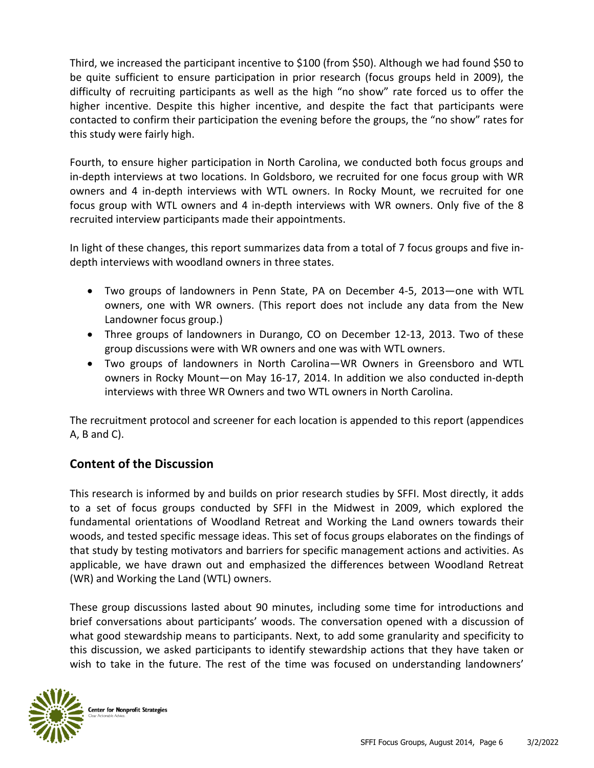Third, we increased the participant incentive to $100 (from $50). Although we had found $50 to be quite sufficient to ensure participation in prior research (focus groups held in 2009), the difficulty of recruiting participants as well as the high "no show" rate forced us to offer the higher incentive. Despite this higher incentive, and despite the fact that participants were contacted to confirm their participation the evening before the groups, the "no show" rates for this study were fairly high.

Fourth, to ensure higher participation in North Carolina, we conducted both focus groups and in-depth interviews at two locations. In Goldsboro, we recruited for one focus group with WR owners and 4 in-depth interviews with WTL owners. In Rocky Mount, we recruited for one focus group with WTL owners and 4 in-depth interviews with WR owners. Only five of the 8 recruited interview participants made their appointments.

In light of these changes, this report summarizes data from a total of 7 focus groups and five in-depth interviews with woodland owners in three states.

- Two groups of landowners in Penn State, PA on December 4-5, 2013—one with WTL owners, one with WR owners. (This report does not include any data from the New Landowner focus group.)
- Three groups of landowners in Durango, CO on December 12-13, 2013. Two of these group discussions were with WR owners and one was with WTL owners.
- Two groups of landowners in North Carolina—WR Owners in Greensboro and WTL owners in Rocky Mount—on May 16-17, 2014. In addition we also conducted in-depth interviews with three WR Owners and two WTL owners in North Carolina.

The recruitment protocol and screener for each location is appended to this report (appendices A, B and C).

## Content of the Discussion

This research is informed by and builds on prior research studies by SFFI. Most directly, it adds to a set of focus groups conducted by SFFI in the Midwest in 2009, which explored the fundamental orientations of Woodland Retreat and Working the Land owners towards their woods, and tested specific message ideas. This set of focus groups elaborates on the findings of that study by testing motivators and barriers for specific management actions and activities. As applicable, we have drawn out and emphasized the differences between Woodland Retreat (WR) and Working the Land (WTL) owners.

These group discussions lasted about 90 minutes, including some time for introductions and brief conversations about participants' woods. The conversation opened with a discussion of what good stewardship means to participants. Next, to add some granularity and specificity to this discussion, we asked participants to identify stewardship actions that they have taken or wish to take in the future. The rest of the time was focused on understanding landowners'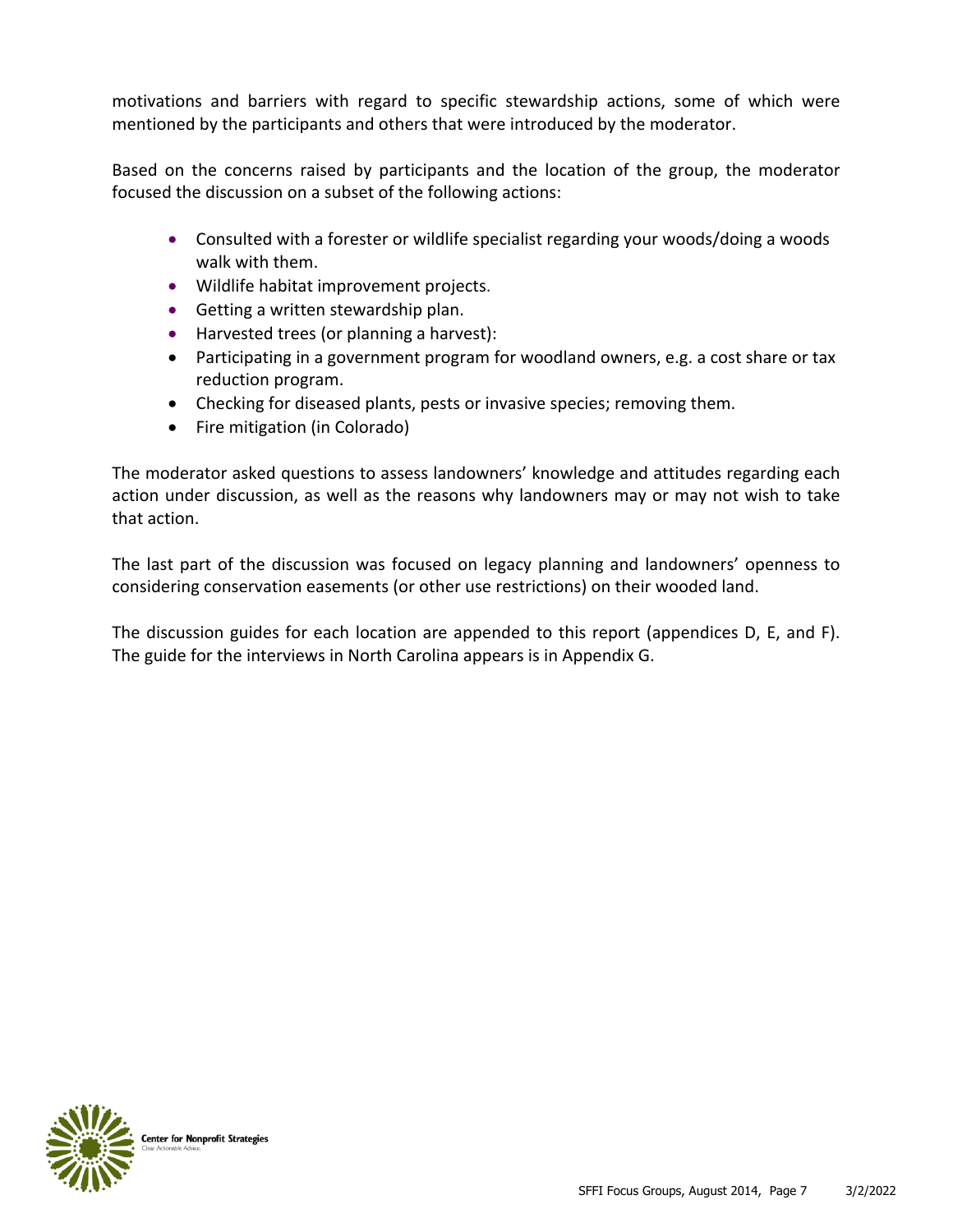motivations and barriers with regard to specific stewardship actions, some of which were mentioned by the participants and others that were introduced by the moderator.

Based on the concerns raised by participants and the location of the group, the moderator focused the discussion on a subset of the following actions:

- Consulted with a forester or wildlife specialist regarding your woods/doing a woods walk with them.
- Wildlife habitat improvement projects.
- Getting a written stewardship plan.
- Harvested trees (or planning a harvest):
- Participating in a government program for woodland owners, e.g. a cost share or tax reduction program.
- Checking for diseased plants, pests or invasive species; removing them.
- Fire mitigation (in Colorado)

The moderator asked questions to assess landowners' knowledge and attitudes regarding each action under discussion, as well as the reasons why landowners may or may not wish to take that action.

The last part of the discussion was focused on legacy planning and landowners' openness to considering conservation easements (or other use restrictions) on their wooded land.

The discussion guides for each location are appended to this report (appendices D, E, and F). The guide for the interviews in North Carolina appears is in Appendix G.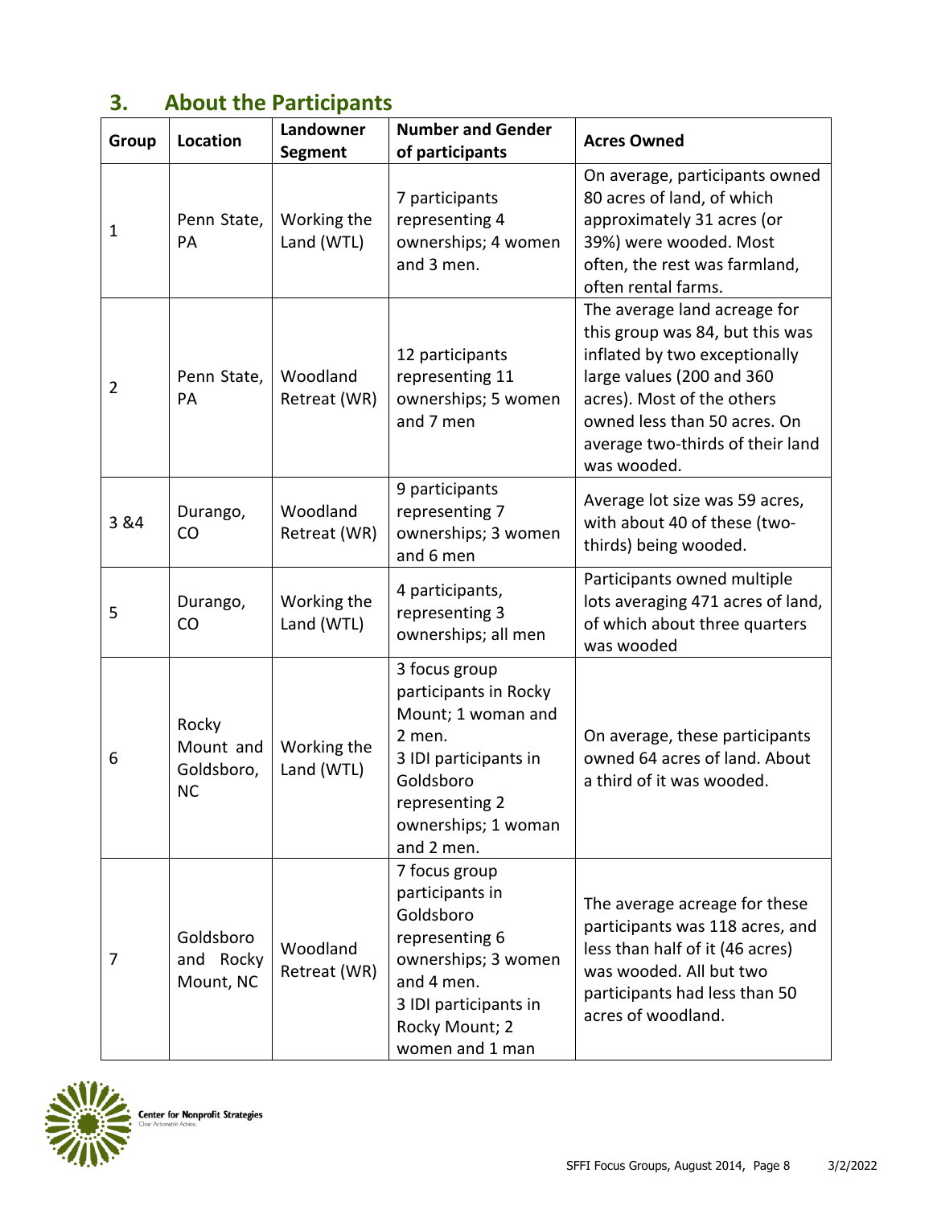## 3. About the Participants

| Group | Location | Landowner Segment | Number and Gender of participants | Acres Owned |
|---|---|---|---|---|
| 1 | Penn State, PA | Working the Land (WTL) | 7 participants representing 4 ownerships; 4 women and 3 men. | On average, participants owned 80 acres of land, of which approximately 31 acres (or 39%) were wooded. Most often, the rest was farmland, often rental farms. |
| 2 | Penn State, PA | Woodland Retreat (WR) | 12 participants representing 11 ownerships; 5 women and 7 men | The average land acreage for this group was 84, but this was inflated by two exceptionally large values (200 and 360 acres). Most of the others owned less than 50 acres. On average two-thirds of their land was wooded. |
| 3 &4 | Durango, CO | Woodland Retreat (WR) | 9 participants representing 7 ownerships; 3 women and 6 men | Average lot size was 59 acres, with about 40 of these (two-thirds) being wooded. |
| 5 | Durango, CO | Working the Land (WTL) | 4 participants, representing 3 ownerships; all men | Participants owned multiple lots averaging 471 acres of land, of which about three quarters was wooded |
| 6 | Rocky Mount and Goldsboro, NC | Working the Land (WTL) | 3 focus group participants in Rocky Mount; 1 woman and 2 men. 3 IDI participants in Goldsboro representing 2 ownerships; 1 woman and 2 men. | On average, these participants owned 64 acres of land. About a third of it was wooded. |
| 7 | Goldsboro and Rocky Mount, NC | Woodland Retreat (WR) | 7 focus group participants in Goldsboro representing 6 ownerships; 3 women and 4 men. 3 IDI participants in Rocky Mount; 2 women and 1 man | The average acreage for these participants was 118 acres, and less than half of it (46 acres) was wooded. All but two participants had less than 50 acres of woodland. |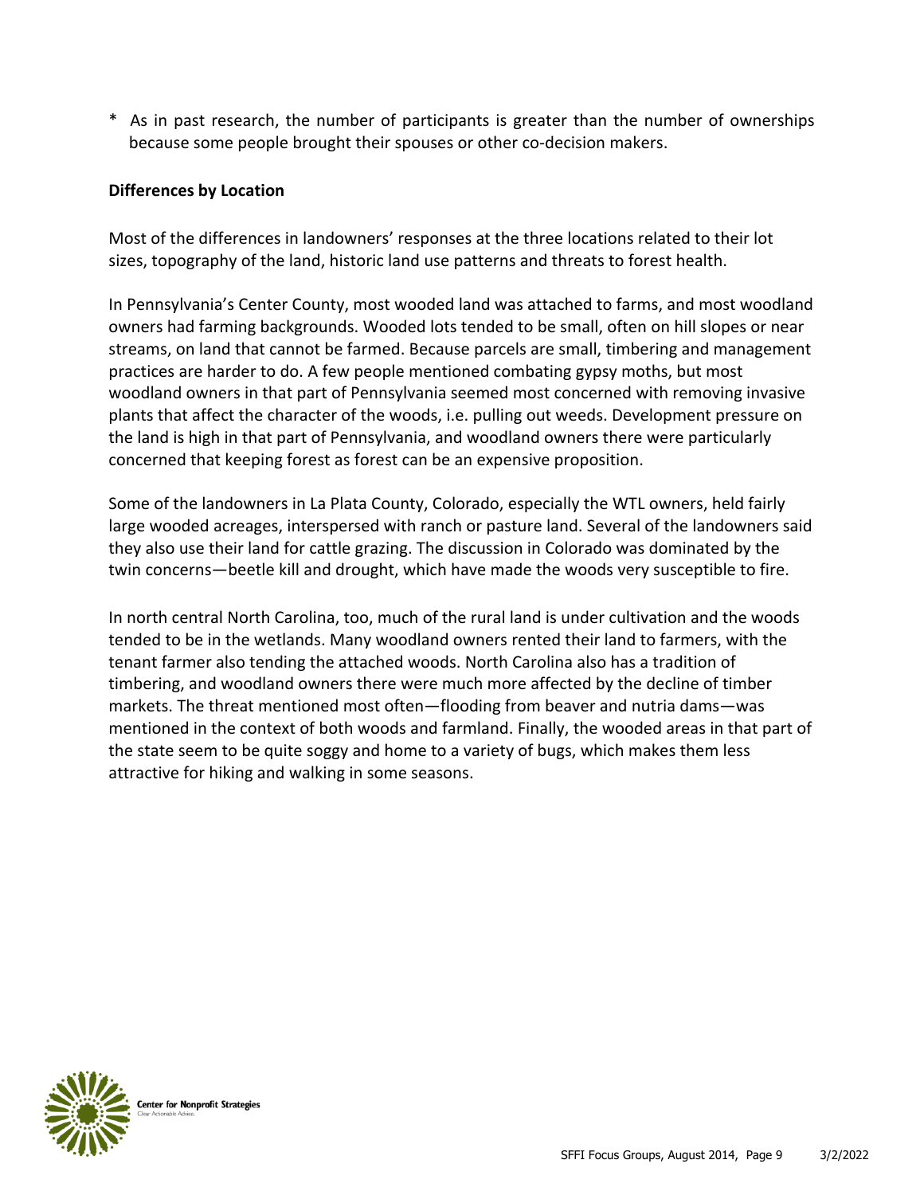* As in past research, the number of participants is greater than the number of ownerships because some people brought their spouses or other co-decision makers.

**Differences by Location**

Most of the differences in landowners' responses at the three locations related to their lot sizes, topography of the land, historic land use patterns and threats to forest health.

In Pennsylvania's Center County, most wooded land was attached to farms, and most woodland owners had farming backgrounds. Wooded lots tended to be small, often on hill slopes or near streams, on land that cannot be farmed. Because parcels are small, timbering and management practices are harder to do. A few people mentioned combating gypsy moths, but most woodland owners in that part of Pennsylvania seemed most concerned with removing invasive plants that affect the character of the woods, i.e. pulling out weeds. Development pressure on the land is high in that part of Pennsylvania, and woodland owners there were particularly concerned that keeping forest as forest can be an expensive proposition.

Some of the landowners in La Plata County, Colorado, especially the WTL owners, held fairly large wooded acreages, interspersed with ranch or pasture land. Several of the landowners said they also use their land for cattle grazing. The discussion in Colorado was dominated by the twin concerns—beetle kill and drought, which have made the woods very susceptible to fire.

In north central North Carolina, too, much of the rural land is under cultivation and the woods tended to be in the wetlands. Many woodland owners rented their land to farmers, with the tenant farmer also tending the attached woods. North Carolina also has a tradition of timbering, and woodland owners there were much more affected by the decline of timber markets. The threat mentioned most often—flooding from beaver and nutria dams—was mentioned in the context of both woods and farmland. Finally, the wooded areas in that part of the state seem to be quite soggy and home to a variety of bugs, which makes them less attractive for hiking and walking in some seasons.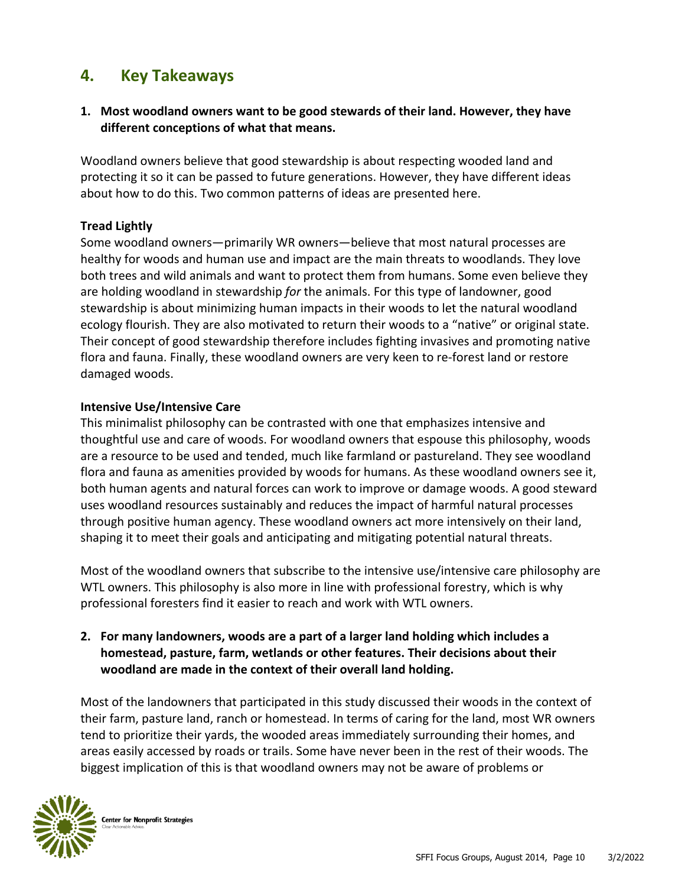## 4. Key Takeaways

**1. Most woodland owners want to be good stewards of their land. However, they have different conceptions of what that means.**

Woodland owners believe that good stewardship is about respecting wooded land and protecting it so it can be passed to future generations. However, they have different ideas about how to do this. Two common patterns of ideas are presented here.

**Tread Lightly**

Some woodland owners—primarily WR owners—believe that most natural processes are healthy for woods and human use and impact are the main threats to woodlands. They love both trees and wild animals and want to protect them from humans. Some even believe they are holding woodland in stewardship *for* the animals. For this type of landowner, good stewardship is about minimizing human impacts in their woods to let the natural woodland ecology flourish. They are also motivated to return their woods to a "native" or original state. Their concept of good stewardship therefore includes fighting invasives and promoting native flora and fauna. Finally, these woodland owners are very keen to re-forest land or restore damaged woods.

**Intensive Use/Intensive Care**

This minimalist philosophy can be contrasted with one that emphasizes intensive and thoughtful use and care of woods. For woodland owners that espouse this philosophy, woods are a resource to be used and tended, much like farmland or pastureland. They see woodland flora and fauna as amenities provided by woods for humans. As these woodland owners see it, both human agents and natural forces can work to improve or damage woods. A good steward uses woodland resources sustainably and reduces the impact of harmful natural processes through positive human agency. These woodland owners act more intensively on their land, shaping it to meet their goals and anticipating and mitigating potential natural threats.

Most of the woodland owners that subscribe to the intensive use/intensive care philosophy are WTL owners. This philosophy is also more in line with professional forestry, which is why professional foresters find it easier to reach and work with WTL owners.

**2. For many landowners, woods are a part of a larger land holding which includes a homestead, pasture, farm, wetlands or other features. Their decisions about their woodland are made in the context of their overall land holding.**

Most of the landowners that participated in this study discussed their woods in the context of their farm, pasture land, ranch or homestead. In terms of caring for the land, most WR owners tend to prioritize their yards, the wooded areas immediately surrounding their homes, and areas easily accessed by roads or trails. Some have never been in the rest of their woods. The biggest implication of this is that woodland owners may not be aware of problems or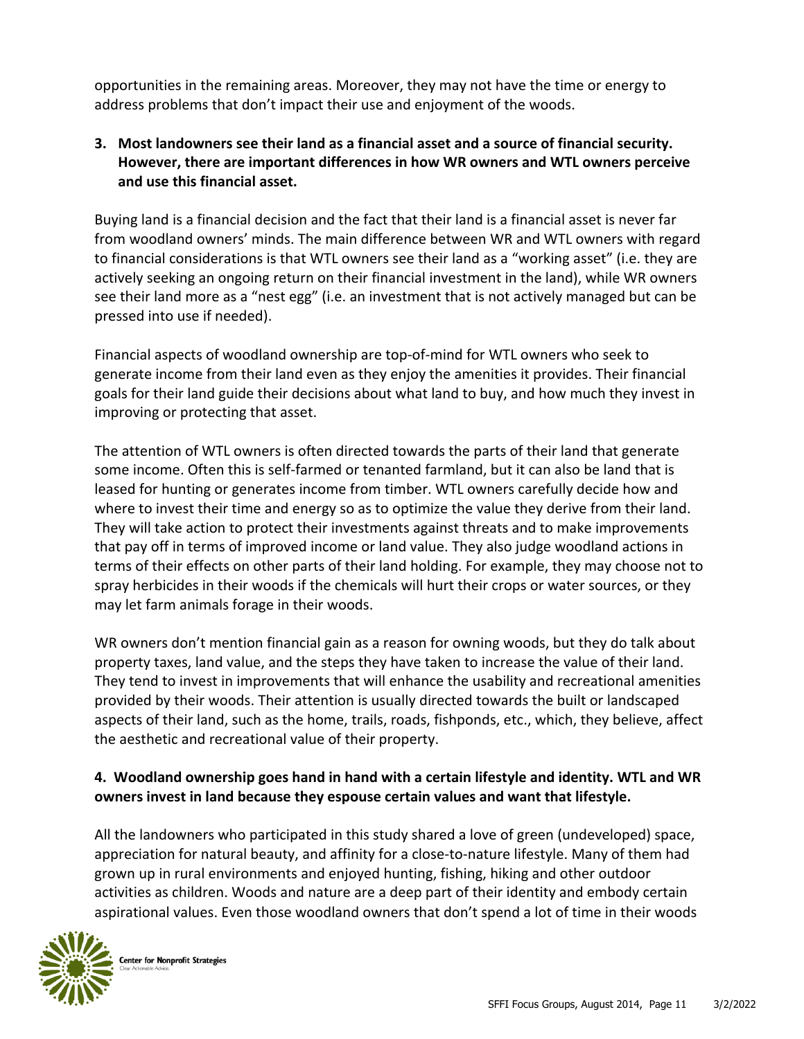opportunities in the remaining areas. Moreover, they may not have the time or energy to address problems that don't impact their use and enjoyment of the woods.

**3. Most landowners see their land as a financial asset and a source of financial security. However, there are important differences in how WR owners and WTL owners perceive and use this financial asset.**

Buying land is a financial decision and the fact that their land is a financial asset is never far from woodland owners' minds. The main difference between WR and WTL owners with regard to financial considerations is that WTL owners see their land as a "working asset" (i.e. they are actively seeking an ongoing return on their financial investment in the land), while WR owners see their land more as a "nest egg" (i.e. an investment that is not actively managed but can be pressed into use if needed).

Financial aspects of woodland ownership are top-of-mind for WTL owners who seek to generate income from their land even as they enjoy the amenities it provides. Their financial goals for their land guide their decisions about what land to buy, and how much they invest in improving or protecting that asset.

The attention of WTL owners is often directed towards the parts of their land that generate some income. Often this is self-farmed or tenanted farmland, but it can also be land that is leased for hunting or generates income from timber. WTL owners carefully decide how and where to invest their time and energy so as to optimize the value they derive from their land. They will take action to protect their investments against threats and to make improvements that pay off in terms of improved income or land value. They also judge woodland actions in terms of their effects on other parts of their land holding. For example, they may choose not to spray herbicides in their woods if the chemicals will hurt their crops or water sources, or they may let farm animals forage in their woods.

WR owners don't mention financial gain as a reason for owning woods, but they do talk about property taxes, land value, and the steps they have taken to increase the value of their land. They tend to invest in improvements that will enhance the usability and recreational amenities provided by their woods. Their attention is usually directed towards the built or landscaped aspects of their land, such as the home, trails, roads, fishponds, etc., which, they believe, affect the aesthetic and recreational value of their property.

**4. Woodland ownership goes hand in hand with a certain lifestyle and identity. WTL and WR owners invest in land because they espouse certain values and want that lifestyle.**

All the landowners who participated in this study shared a love of green (undeveloped) space, appreciation for natural beauty, and affinity for a close-to-nature lifestyle. Many of them had grown up in rural environments and enjoyed hunting, fishing, hiking and other outdoor activities as children. Woods and nature are a deep part of their identity and embody certain aspirational values. Even those woodland owners that don't spend a lot of time in their woods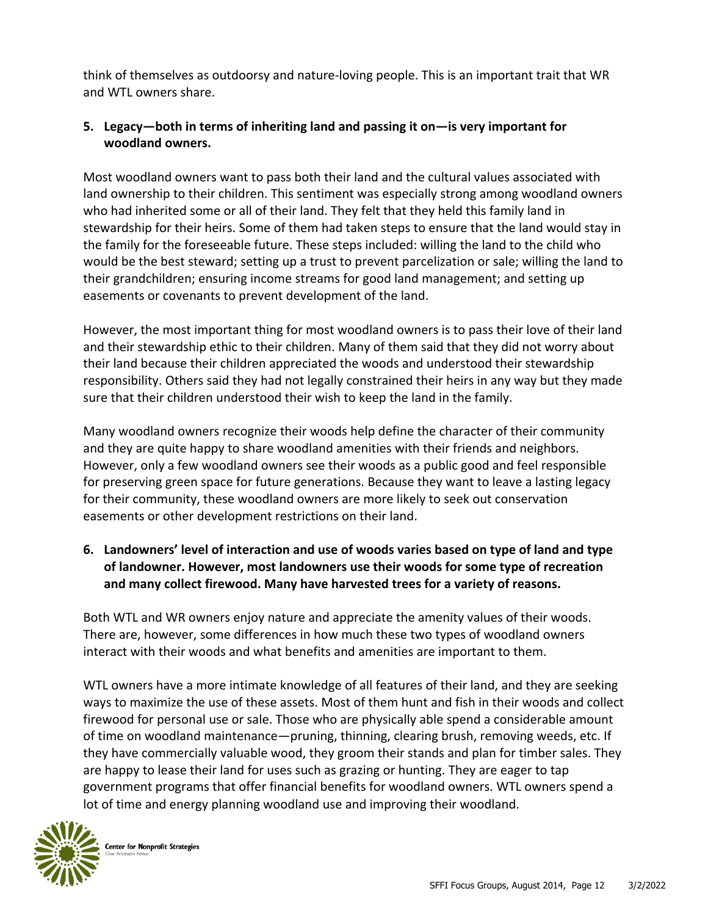think of themselves as outdoorsy and nature-loving people. This is an important trait that WR and WTL owners share.

5. **Legacy—both in terms of inheriting land and passing it on—is very important for woodland owners.**

Most woodland owners want to pass both their land and the cultural values associated with land ownership to their children. This sentiment was especially strong among woodland owners who had inherited some or all of their land. They felt that they held this family land in stewardship for their heirs. Some of them had taken steps to ensure that the land would stay in the family for the foreseeable future. These steps included: willing the land to the child who would be the best steward; setting up a trust to prevent parcelization or sale; willing the land to their grandchildren; ensuring income streams for good land management; and setting up easements or covenants to prevent development of the land.

However, the most important thing for most woodland owners is to pass their love of their land and their stewardship ethic to their children. Many of them said that they did not worry about their land because their children appreciated the woods and understood their stewardship responsibility. Others said they had not legally constrained their heirs in any way but they made sure that their children understood their wish to keep the land in the family.

Many woodland owners recognize their woods help define the character of their community and they are quite happy to share woodland amenities with their friends and neighbors. However, only a few woodland owners see their woods as a public good and feel responsible for preserving green space for future generations. Because they want to leave a lasting legacy for their community, these woodland owners are more likely to seek out conservation easements or other development restrictions on their land.

6. **Landowners' level of interaction and use of woods varies based on type of land and type of landowner. However, most landowners use their woods for some type of recreation and many collect firewood. Many have harvested trees for a variety of reasons.**

Both WTL and WR owners enjoy nature and appreciate the amenity values of their woods. There are, however, some differences in how much these two types of woodland owners interact with their woods and what benefits and amenities are important to them.

WTL owners have a more intimate knowledge of all features of their land, and they are seeking ways to maximize the use of these assets. Most of them hunt and fish in their woods and collect firewood for personal use or sale. Those who are physically able spend a considerable amount of time on woodland maintenance—pruning, thinning, clearing brush, removing weeds, etc. If they have commercially valuable wood, they groom their stands and plan for timber sales. They are happy to lease their land for uses such as grazing or hunting. They are eager to tap government programs that offer financial benefits for woodland owners. WTL owners spend a lot of time and energy planning woodland use and improving their woodland.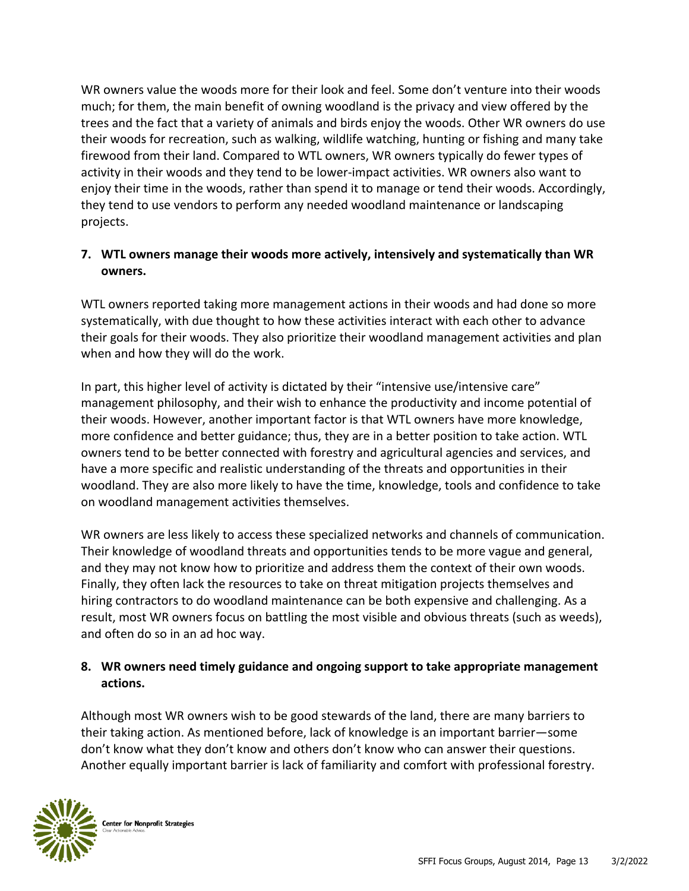WR owners value the woods more for their look and feel. Some don't venture into their woods much; for them, the main benefit of owning woodland is the privacy and view offered by the trees and the fact that a variety of animals and birds enjoy the woods. Other WR owners do use their woods for recreation, such as walking, wildlife watching, hunting or fishing and many take firewood from their land. Compared to WTL owners, WR owners typically do fewer types of activity in their woods and they tend to be lower-impact activities. WR owners also want to enjoy their time in the woods, rather than spend it to manage or tend their woods. Accordingly, they tend to use vendors to perform any needed woodland maintenance or landscaping projects.

7. **WTL owners manage their woods more actively, intensively and systematically than WR owners.**

WTL owners reported taking more management actions in their woods and had done so more systematically, with due thought to how these activities interact with each other to advance their goals for their woods. They also prioritize their woodland management activities and plan when and how they will do the work.

In part, this higher level of activity is dictated by their "intensive use/intensive care" management philosophy, and their wish to enhance the productivity and income potential of their woods. However, another important factor is that WTL owners have more knowledge, more confidence and better guidance; thus, they are in a better position to take action. WTL owners tend to be better connected with forestry and agricultural agencies and services, and have a more specific and realistic understanding of the threats and opportunities in their woodland. They are also more likely to have the time, knowledge, tools and confidence to take on woodland management activities themselves.

WR owners are less likely to access these specialized networks and channels of communication. Their knowledge of woodland threats and opportunities tends to be more vague and general, and they may not know how to prioritize and address them the context of their own woods. Finally, they often lack the resources to take on threat mitigation projects themselves and hiring contractors to do woodland maintenance can be both expensive and challenging. As a result, most WR owners focus on battling the most visible and obvious threats (such as weeds), and often do so in an ad hoc way.

8. **WR owners need timely guidance and ongoing support to take appropriate management actions.**

Although most WR owners wish to be good stewards of the land, there are many barriers to their taking action. As mentioned before, lack of knowledge is an important barrier—some don't know what they don't know and others don't know who can answer their questions. Another equally important barrier is lack of familiarity and comfort with professional forestry.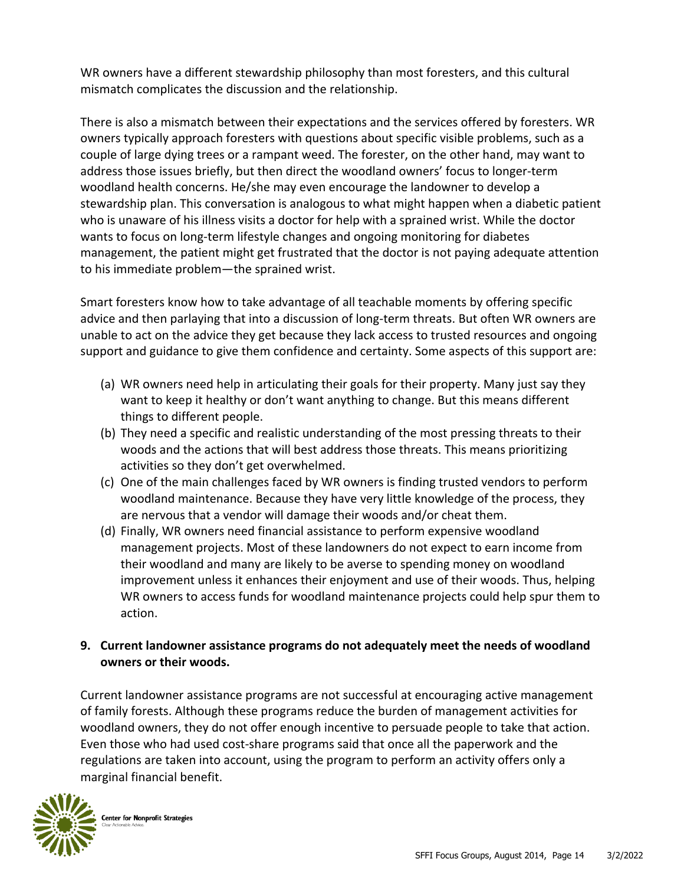WR owners have a different stewardship philosophy than most foresters, and this cultural mismatch complicates the discussion and the relationship.

There is also a mismatch between their expectations and the services offered by foresters. WR owners typically approach foresters with questions about specific visible problems, such as a couple of large dying trees or a rampant weed. The forester, on the other hand, may want to address those issues briefly, but then direct the woodland owners' focus to longer-term woodland health concerns. He/she may even encourage the landowner to develop a stewardship plan. This conversation is analogous to what might happen when a diabetic patient who is unaware of his illness visits a doctor for help with a sprained wrist. While the doctor wants to focus on long-term lifestyle changes and ongoing monitoring for diabetes management, the patient might get frustrated that the doctor is not paying adequate attention to his immediate problem—the sprained wrist.

Smart foresters know how to take advantage of all teachable moments by offering specific advice and then parlaying that into a discussion of long-term threats. But often WR owners are unable to act on the advice they get because they lack access to trusted resources and ongoing support and guidance to give them confidence and certainty. Some aspects of this support are:

(a) WR owners need help in articulating their goals for their property. Many just say they want to keep it healthy or don't want anything to change. But this means different things to different people.

(b) They need a specific and realistic understanding of the most pressing threats to their woods and the actions that will best address those threats. This means prioritizing activities so they don't get overwhelmed.

(c) One of the main challenges faced by WR owners is finding trusted vendors to perform woodland maintenance. Because they have very little knowledge of the process, they are nervous that a vendor will damage their woods and/or cheat them.

(d) Finally, WR owners need financial assistance to perform expensive woodland management projects. Most of these landowners do not expect to earn income from their woodland and many are likely to be averse to spending money on woodland improvement unless it enhances their enjoyment and use of their woods. Thus, helping WR owners to access funds for woodland maintenance projects could help spur them to action.

**9. Current landowner assistance programs do not adequately meet the needs of woodland owners or their woods.**

Current landowner assistance programs are not successful at encouraging active management of family forests. Although these programs reduce the burden of management activities for woodland owners, they do not offer enough incentive to persuade people to take that action. Even those who had used cost-share programs said that once all the paperwork and the regulations are taken into account, using the program to perform an activity offers only a marginal financial benefit.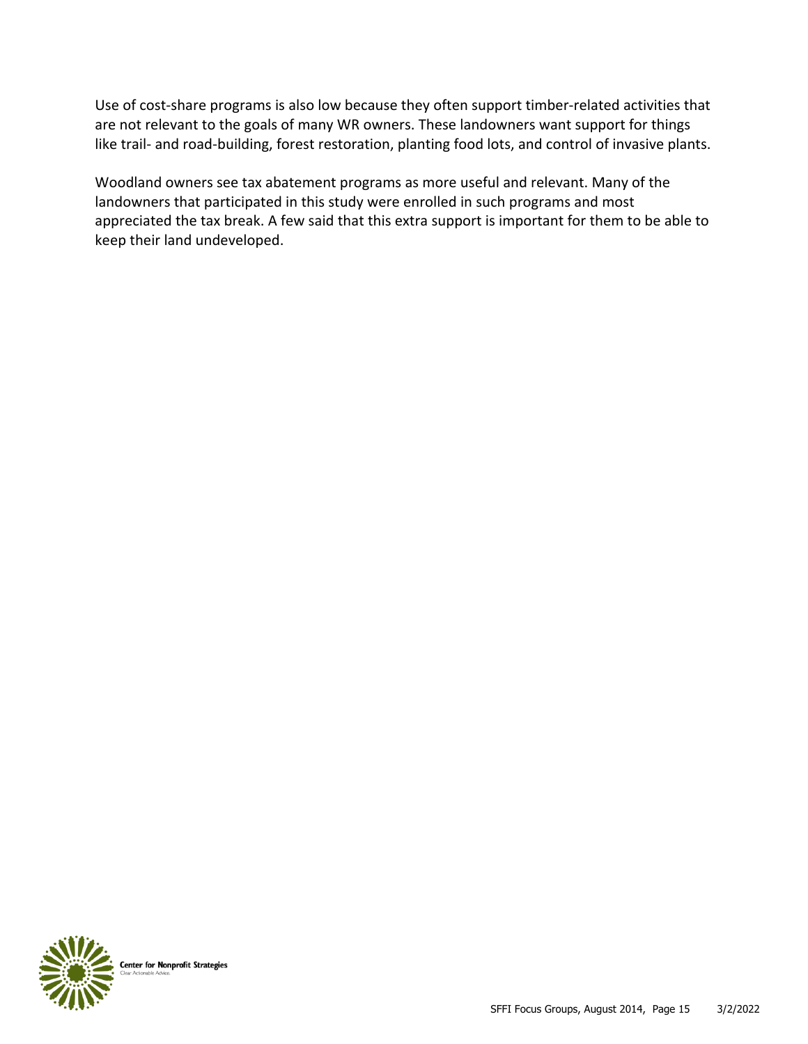Use of cost-share programs is also low because they often support timber-related activities that are not relevant to the goals of many WR owners. These landowners want support for things like trail- and road-building, forest restoration, planting food lots, and control of invasive plants.

Woodland owners see tax abatement programs as more useful and relevant. Many of the landowners that participated in this study were enrolled in such programs and most appreciated the tax break. A few said that this extra support is important for them to be able to keep their land undeveloped.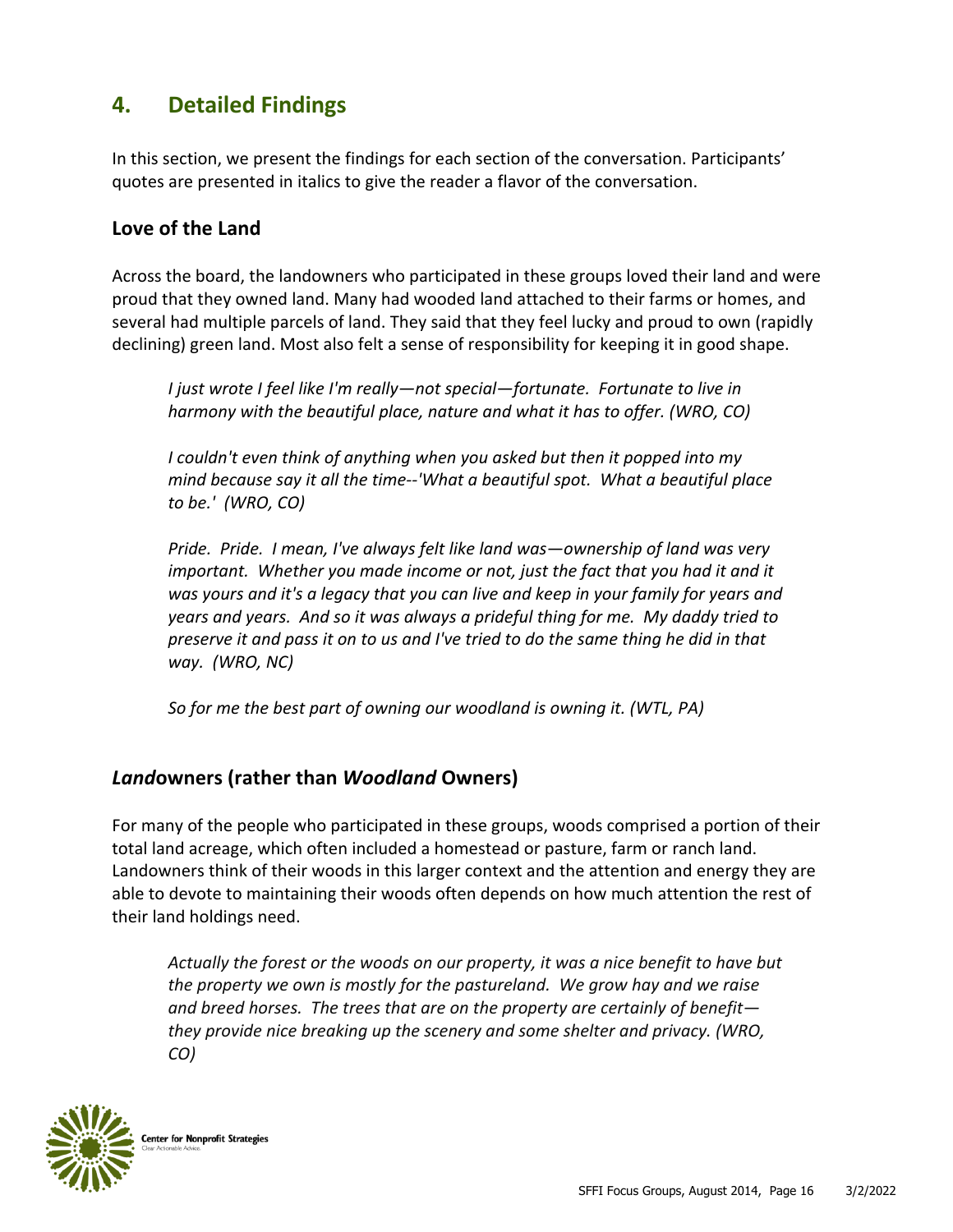## 4. Detailed Findings

In this section, we present the findings for each section of the conversation. Participants' quotes are presented in italics to give the reader a flavor of the conversation.

### Love of the Land

Across the board, the landowners who participated in these groups loved their land and were proud that they owned land. Many had wooded land attached to their farms or homes, and several had multiple parcels of land. They said that they feel lucky and proud to own (rapidly declining) green land. Most also felt a sense of responsibility for keeping it in good shape.

> *I just wrote I feel like I'm really—not special—fortunate. Fortunate to live in harmony with the beautiful place, nature and what it has to offer. (WRO, CO)*

> *I couldn't even think of anything when you asked but then it popped into my mind because say it all the time--'What a beautiful spot. What a beautiful place to be.' (WRO, CO)*

> *Pride. Pride. I mean, I've always felt like land was—ownership of land was very important. Whether you made income or not, just the fact that you had it and it was yours and it's a legacy that you can live and keep in your family for years and years and years. And so it was always a prideful thing for me. My daddy tried to preserve it and pass it on to us and I've tried to do the same thing he did in that way. (WRO, NC)*

> *So for me the best part of owning our woodland is owning it. (WTL, PA)*

### *Land*owners (rather than *Woodland* Owners)

For many of the people who participated in these groups, woods comprised a portion of their total land acreage, which often included a homestead or pasture, farm or ranch land. Landowners think of their woods in this larger context and the attention and energy they are able to devote to maintaining their woods often depends on how much attention the rest of their land holdings need.

> *Actually the forest or the woods on our property, it was a nice benefit to have but the property we own is mostly for the pastureland. We grow hay and we raise and breed horses. The trees that are on the property are certainly of benefit—they provide nice breaking up the scenery and some shelter and privacy. (WRO, CO)*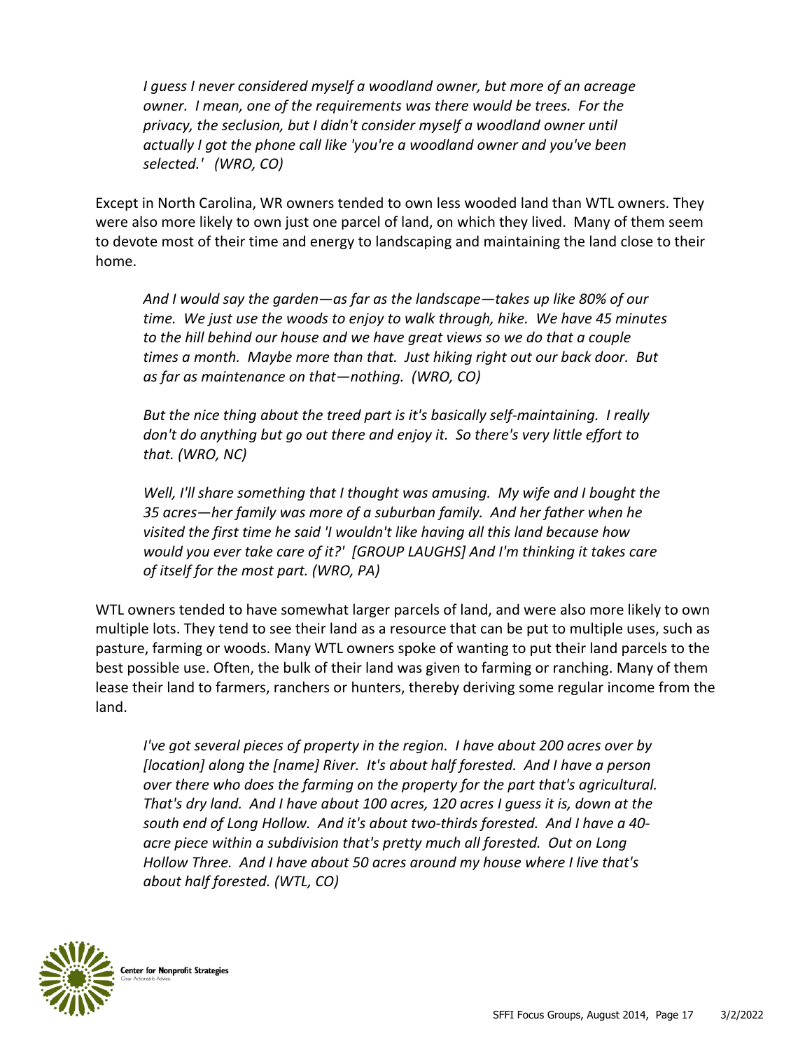*I guess I never considered myself a woodland owner, but more of an acreage owner. I mean, one of the requirements was there would be trees. For the privacy, the seclusion, but I didn't consider myself a woodland owner until actually I got the phone call like 'you're a woodland owner and you've been selected.' (WRO, CO)*

Except in North Carolina, WR owners tended to own less wooded land than WTL owners. They were also more likely to own just one parcel of land, on which they lived. Many of them seem to devote most of their time and energy to landscaping and maintaining the land close to their home.

*And I would say the garden—as far as the landscape—takes up like 80% of our time. We just use the woods to enjoy to walk through, hike. We have 45 minutes to the hill behind our house and we have great views so we do that a couple times a month. Maybe more than that. Just hiking right out our back door. But as far as maintenance on that—nothing. (WRO, CO)*

*But the nice thing about the treed part is it's basically self-maintaining. I really don't do anything but go out there and enjoy it. So there's very little effort to that. (WRO, NC)*

*Well, I'll share something that I thought was amusing. My wife and I bought the 35 acres—her family was more of a suburban family. And her father when he visited the first time he said 'I wouldn't like having all this land because how would you ever take care of it?' [GROUP LAUGHS] And I'm thinking it takes care of itself for the most part. (WRO, PA)*

WTL owners tended to have somewhat larger parcels of land, and were also more likely to own multiple lots. They tend to see their land as a resource that can be put to multiple uses, such as pasture, farming or woods. Many WTL owners spoke of wanting to put their land parcels to the best possible use. Often, the bulk of their land was given to farming or ranching. Many of them lease their land to farmers, ranchers or hunters, thereby deriving some regular income from the land.

*I've got several pieces of property in the region. I have about 200 acres over by [location] along the [name] River. It's about half forested. And I have a person over there who does the farming on the property for the part that's agricultural. That's dry land. And I have about 100 acres, 120 acres I guess it is, down at the south end of Long Hollow. And it's about two-thirds forested. And I have a 40-acre piece within a subdivision that's pretty much all forested. Out on Long Hollow Three. And I have about 50 acres around my house where I live that's about half forested. (WTL, CO)*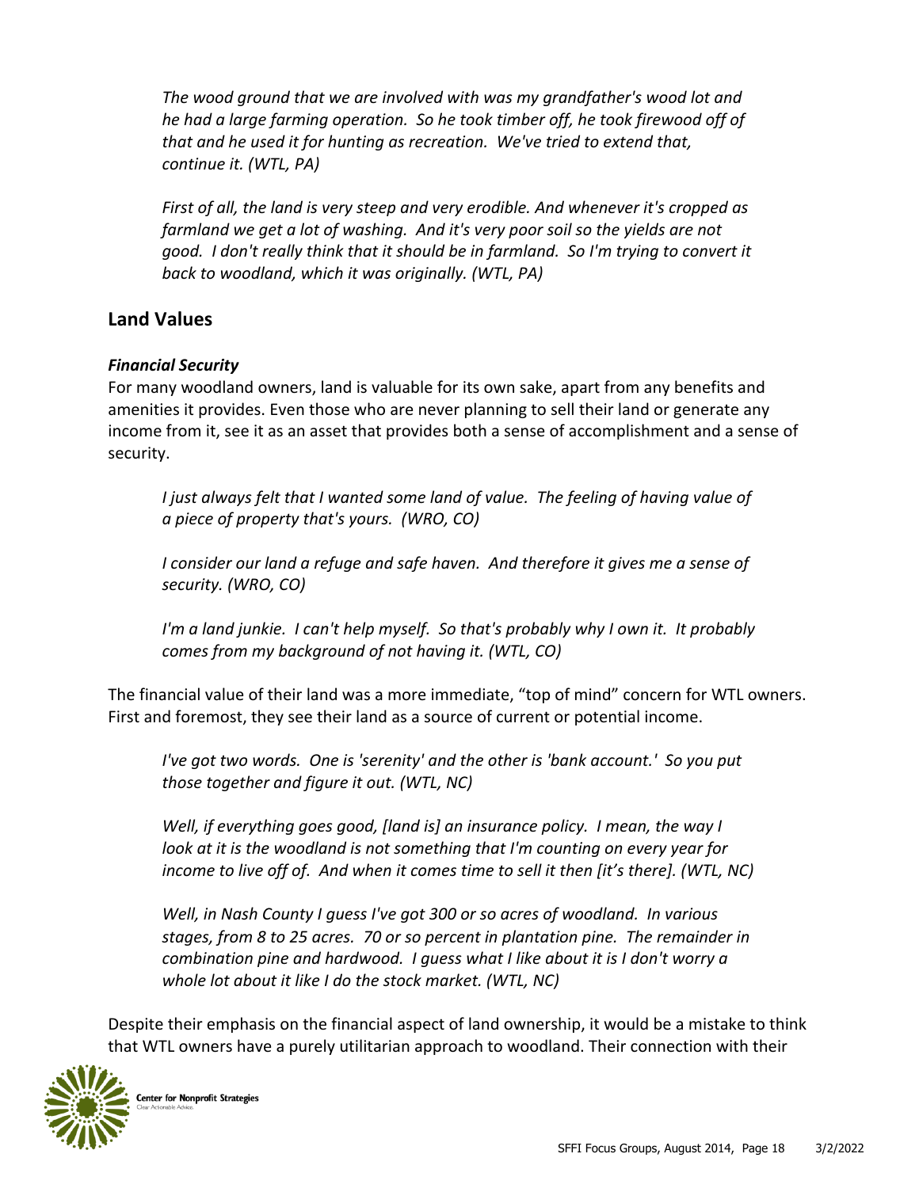*The wood ground that we are involved with was my grandfather's wood lot and he had a large farming operation. So he took timber off, he took firewood off of that and he used it for hunting as recreation. We've tried to extend that, continue it. (WTL, PA)*

*First of all, the land is very steep and very erodible. And whenever it's cropped as farmland we get a lot of washing. And it's very poor soil so the yields are not good. I don't really think that it should be in farmland. So I'm trying to convert it back to woodland, which it was originally. (WTL, PA)*

## Land Values

### *Financial Security*

For many woodland owners, land is valuable for its own sake, apart from any benefits and amenities it provides. Even those who are never planning to sell their land or generate any income from it, see it as an asset that provides both a sense of accomplishment and a sense of security.

*I just always felt that I wanted some land of value. The feeling of having value of a piece of property that's yours. (WRO, CO)*

*I consider our land a refuge and safe haven. And therefore it gives me a sense of security. (WRO, CO)*

*I'm a land junkie. I can't help myself. So that's probably why I own it. It probably comes from my background of not having it. (WTL, CO)*

The financial value of their land was a more immediate, "top of mind" concern for WTL owners. First and foremost, they see their land as a source of current or potential income.

*I've got two words. One is 'serenity' and the other is 'bank account.' So you put those together and figure it out. (WTL, NC)*

*Well, if everything goes good, [land is] an insurance policy. I mean, the way I look at it is the woodland is not something that I'm counting on every year for income to live off of. And when it comes time to sell it then [it's there]. (WTL, NC)*

*Well, in Nash County I guess I've got 300 or so acres of woodland. In various stages, from 8 to 25 acres. 70 or so percent in plantation pine. The remainder in combination pine and hardwood. I guess what I like about it is I don't worry a whole lot about it like I do the stock market. (WTL, NC)*

Despite their emphasis on the financial aspect of land ownership, it would be a mistake to think that WTL owners have a purely utilitarian approach to woodland. Their connection with their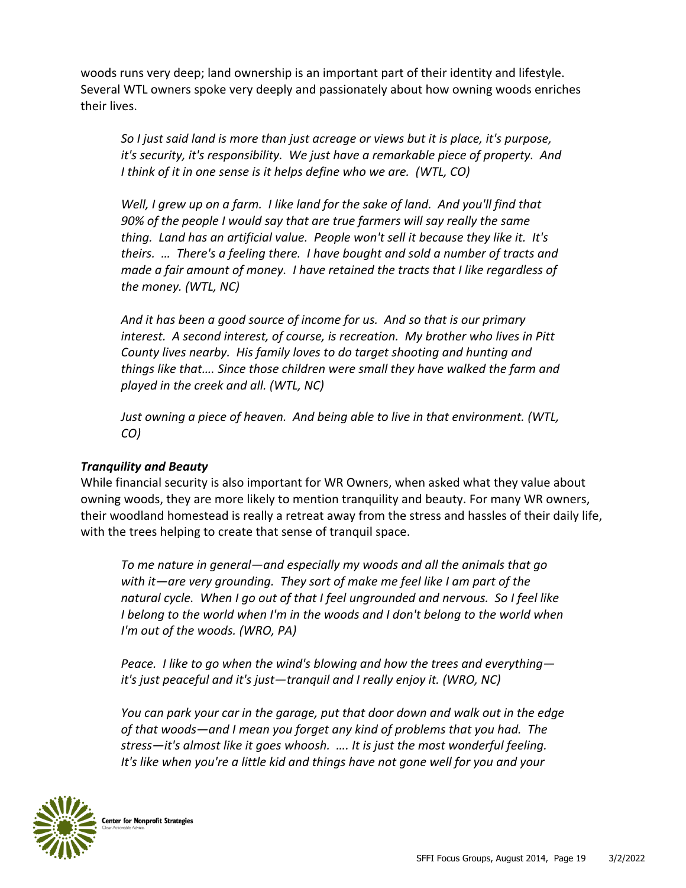woods runs very deep; land ownership is an important part of their identity and lifestyle. Several WTL owners spoke very deeply and passionately about how owning woods enriches their lives.

> *So I just said land is more than just acreage or views but it is place, it's purpose, it's security, it's responsibility. We just have a remarkable piece of property. And I think of it in one sense is it helps define who we are. (WTL, CO)*

> *Well, I grew up on a farm. I like land for the sake of land. And you'll find that 90% of the people I would say that are true farmers will say really the same thing. Land has an artificial value. People won't sell it because they like it. It's theirs. … There's a feeling there. I have bought and sold a number of tracts and made a fair amount of money. I have retained the tracts that I like regardless of the money. (WTL, NC)*

> *And it has been a good source of income for us. And so that is our primary interest. A second interest, of course, is recreation. My brother who lives in Pitt County lives nearby. His family loves to do target shooting and hunting and things like that…. Since those children were small they have walked the farm and played in the creek and all. (WTL, NC)*

> *Just owning a piece of heaven. And being able to live in that environment. (WTL, CO)*

***Tranquility and Beauty***

While financial security is also important for WR Owners, when asked what they value about owning woods, they are more likely to mention tranquility and beauty. For many WR owners, their woodland homestead is really a retreat away from the stress and hassles of their daily life, with the trees helping to create that sense of tranquil space.

> *To me nature in general—and especially my woods and all the animals that go with it—are very grounding. They sort of make me feel like I am part of the natural cycle. When I go out of that I feel ungrounded and nervous. So I feel like I belong to the world when I'm in the woods and I don't belong to the world when I'm out of the woods. (WRO, PA)*

> *Peace. I like to go when the wind's blowing and how the trees and everything—it's just peaceful and it's just—tranquil and I really enjoy it. (WRO, NC)*

> *You can park your car in the garage, put that door down and walk out in the edge of that woods—and I mean you forget any kind of problems that you had. The stress—it's almost like it goes whoosh. …. It is just the most wonderful feeling. It's like when you're a little kid and things have not gone well for you and your*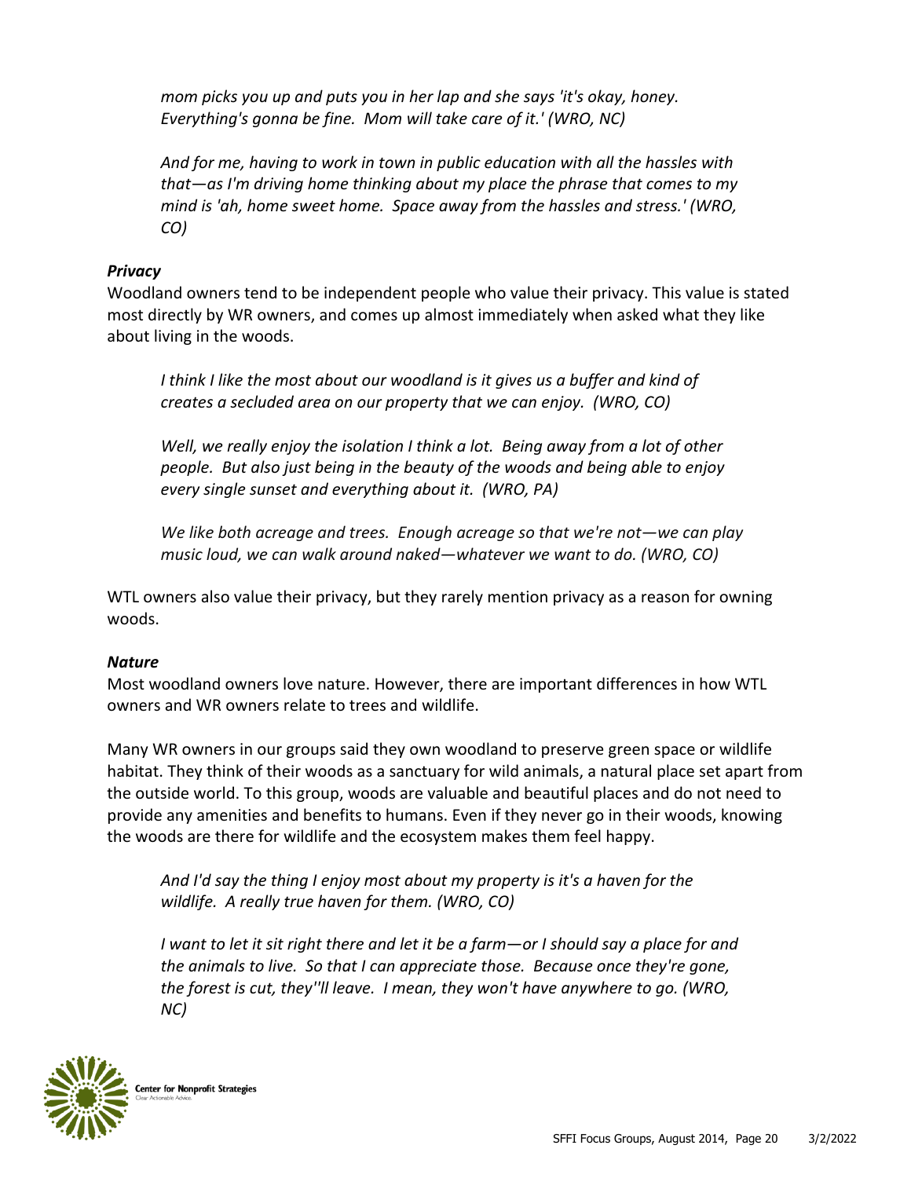*mom picks you up and puts you in her lap and she says 'it's okay, honey. Everything's gonna be fine. Mom will take care of it.' (WRO, NC)*

*And for me, having to work in town in public education with all the hassles with that—as I'm driving home thinking about my place the phrase that comes to my mind is 'ah, home sweet home. Space away from the hassles and stress.' (WRO, CO)*

### *Privacy*

Woodland owners tend to be independent people who value their privacy. This value is stated most directly by WR owners, and comes up almost immediately when asked what they like about living in the woods.

*I think I like the most about our woodland is it gives us a buffer and kind of creates a secluded area on our property that we can enjoy. (WRO, CO)*

*Well, we really enjoy the isolation I think a lot. Being away from a lot of other people. But also just being in the beauty of the woods and being able to enjoy every single sunset and everything about it. (WRO, PA)*

*We like both acreage and trees. Enough acreage so that we're not—we can play music loud, we can walk around naked—whatever we want to do. (WRO, CO)*

WTL owners also value their privacy, but they rarely mention privacy as a reason for owning woods.

### *Nature*

Most woodland owners love nature. However, there are important differences in how WTL owners and WR owners relate to trees and wildlife.

Many WR owners in our groups said they own woodland to preserve green space or wildlife habitat. They think of their woods as a sanctuary for wild animals, a natural place set apart from the outside world. To this group, woods are valuable and beautiful places and do not need to provide any amenities and benefits to humans. Even if they never go in their woods, knowing the woods are there for wildlife and the ecosystem makes them feel happy.

*And I'd say the thing I enjoy most about my property is it's a haven for the wildlife. A really true haven for them. (WRO, CO)*

*I want to let it sit right there and let it be a farm—or I should say a place for and the animals to live. So that I can appreciate those. Because once they're gone, the forest is cut, they''ll leave. I mean, they won't have anywhere to go. (WRO, NC)*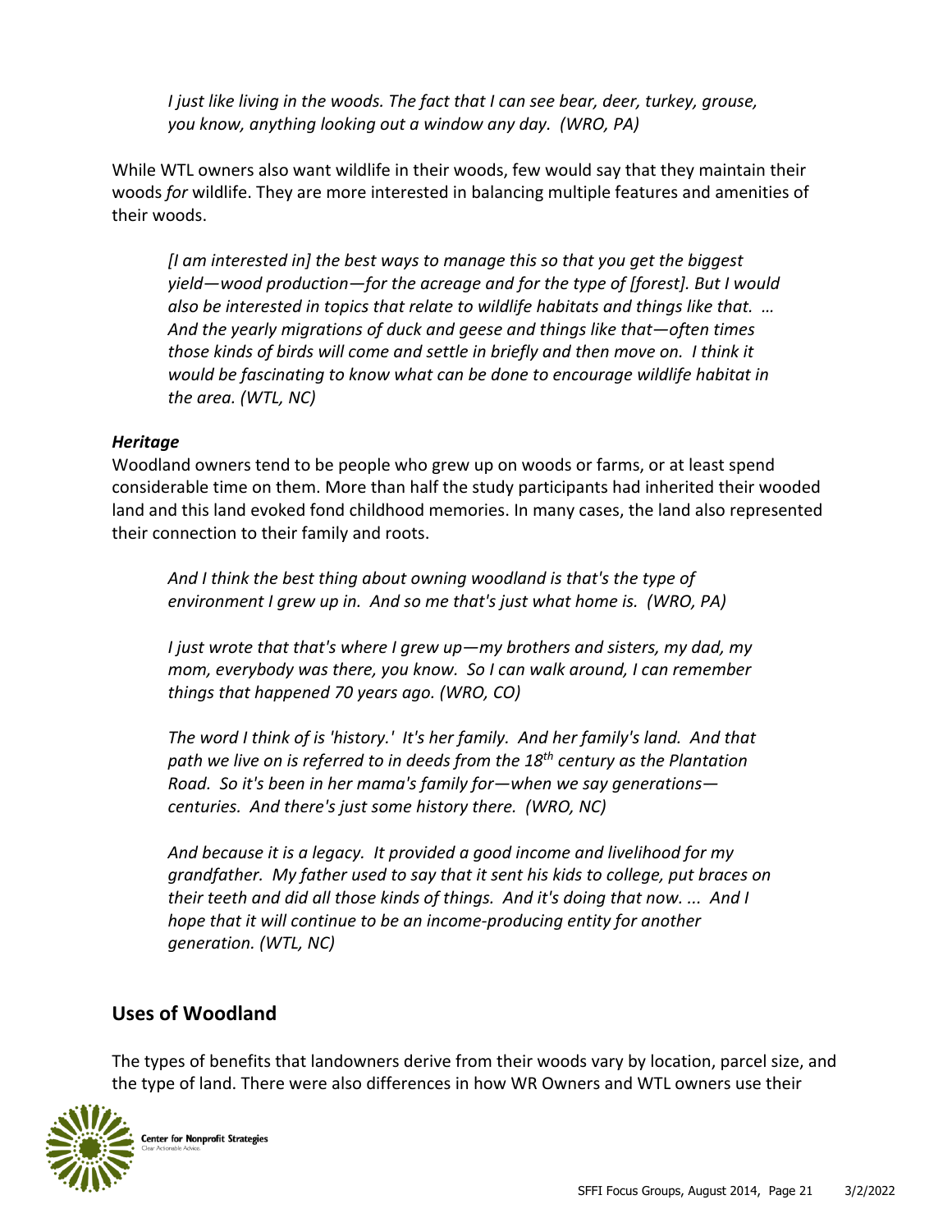*I just like living in the woods. The fact that I can see bear, deer, turkey, grouse, you know, anything looking out a window any day. (WRO, PA)*

While WTL owners also want wildlife in their woods, few would say that they maintain their woods *for* wildlife. They are more interested in balancing multiple features and amenities of their woods.

> *[I am interested in] the best ways to manage this so that you get the biggest yield—wood production—for the acreage and for the type of [forest]. But I would also be interested in topics that relate to wildlife habitats and things like that. … And the yearly migrations of duck and geese and things like that—often times those kinds of birds will come and settle in briefly and then move on. I think it would be fascinating to know what can be done to encourage wildlife habitat in the area. (WTL, NC)*

### *Heritage*

Woodland owners tend to be people who grew up on woods or farms, or at least spend considerable time on them. More than half the study participants had inherited their wooded land and this land evoked fond childhood memories. In many cases, the land also represented their connection to their family and roots.

> *And I think the best thing about owning woodland is that's the type of environment I grew up in. And so me that's just what home is. (WRO, PA)*

> *I just wrote that that's where I grew up—my brothers and sisters, my dad, my mom, everybody was there, you know. So I can walk around, I can remember things that happened 70 years ago. (WRO, CO)*

> *The word I think of is 'history.' It's her family. And her family's land. And that path we live on is referred to in deeds from the 18th century as the Plantation Road. So it's been in her mama's family for—when we say generations—centuries. And there's just some history there. (WRO, NC)*

> *And because it is a legacy. It provided a good income and livelihood for my grandfather. My father used to say that it sent his kids to college, put braces on their teeth and did all those kinds of things. And it's doing that now. ... And I hope that it will continue to be an income-producing entity for another generation. (WTL, NC)*

## Uses of Woodland

The types of benefits that landowners derive from their woods vary by location, parcel size, and the type of land. There were also differences in how WR Owners and WTL owners use their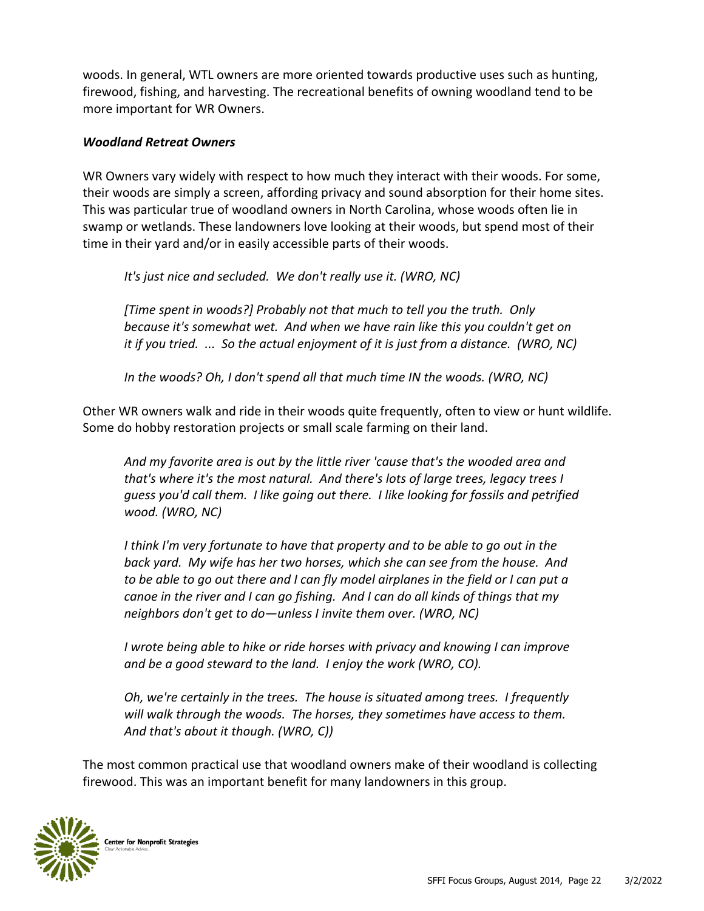woods. In general, WTL owners are more oriented towards productive uses such as hunting, firewood, fishing, and harvesting. The recreational benefits of owning woodland tend to be more important for WR Owners.

***Woodland Retreat Owners***

WR Owners vary widely with respect to how much they interact with their woods. For some, their woods are simply a screen, affording privacy and sound absorption for their home sites. This was particular true of woodland owners in North Carolina, whose woods often lie in swamp or wetlands. These landowners love looking at their woods, but spend most of their time in their yard and/or in easily accessible parts of their woods.

> *It's just nice and secluded. We don't really use it. (WRO, NC)*
>
> *[Time spent in woods?] Probably not that much to tell you the truth. Only because it's somewhat wet. And when we have rain like this you couldn't get on it if you tried. ... So the actual enjoyment of it is just from a distance. (WRO, NC)*
>
> *In the woods? Oh, I don't spend all that much time IN the woods. (WRO, NC)*

Other WR owners walk and ride in their woods quite frequently, often to view or hunt wildlife. Some do hobby restoration projects or small scale farming on their land.

> *And my favorite area is out by the little river 'cause that's the wooded area and that's where it's the most natural. And there's lots of large trees, legacy trees I guess you'd call them. I like going out there. I like looking for fossils and petrified wood. (WRO, NC)*
>
> *I think I'm very fortunate to have that property and to be able to go out in the back yard. My wife has her two horses, which she can see from the house. And to be able to go out there and I can fly model airplanes in the field or I can put a canoe in the river and I can go fishing. And I can do all kinds of things that my neighbors don't get to do—unless I invite them over. (WRO, NC)*
>
> *I wrote being able to hike or ride horses with privacy and knowing I can improve and be a good steward to the land. I enjoy the work (WRO, CO).*
>
> *Oh, we're certainly in the trees. The house is situated among trees. I frequently will walk through the woods. The horses, they sometimes have access to them. And that's about it though. (WRO, C))*

The most common practical use that woodland owners make of their woodland is collecting firewood. This was an important benefit for many landowners in this group.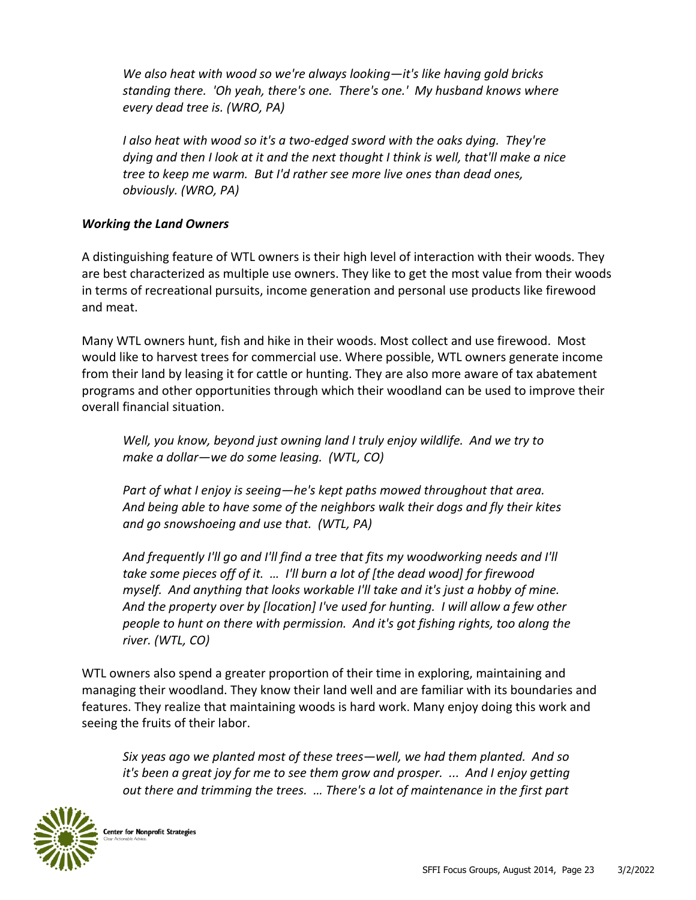*We also heat with wood so we're always looking—it's like having gold bricks standing there. 'Oh yeah, there's one. There's one.' My husband knows where every dead tree is. (WRO, PA)*

*I also heat with wood so it's a two-edged sword with the oaks dying. They're dying and then I look at it and the next thought I think is well, that'll make a nice tree to keep me warm. But I'd rather see more live ones than dead ones, obviously. (WRO, PA)*

### ***Working the Land Owners***

A distinguishing feature of WTL owners is their high level of interaction with their woods. They are best characterized as multiple use owners. They like to get the most value from their woods in terms of recreational pursuits, income generation and personal use products like firewood and meat.

Many WTL owners hunt, fish and hike in their woods. Most collect and use firewood. Most would like to harvest trees for commercial use. Where possible, WTL owners generate income from their land by leasing it for cattle or hunting. They are also more aware of tax abatement programs and other opportunities through which their woodland can be used to improve their overall financial situation.

*Well, you know, beyond just owning land I truly enjoy wildlife. And we try to make a dollar—we do some leasing. (WTL, CO)*

*Part of what I enjoy is seeing—he's kept paths mowed throughout that area. And being able to have some of the neighbors walk their dogs and fly their kites and go snowshoeing and use that. (WTL, PA)*

*And frequently I'll go and I'll find a tree that fits my woodworking needs and I'll take some pieces off of it. … I'll burn a lot of [the dead wood] for firewood myself. And anything that looks workable I'll take and it's just a hobby of mine. And the property over by [location] I've used for hunting. I will allow a few other people to hunt on there with permission. And it's got fishing rights, too along the river. (WTL, CO)*

WTL owners also spend a greater proportion of their time in exploring, maintaining and managing their woodland. They know their land well and are familiar with its boundaries and features. They realize that maintaining woods is hard work. Many enjoy doing this work and seeing the fruits of their labor.

*Six yeas ago we planted most of these trees—well, we had them planted. And so it's been a great joy for me to see them grow and prosper. ... And I enjoy getting out there and trimming the trees. … There's a lot of maintenance in the first part*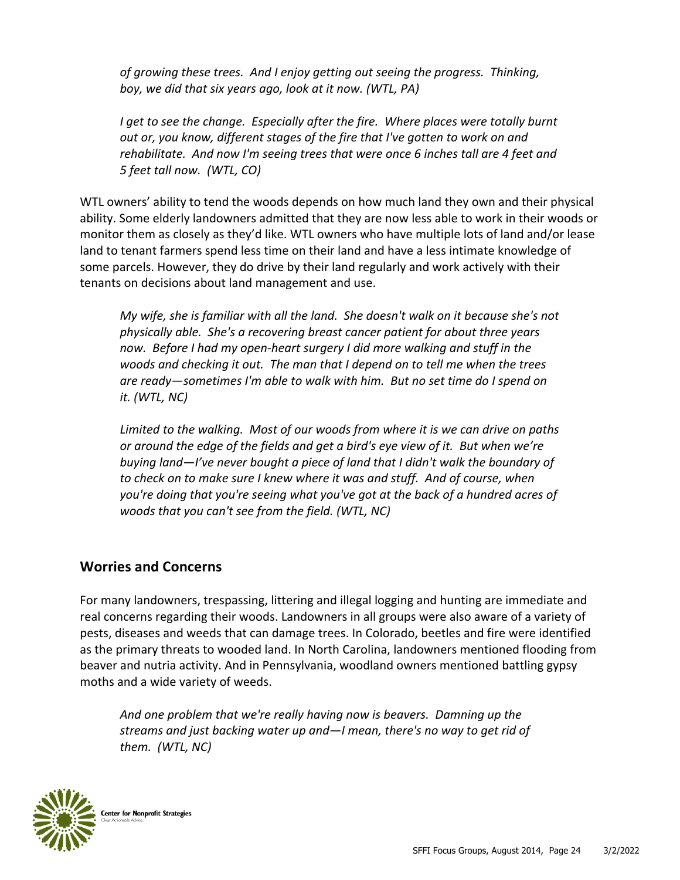*of growing these trees. And I enjoy getting out seeing the progress. Thinking, boy, we did that six years ago, look at it now. (WTL, PA)*

*I get to see the change. Especially after the fire. Where places were totally burnt out or, you know, different stages of the fire that I've gotten to work on and rehabilitate. And now I'm seeing trees that were once 6 inches tall are 4 feet and 5 feet tall now. (WTL, CO)*

WTL owners' ability to tend the woods depends on how much land they own and their physical ability. Some elderly landowners admitted that they are now less able to work in their woods or monitor them as closely as they'd like. WTL owners who have multiple lots of land and/or lease land to tenant farmers spend less time on their land and have a less intimate knowledge of some parcels. However, they do drive by their land regularly and work actively with their tenants on decisions about land management and use.

*My wife, she is familiar with all the land. She doesn't walk on it because she's not physically able. She's a recovering breast cancer patient for about three years now. Before I had my open-heart surgery I did more walking and stuff in the woods and checking it out. The man that I depend on to tell me when the trees are ready—sometimes I'm able to walk with him. But no set time do I spend on it. (WTL, NC)*

*Limited to the walking. Most of our woods from where it is we can drive on paths or around the edge of the fields and get a bird's eye view of it. But when we're buying land—I've never bought a piece of land that I didn't walk the boundary of to check on to make sure I knew where it was and stuff. And of course, when you're doing that you're seeing what you've got at the back of a hundred acres of woods that you can't see from the field. (WTL, NC)*

## Worries and Concerns

For many landowners, trespassing, littering and illegal logging and hunting are immediate and real concerns regarding their woods. Landowners in all groups were also aware of a variety of pests, diseases and weeds that can damage trees. In Colorado, beetles and fire were identified as the primary threats to wooded land. In North Carolina, landowners mentioned flooding from beaver and nutria activity. And in Pennsylvania, woodland owners mentioned battling gypsy moths and a wide variety of weeds.

*And one problem that we're really having now is beavers. Damning up the streams and just backing water up and—I mean, there's no way to get rid of them. (WTL, NC)*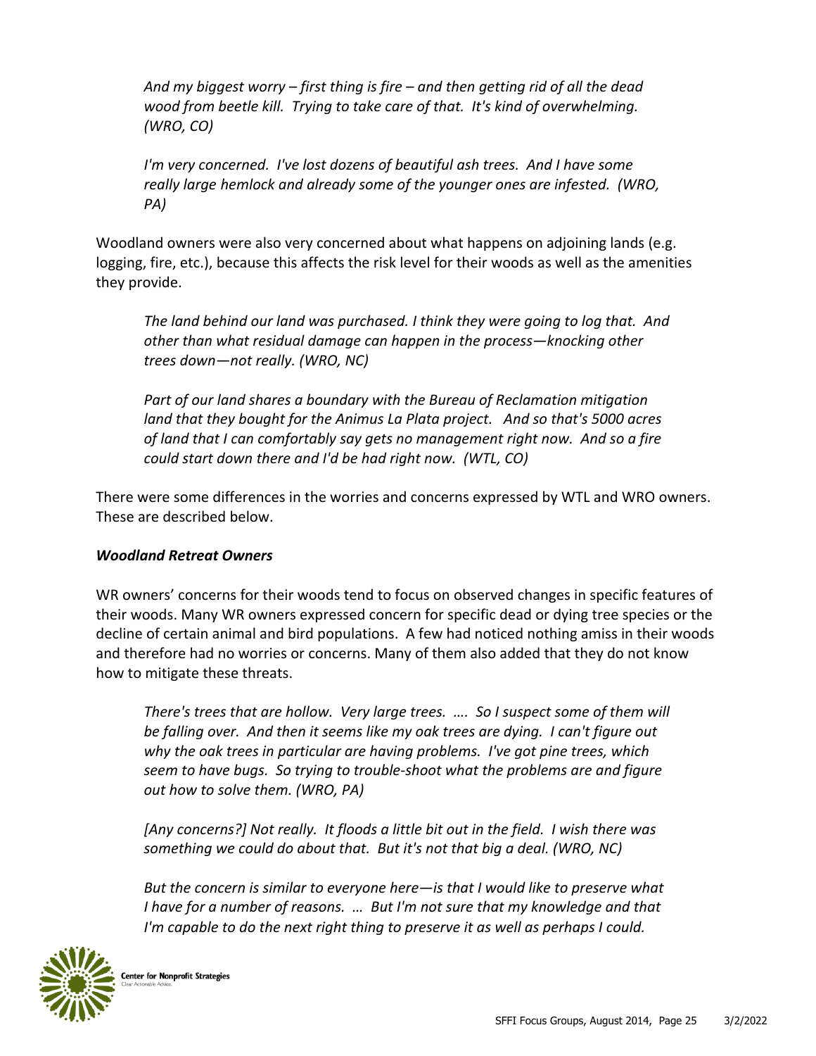*And my biggest worry – first thing is fire – and then getting rid of all the dead wood from beetle kill. Trying to take care of that. It's kind of overwhelming. (WRO, CO)*

*I'm very concerned. I've lost dozens of beautiful ash trees. And I have some really large hemlock and already some of the younger ones are infested. (WRO, PA)*

Woodland owners were also very concerned about what happens on adjoining lands (e.g. logging, fire, etc.), because this affects the risk level for their woods as well as the amenities they provide.

*The land behind our land was purchased. I think they were going to log that. And other than what residual damage can happen in the process—knocking other trees down—not really. (WRO, NC)*

*Part of our land shares a boundary with the Bureau of Reclamation mitigation land that they bought for the Animus La Plata project. And so that's 5000 acres of land that I can comfortably say gets no management right now. And so a fire could start down there and I'd be had right now. (WTL, CO)*

There were some differences in the worries and concerns expressed by WTL and WRO owners. These are described below.

***Woodland Retreat Owners***

WR owners' concerns for their woods tend to focus on observed changes in specific features of their woods. Many WR owners expressed concern for specific dead or dying tree species or the decline of certain animal and bird populations. A few had noticed nothing amiss in their woods and therefore had no worries or concerns. Many of them also added that they do not know how to mitigate these threats.

*There's trees that are hollow. Very large trees. …. So I suspect some of them will be falling over. And then it seems like my oak trees are dying. I can't figure out why the oak trees in particular are having problems. I've got pine trees, which seem to have bugs. So trying to trouble-shoot what the problems are and figure out how to solve them. (WRO, PA)*

*[Any concerns?] Not really. It floods a little bit out in the field. I wish there was something we could do about that. But it's not that big a deal. (WRO, NC)*

*But the concern is similar to everyone here—is that I would like to preserve what I have for a number of reasons. … But I'm not sure that my knowledge and that I'm capable to do the next right thing to preserve it as well as perhaps I could.*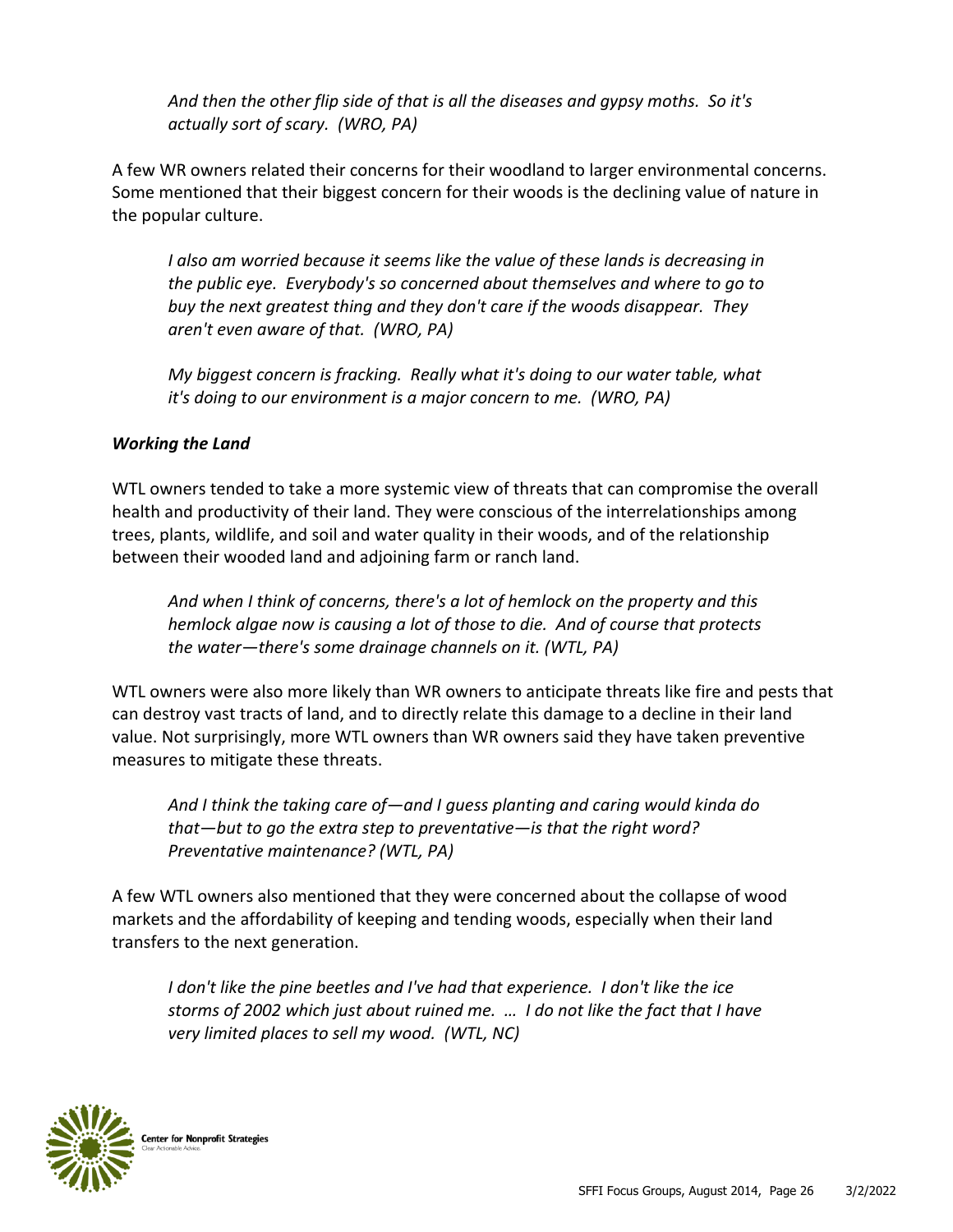*And then the other flip side of that is all the diseases and gypsy moths. So it's actually sort of scary. (WRO, PA)*

A few WR owners related their concerns for their woodland to larger environmental concerns. Some mentioned that their biggest concern for their woods is the declining value of nature in the popular culture.

*I also am worried because it seems like the value of these lands is decreasing in the public eye. Everybody's so concerned about themselves and where to go to buy the next greatest thing and they don't care if the woods disappear. They aren't even aware of that. (WRO, PA)*

*My biggest concern is fracking. Really what it's doing to our water table, what it's doing to our environment is a major concern to me. (WRO, PA)*

***Working the Land***

WTL owners tended to take a more systemic view of threats that can compromise the overall health and productivity of their land. They were conscious of the interrelationships among trees, plants, wildlife, and soil and water quality in their woods, and of the relationship between their wooded land and adjoining farm or ranch land.

*And when I think of concerns, there's a lot of hemlock on the property and this hemlock algae now is causing a lot of those to die. And of course that protects the water—there's some drainage channels on it. (WTL, PA)*

WTL owners were also more likely than WR owners to anticipate threats like fire and pests that can destroy vast tracts of land, and to directly relate this damage to a decline in their land value. Not surprisingly, more WTL owners than WR owners said they have taken preventive measures to mitigate these threats.

*And I think the taking care of—and I guess planting and caring would kinda do that—but to go the extra step to preventative—is that the right word? Preventative maintenance? (WTL, PA)*

A few WTL owners also mentioned that they were concerned about the collapse of wood markets and the affordability of keeping and tending woods, especially when their land transfers to the next generation.

*I don't like the pine beetles and I've had that experience. I don't like the ice storms of 2002 which just about ruined me. … I do not like the fact that I have very limited places to sell my wood. (WTL, NC)*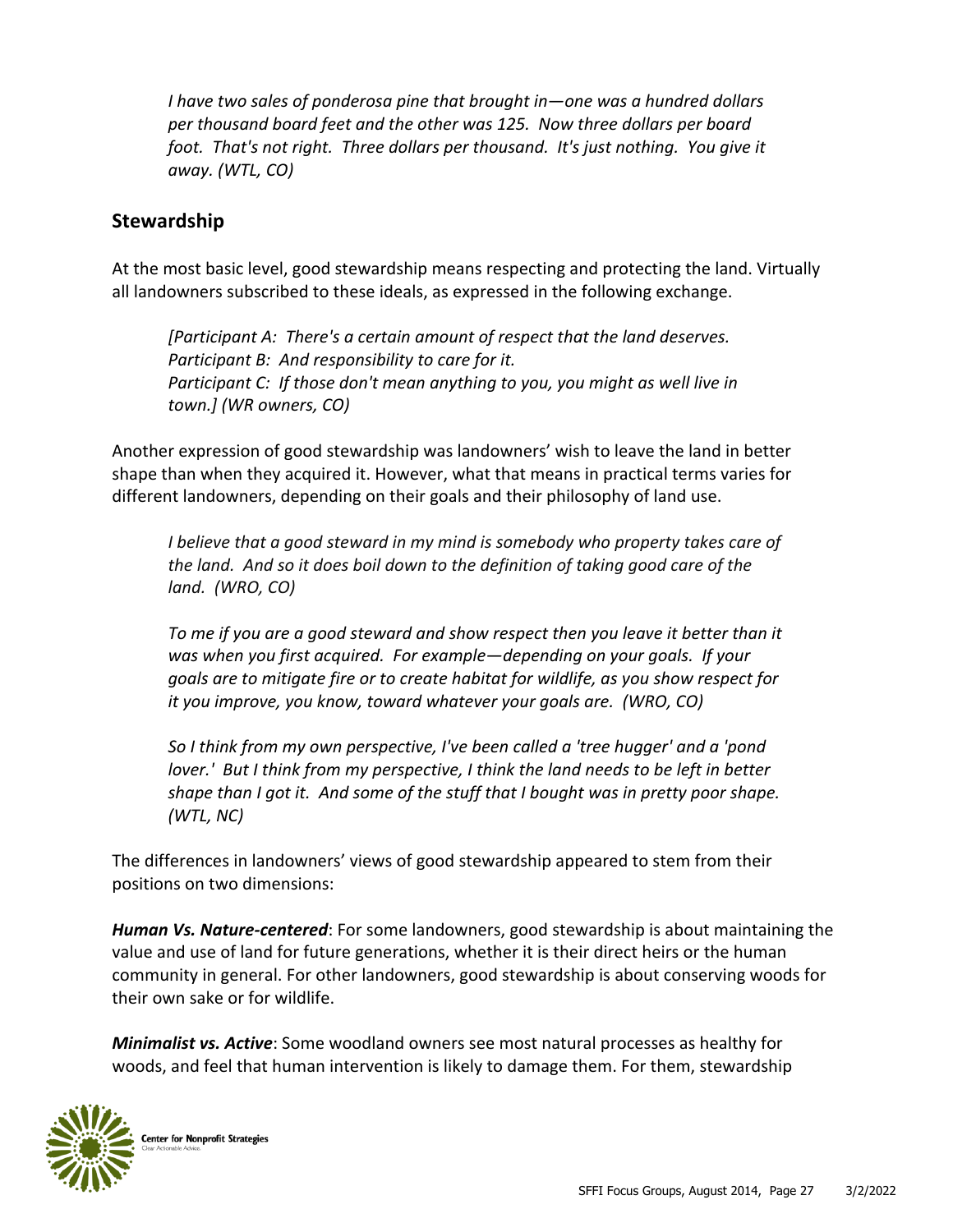*I have two sales of ponderosa pine that brought in—one was a hundred dollars per thousand board feet and the other was 125. Now three dollars per board foot. That's not right. Three dollars per thousand. It's just nothing. You give it away. (WTL, CO)*

## Stewardship

At the most basic level, good stewardship means respecting and protecting the land. Virtually all landowners subscribed to these ideals, as expressed in the following exchange.

> *[Participant A: There's a certain amount of respect that the land deserves.*
> *Participant B: And responsibility to care for it.*
> *Participant C: If those don't mean anything to you, you might as well live in town.] (WR owners, CO)*

Another expression of good stewardship was landowners' wish to leave the land in better shape than when they acquired it. However, what that means in practical terms varies for different landowners, depending on their goals and their philosophy of land use.

> *I believe that a good steward in my mind is somebody who property takes care of the land. And so it does boil down to the definition of taking good care of the land. (WRO, CO)*

> *To me if you are a good steward and show respect then you leave it better than it was when you first acquired. For example—depending on your goals. If your goals are to mitigate fire or to create habitat for wildlife, as you show respect for it you improve, you know, toward whatever your goals are. (WRO, CO)*

> *So I think from my own perspective, I've been called a 'tree hugger' and a 'pond lover.' But I think from my perspective, I think the land needs to be left in better shape than I got it. And some of the stuff that I bought was in pretty poor shape. (WTL, NC)*

The differences in landowners' views of good stewardship appeared to stem from their positions on two dimensions:

***Human Vs. Nature-centered***: For some landowners, good stewardship is about maintaining the value and use of land for future generations, whether it is their direct heirs or the human community in general. For other landowners, good stewardship is about conserving woods for their own sake or for wildlife.

***Minimalist vs. Active***: Some woodland owners see most natural processes as healthy for woods, and feel that human intervention is likely to damage them. For them, stewardship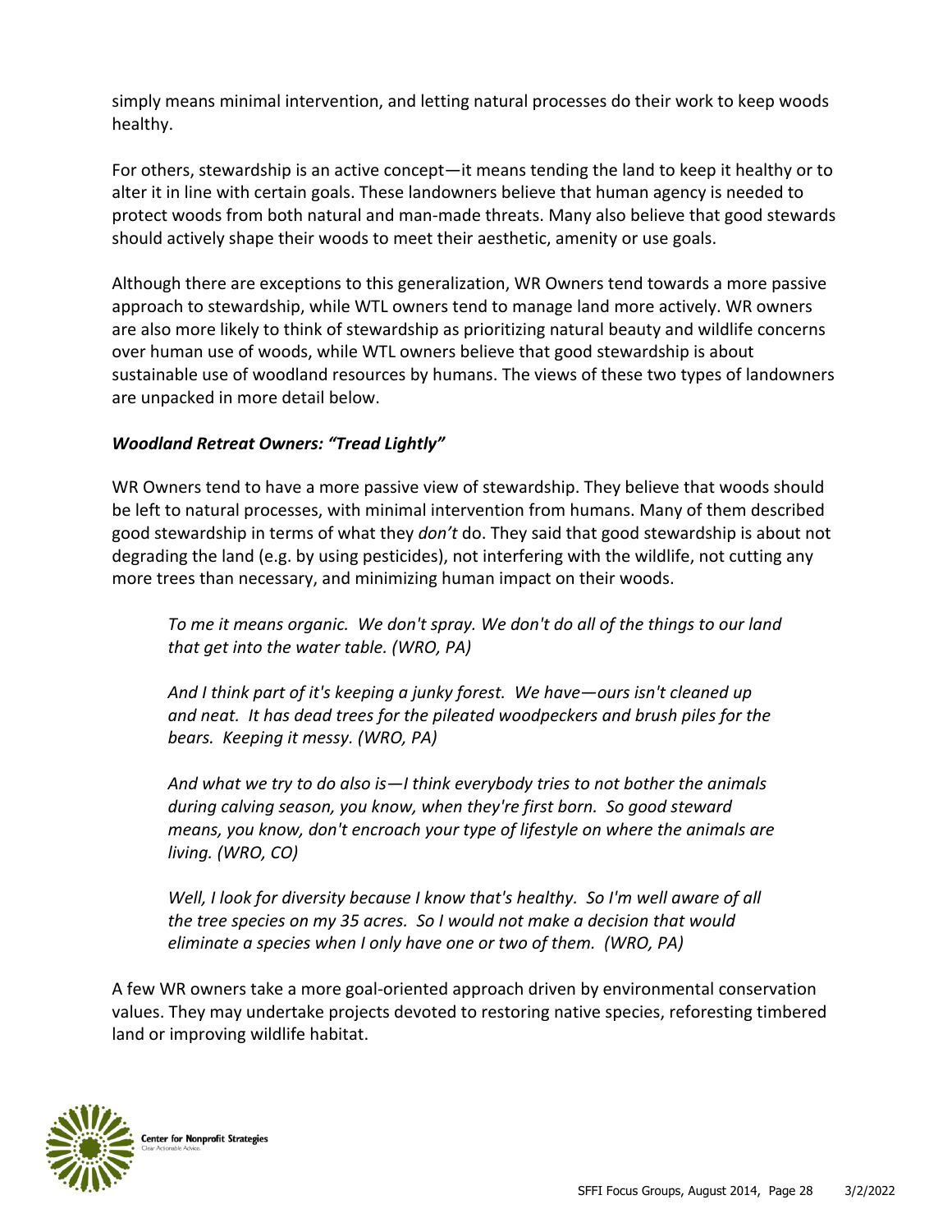simply means minimal intervention, and letting natural processes do their work to keep woods healthy.

For others, stewardship is an active concept—it means tending the land to keep it healthy or to alter it in line with certain goals. These landowners believe that human agency is needed to protect woods from both natural and man-made threats. Many also believe that good stewards should actively shape their woods to meet their aesthetic, amenity or use goals.

Although there are exceptions to this generalization, WR Owners tend towards a more passive approach to stewardship, while WTL owners tend to manage land more actively. WR owners are also more likely to think of stewardship as prioritizing natural beauty and wildlife concerns over human use of woods, while WTL owners believe that good stewardship is about sustainable use of woodland resources by humans. The views of these two types of landowners are unpacked in more detail below.

### *Woodland Retreat Owners: "Tread Lightly"*

WR Owners tend to have a more passive view of stewardship. They believe that woods should be left to natural processes, with minimal intervention from humans. Many of them described good stewardship in terms of what they *don't* do. They said that good stewardship is about not degrading the land (e.g. by using pesticides), not interfering with the wildlife, not cutting any more trees than necessary, and minimizing human impact on their woods.

> *To me it means organic. We don't spray. We don't do all of the things to our land that get into the water table. (WRO, PA)*

> *And I think part of it's keeping a junky forest. We have—ours isn't cleaned up and neat. It has dead trees for the pileated woodpeckers and brush piles for the bears. Keeping it messy. (WRO, PA)*

> *And what we try to do also is—I think everybody tries to not bother the animals during calving season, you know, when they're first born. So good steward means, you know, don't encroach your type of lifestyle on where the animals are living. (WRO, CO)*

> *Well, I look for diversity because I know that's healthy. So I'm well aware of all the tree species on my 35 acres. So I would not make a decision that would eliminate a species when I only have one or two of them. (WRO, PA)*

A few WR owners take a more goal-oriented approach driven by environmental conservation values. They may undertake projects devoted to restoring native species, reforesting timbered land or improving wildlife habitat.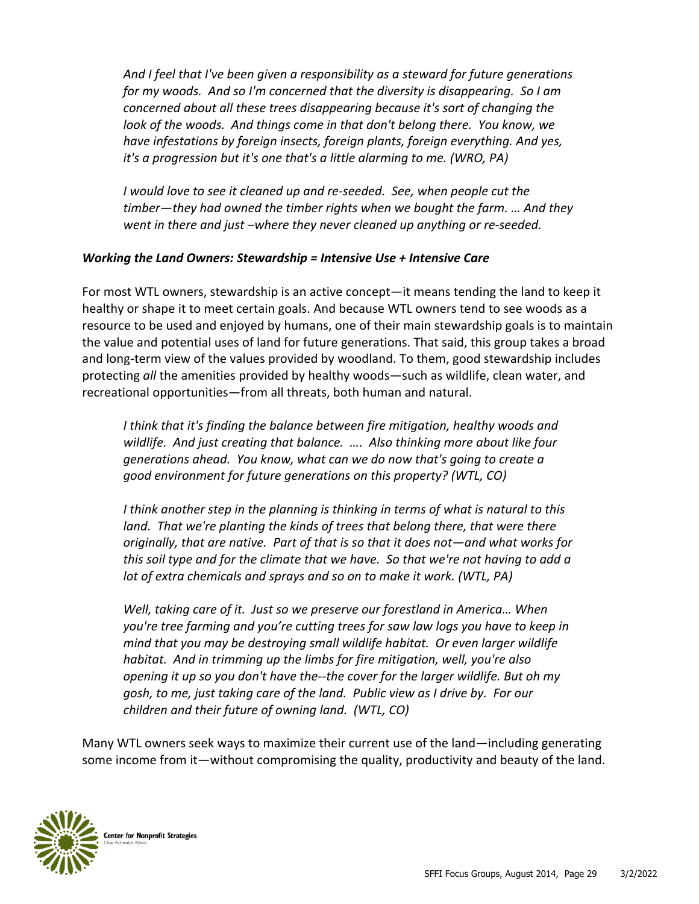*And I feel that I've been given a responsibility as a steward for future generations for my woods. And so I'm concerned that the diversity is disappearing. So I am concerned about all these trees disappearing because it's sort of changing the look of the woods. And things come in that don't belong there. You know, we have infestations by foreign insects, foreign plants, foreign everything. And yes, it's a progression but it's one that's a little alarming to me. (WRO, PA)*

*I would love to see it cleaned up and re-seeded. See, when people cut the timber—they had owned the timber rights when we bought the farm. … And they went in there and just –where they never cleaned up anything or re-seeded.*

***Working the Land Owners: Stewardship = Intensive Use + Intensive Care***

For most WTL owners, stewardship is an active concept—it means tending the land to keep it healthy or shape it to meet certain goals. And because WTL owners tend to see woods as a resource to be used and enjoyed by humans, one of their main stewardship goals is to maintain the value and potential uses of land for future generations. That said, this group takes a broad and long-term view of the values provided by woodland. To them, good stewardship includes protecting *all* the amenities provided by healthy woods—such as wildlife, clean water, and recreational opportunities—from all threats, both human and natural.

*I think that it's finding the balance between fire mitigation, healthy woods and wildlife. And just creating that balance. …. Also thinking more about like four generations ahead. You know, what can we do now that's going to create a good environment for future generations on this property? (WTL, CO)*

*I think another step in the planning is thinking in terms of what is natural to this land. That we're planting the kinds of trees that belong there, that were there originally, that are native. Part of that is so that it does not—and what works for this soil type and for the climate that we have. So that we're not having to add a lot of extra chemicals and sprays and so on to make it work. (WTL, PA)*

*Well, taking care of it. Just so we preserve our forestland in America… When you're tree farming and you're cutting trees for saw law logs you have to keep in mind that you may be destroying small wildlife habitat. Or even larger wildlife habitat. And in trimming up the limbs for fire mitigation, well, you're also opening it up so you don't have the--the cover for the larger wildlife. But oh my gosh, to me, just taking care of the land. Public view as I drive by. For our children and their future of owning land. (WTL, CO)*

Many WTL owners seek ways to maximize their current use of the land—including generating some income from it—without compromising the quality, productivity and beauty of the land.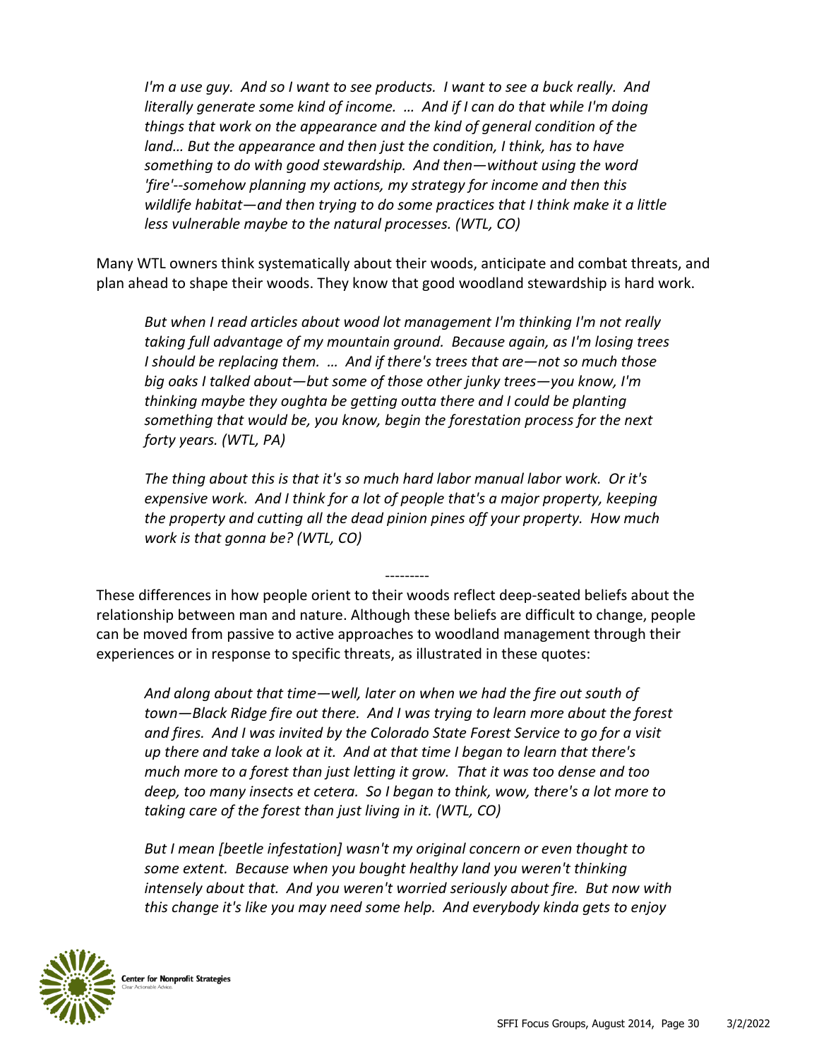*I'm a use guy. And so I want to see products. I want to see a buck really. And literally generate some kind of income. … And if I can do that while I'm doing things that work on the appearance and the kind of general condition of the land… But the appearance and then just the condition, I think, has to have something to do with good stewardship. And then—without using the word 'fire'--somehow planning my actions, my strategy for income and then this wildlife habitat—and then trying to do some practices that I think make it a little less vulnerable maybe to the natural processes. (WTL, CO)*

Many WTL owners think systematically about their woods, anticipate and combat threats, and plan ahead to shape their woods. They know that good woodland stewardship is hard work.

*But when I read articles about wood lot management I'm thinking I'm not really taking full advantage of my mountain ground. Because again, as I'm losing trees I should be replacing them. … And if there's trees that are—not so much those big oaks I talked about—but some of those other junky trees—you know, I'm thinking maybe they oughta be getting outta there and I could be planting something that would be, you know, begin the forestation process for the next forty years. (WTL, PA)*

*The thing about this is that it's so much hard labor manual labor work. Or it's expensive work. And I think for a lot of people that's a major property, keeping the property and cutting all the dead pinion pines off your property. How much work is that gonna be? (WTL, CO)*

---------

These differences in how people orient to their woods reflect deep-seated beliefs about the relationship between man and nature. Although these beliefs are difficult to change, people can be moved from passive to active approaches to woodland management through their experiences or in response to specific threats, as illustrated in these quotes:

*And along about that time—well, later on when we had the fire out south of town—Black Ridge fire out there. And I was trying to learn more about the forest and fires. And I was invited by the Colorado State Forest Service to go for a visit up there and take a look at it. And at that time I began to learn that there's much more to a forest than just letting it grow. That it was too dense and too deep, too many insects et cetera. So I began to think, wow, there's a lot more to taking care of the forest than just living in it. (WTL, CO)*

*But I mean [beetle infestation] wasn't my original concern or even thought to some extent. Because when you bought healthy land you weren't thinking intensely about that. And you weren't worried seriously about fire. But now with this change it's like you may need some help. And everybody kinda gets to enjoy*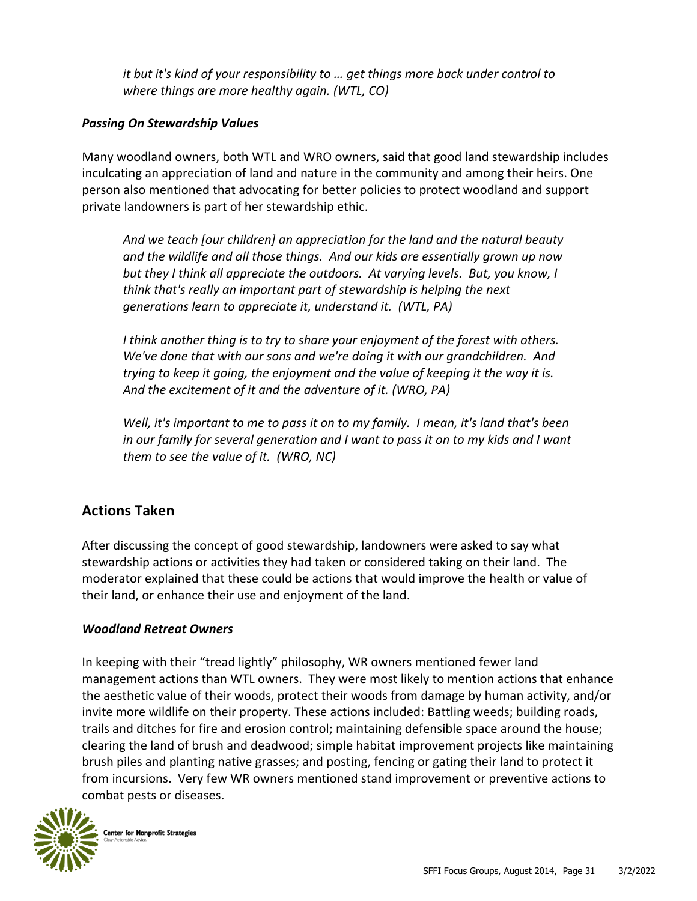*it but it's kind of your responsibility to … get things more back under control to where things are more healthy again. (WTL, CO)*

### *Passing On Stewardship Values*

Many woodland owners, both WTL and WRO owners, said that good land stewardship includes inculcating an appreciation of land and nature in the community and among their heirs. One person also mentioned that advocating for better policies to protect woodland and support private landowners is part of her stewardship ethic.

> *And we teach [our children] an appreciation for the land and the natural beauty and the wildlife and all those things. And our kids are essentially grown up now but they I think all appreciate the outdoors. At varying levels. But, you know, I think that's really an important part of stewardship is helping the next generations learn to appreciate it, understand it. (WTL, PA)*

> *I think another thing is to try to share your enjoyment of the forest with others. We've done that with our sons and we're doing it with our grandchildren. And trying to keep it going, the enjoyment and the value of keeping it the way it is. And the excitement of it and the adventure of it. (WRO, PA)*

> *Well, it's important to me to pass it on to my family. I mean, it's land that's been in our family for several generation and I want to pass it on to my kids and I want them to see the value of it. (WRO, NC)*

## Actions Taken

After discussing the concept of good stewardship, landowners were asked to say what stewardship actions or activities they had taken or considered taking on their land. The moderator explained that these could be actions that would improve the health or value of their land, or enhance their use and enjoyment of the land.

### *Woodland Retreat Owners*

In keeping with their "tread lightly" philosophy, WR owners mentioned fewer land management actions than WTL owners. They were most likely to mention actions that enhance the aesthetic value of their woods, protect their woods from damage by human activity, and/or invite more wildlife on their property. These actions included: Battling weeds; building roads, trails and ditches for fire and erosion control; maintaining defensible space around the house; clearing the land of brush and deadwood; simple habitat improvement projects like maintaining brush piles and planting native grasses; and posting, fencing or gating their land to protect it from incursions. Very few WR owners mentioned stand improvement or preventive actions to combat pests or diseases.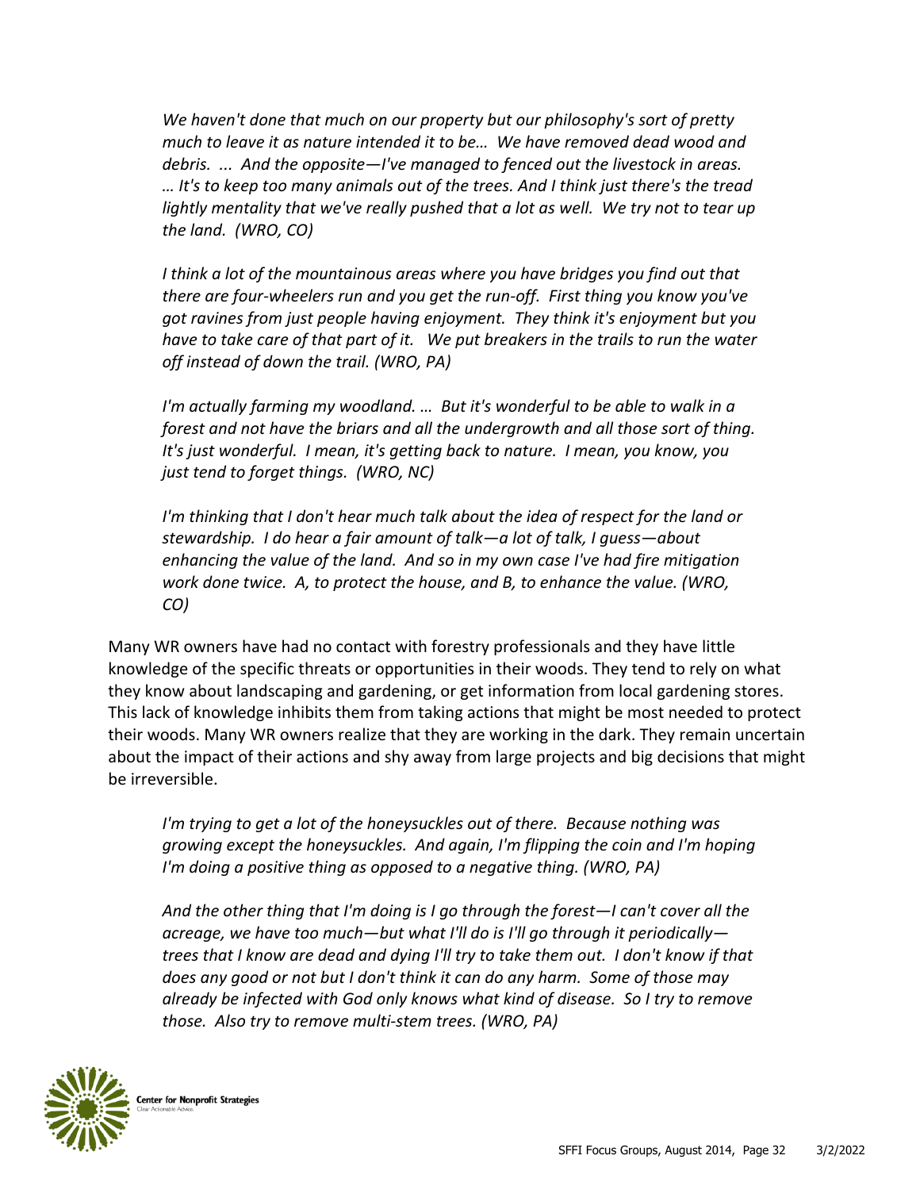*We haven't done that much on our property but our philosophy's sort of pretty much to leave it as nature intended it to be… We have removed dead wood and debris. ... And the opposite—I've managed to fenced out the livestock in areas. … It's to keep too many animals out of the trees. And I think just there's the tread lightly mentality that we've really pushed that a lot as well. We try not to tear up the land. (WRO, CO)*

*I think a lot of the mountainous areas where you have bridges you find out that there are four-wheelers run and you get the run-off. First thing you know you've got ravines from just people having enjoyment. They think it's enjoyment but you have to take care of that part of it. We put breakers in the trails to run the water off instead of down the trail. (WRO, PA)*

*I'm actually farming my woodland. … But it's wonderful to be able to walk in a forest and not have the briars and all the undergrowth and all those sort of thing. It's just wonderful. I mean, it's getting back to nature. I mean, you know, you just tend to forget things. (WRO, NC)*

*I'm thinking that I don't hear much talk about the idea of respect for the land or stewardship. I do hear a fair amount of talk—a lot of talk, I guess—about enhancing the value of the land. And so in my own case I've had fire mitigation work done twice. A, to protect the house, and B, to enhance the value. (WRO, CO)*

Many WR owners have had no contact with forestry professionals and they have little knowledge of the specific threats or opportunities in their woods. They tend to rely on what they know about landscaping and gardening, or get information from local gardening stores. This lack of knowledge inhibits them from taking actions that might be most needed to protect their woods. Many WR owners realize that they are working in the dark. They remain uncertain about the impact of their actions and shy away from large projects and big decisions that might be irreversible.

*I'm trying to get a lot of the honeysuckles out of there. Because nothing was growing except the honeysuckles. And again, I'm flipping the coin and I'm hoping I'm doing a positive thing as opposed to a negative thing. (WRO, PA)*

*And the other thing that I'm doing is I go through the forest—I can't cover all the acreage, we have too much—but what I'll do is I'll go through it periodically—trees that I know are dead and dying I'll try to take them out. I don't know if that does any good or not but I don't think it can do any harm. Some of those may already be infected with God only knows what kind of disease. So I try to remove those. Also try to remove multi-stem trees. (WRO, PA)*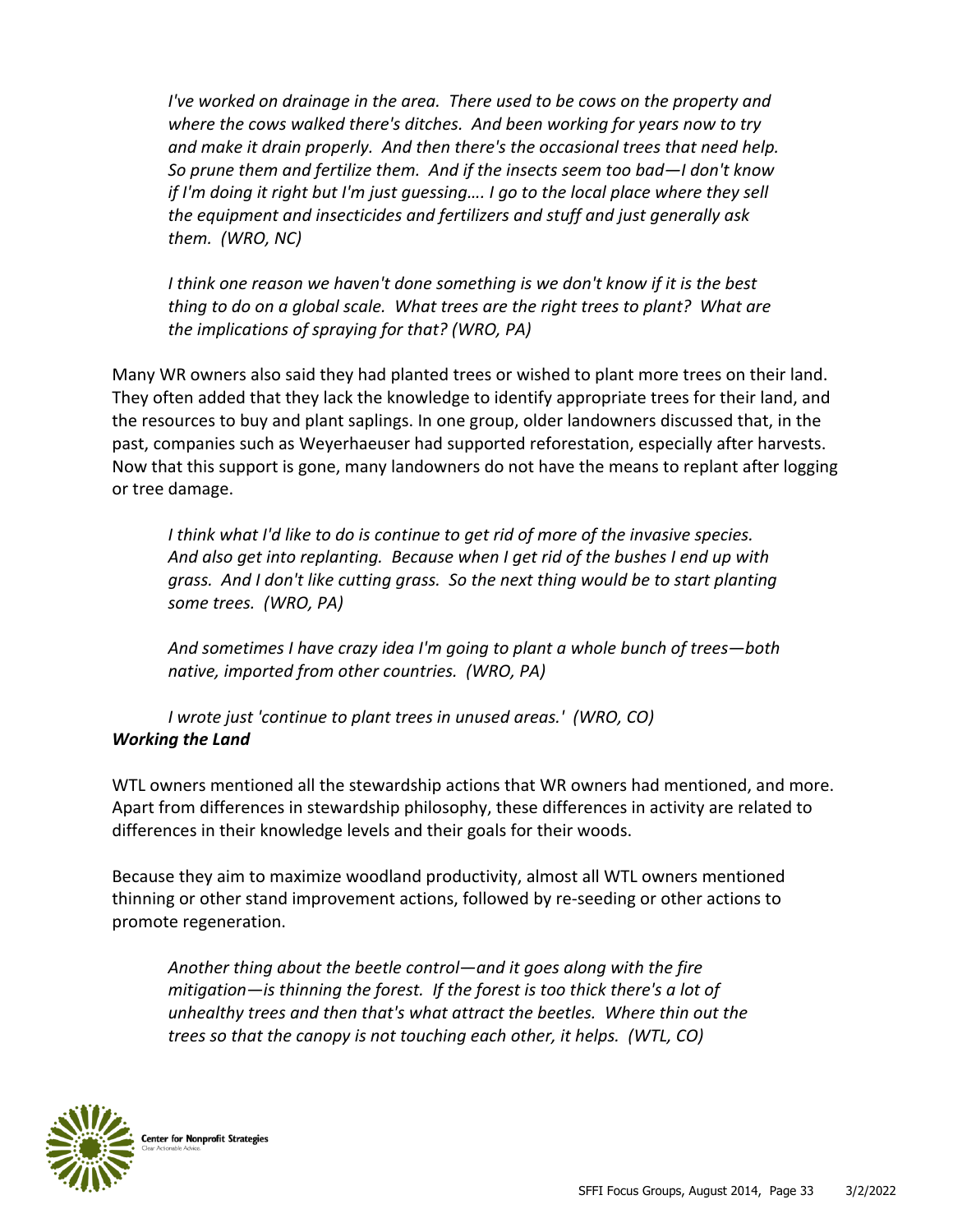*I've worked on drainage in the area. There used to be cows on the property and where the cows walked there's ditches. And been working for years now to try and make it drain properly. And then there's the occasional trees that need help. So prune them and fertilize them. And if the insects seem too bad—I don't know if I'm doing it right but I'm just guessing…. I go to the local place where they sell the equipment and insecticides and fertilizers and stuff and just generally ask them. (WRO, NC)*

*I think one reason we haven't done something is we don't know if it is the best thing to do on a global scale. What trees are the right trees to plant? What are the implications of spraying for that? (WRO, PA)*

Many WR owners also said they had planted trees or wished to plant more trees on their land. They often added that they lack the knowledge to identify appropriate trees for their land, and the resources to buy and plant saplings. In one group, older landowners discussed that, in the past, companies such as Weyerhaeuser had supported reforestation, especially after harvests. Now that this support is gone, many landowners do not have the means to replant after logging or tree damage.

*I think what I'd like to do is continue to get rid of more of the invasive species. And also get into replanting. Because when I get rid of the bushes I end up with grass. And I don't like cutting grass. So the next thing would be to start planting some trees. (WRO, PA)*

*And sometimes I have crazy idea I'm going to plant a whole bunch of trees—both native, imported from other countries. (WRO, PA)*

*I wrote just 'continue to plant trees in unused areas.' (WRO, CO)*

***Working the Land***

WTL owners mentioned all the stewardship actions that WR owners had mentioned, and more. Apart from differences in stewardship philosophy, these differences in activity are related to differences in their knowledge levels and their goals for their woods.

Because they aim to maximize woodland productivity, almost all WTL owners mentioned thinning or other stand improvement actions, followed by re-seeding or other actions to promote regeneration.

*Another thing about the beetle control—and it goes along with the fire mitigation—is thinning the forest. If the forest is too thick there's a lot of unhealthy trees and then that's what attract the beetles. Where thin out the trees so that the canopy is not touching each other, it helps. (WTL, CO)*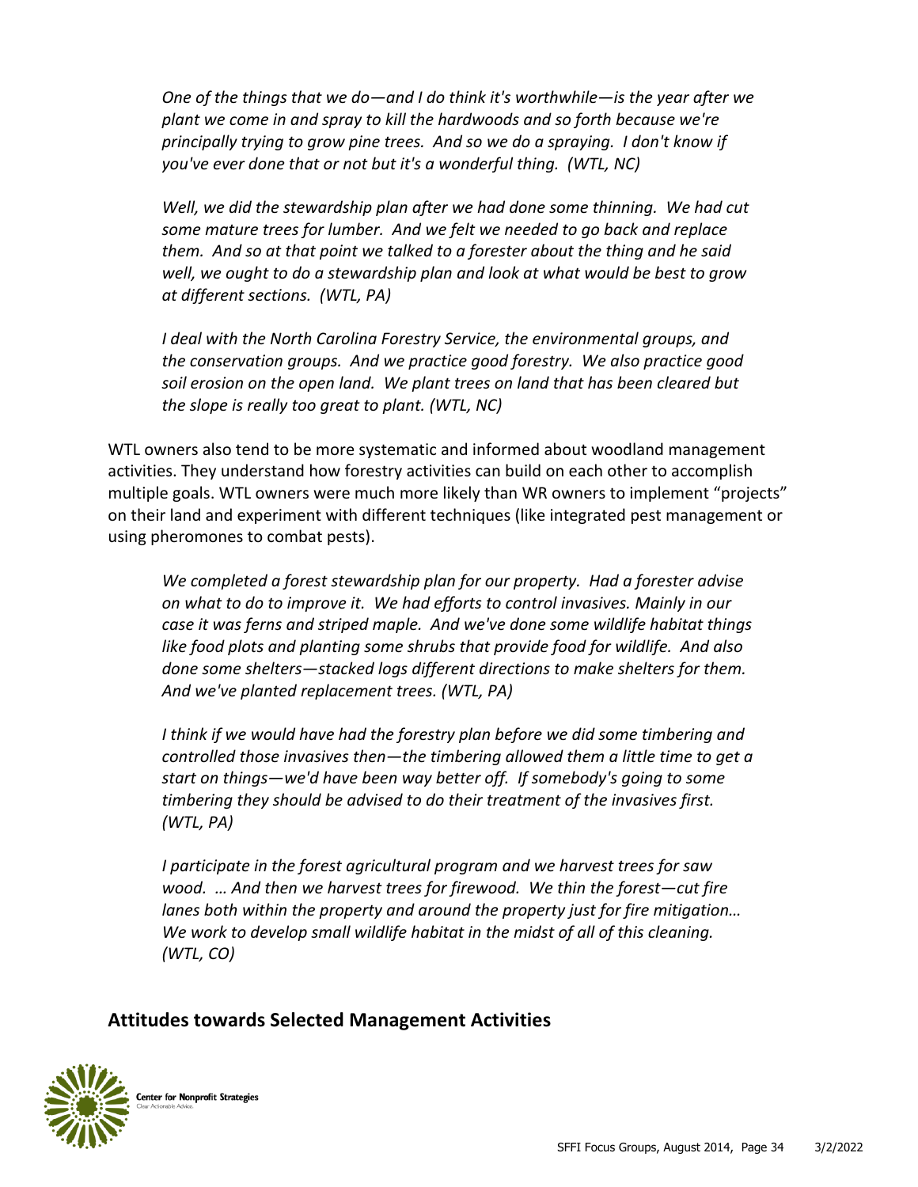*One of the things that we do—and I do think it's worthwhile—is the year after we plant we come in and spray to kill the hardwoods and so forth because we're principally trying to grow pine trees. And so we do a spraying. I don't know if you've ever done that or not but it's a wonderful thing. (WTL, NC)*

*Well, we did the stewardship plan after we had done some thinning. We had cut some mature trees for lumber. And we felt we needed to go back and replace them. And so at that point we talked to a forester about the thing and he said well, we ought to do a stewardship plan and look at what would be best to grow at different sections. (WTL, PA)*

*I deal with the North Carolina Forestry Service, the environmental groups, and the conservation groups. And we practice good forestry. We also practice good soil erosion on the open land. We plant trees on land that has been cleared but the slope is really too great to plant. (WTL, NC)*

WTL owners also tend to be more systematic and informed about woodland management activities. They understand how forestry activities can build on each other to accomplish multiple goals. WTL owners were much more likely than WR owners to implement "projects" on their land and experiment with different techniques (like integrated pest management or using pheromones to combat pests).

*We completed a forest stewardship plan for our property. Had a forester advise on what to do to improve it. We had efforts to control invasives. Mainly in our case it was ferns and striped maple. And we've done some wildlife habitat things like food plots and planting some shrubs that provide food for wildlife. And also done some shelters—stacked logs different directions to make shelters for them. And we've planted replacement trees. (WTL, PA)*

*I think if we would have had the forestry plan before we did some timbering and controlled those invasives then—the timbering allowed them a little time to get a start on things—we'd have been way better off. If somebody's going to some timbering they should be advised to do their treatment of the invasives first. (WTL, PA)*

*I participate in the forest agricultural program and we harvest trees for saw wood. … And then we harvest trees for firewood. We thin the forest—cut fire lanes both within the property and around the property just for fire mitigation… We work to develop small wildlife habitat in the midst of all of this cleaning. (WTL, CO)*

## Attitudes towards Selected Management Activities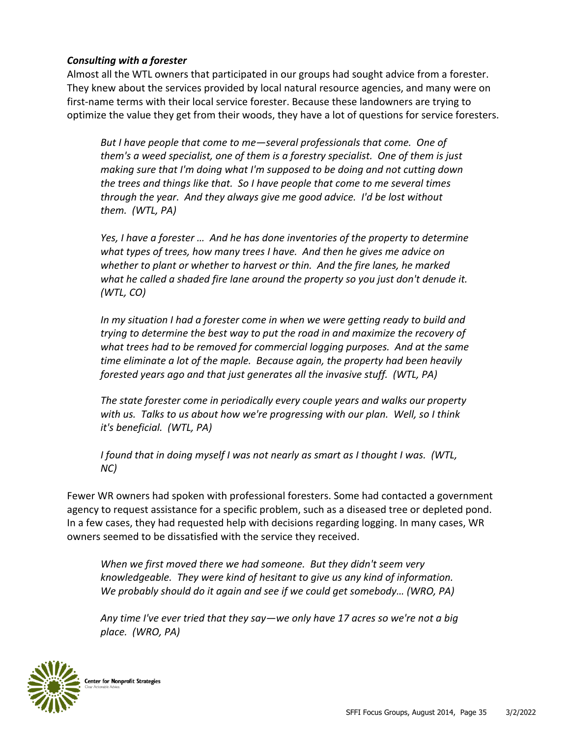### *Consulting with a forester*

Almost all the WTL owners that participated in our groups had sought advice from a forester. They knew about the services provided by local natural resource agencies, and many were on first-name terms with their local service forester. Because these landowners are trying to optimize the value they get from their woods, they have a lot of questions for service foresters.

> *But I have people that come to me—several professionals that come. One of them's a weed specialist, one of them is a forestry specialist. One of them is just making sure that I'm doing what I'm supposed to be doing and not cutting down the trees and things like that. So I have people that come to me several times through the year. And they always give me good advice. I'd be lost without them. (WTL, PA)*

> *Yes, I have a forester … And he has done inventories of the property to determine what types of trees, how many trees I have. And then he gives me advice on whether to plant or whether to harvest or thin. And the fire lanes, he marked what he called a shaded fire lane around the property so you just don't denude it. (WTL, CO)*

> *In my situation I had a forester come in when we were getting ready to build and trying to determine the best way to put the road in and maximize the recovery of what trees had to be removed for commercial logging purposes. And at the same time eliminate a lot of the maple. Because again, the property had been heavily forested years ago and that just generates all the invasive stuff. (WTL, PA)*

> *The state forester come in periodically every couple years and walks our property with us. Talks to us about how we're progressing with our plan. Well, so I think it's beneficial. (WTL, PA)*

> *I found that in doing myself I was not nearly as smart as I thought I was. (WTL, NC)*

Fewer WR owners had spoken with professional foresters. Some had contacted a government agency to request assistance for a specific problem, such as a diseased tree or depleted pond. In a few cases, they had requested help with decisions regarding logging. In many cases, WR owners seemed to be dissatisfied with the service they received.

> *When we first moved there we had someone. But they didn't seem very knowledgeable. They were kind of hesitant to give us any kind of information. We probably should do it again and see if we could get somebody… (WRO, PA)*

> *Any time I've ever tried that they say—we only have 17 acres so we're not a big place. (WRO, PA)*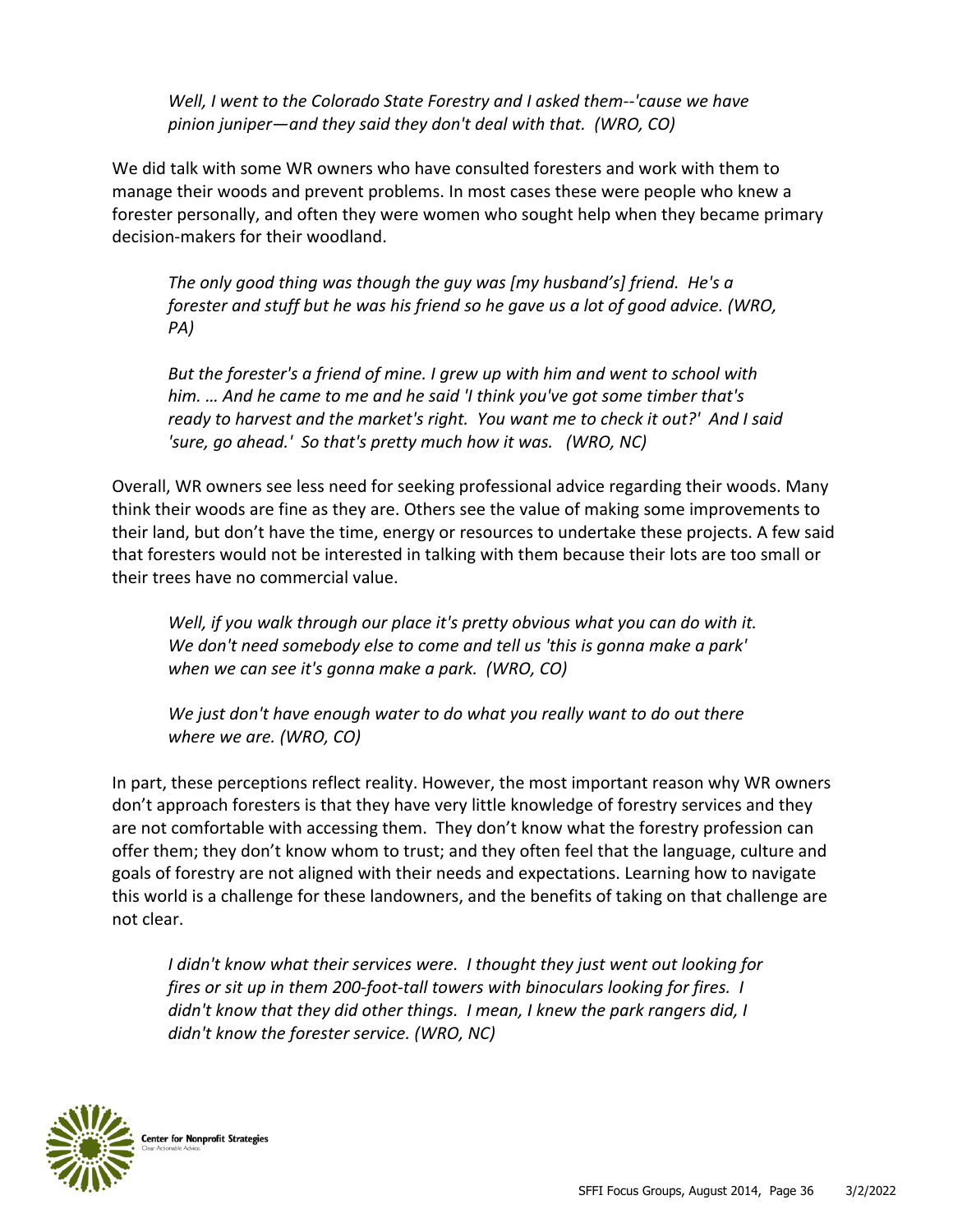*Well, I went to the Colorado State Forestry and I asked them--'cause we have pinion juniper—and they said they don't deal with that. (WRO, CO)*

We did talk with some WR owners who have consulted foresters and work with them to manage their woods and prevent problems. In most cases these were people who knew a forester personally, and often they were women who sought help when they became primary decision-makers for their woodland.

*The only good thing was though the guy was [my husband's] friend. He's a forester and stuff but he was his friend so he gave us a lot of good advice. (WRO, PA)*

*But the forester's a friend of mine. I grew up with him and went to school with him. … And he came to me and he said 'I think you've got some timber that's ready to harvest and the market's right. You want me to check it out?' And I said 'sure, go ahead.' So that's pretty much how it was. (WRO, NC)*

Overall, WR owners see less need for seeking professional advice regarding their woods. Many think their woods are fine as they are. Others see the value of making some improvements to their land, but don't have the time, energy or resources to undertake these projects. A few said that foresters would not be interested in talking with them because their lots are too small or their trees have no commercial value.

*Well, if you walk through our place it's pretty obvious what you can do with it. We don't need somebody else to come and tell us 'this is gonna make a park' when we can see it's gonna make a park. (WRO, CO)*

*We just don't have enough water to do what you really want to do out there where we are. (WRO, CO)*

In part, these perceptions reflect reality. However, the most important reason why WR owners don't approach foresters is that they have very little knowledge of forestry services and they are not comfortable with accessing them. They don't know what the forestry profession can offer them; they don't know whom to trust; and they often feel that the language, culture and goals of forestry are not aligned with their needs and expectations. Learning how to navigate this world is a challenge for these landowners, and the benefits of taking on that challenge are not clear.

*I didn't know what their services were. I thought they just went out looking for fires or sit up in them 200-foot-tall towers with binoculars looking for fires. I didn't know that they did other things. I mean, I knew the park rangers did, I didn't know the forester service. (WRO, NC)*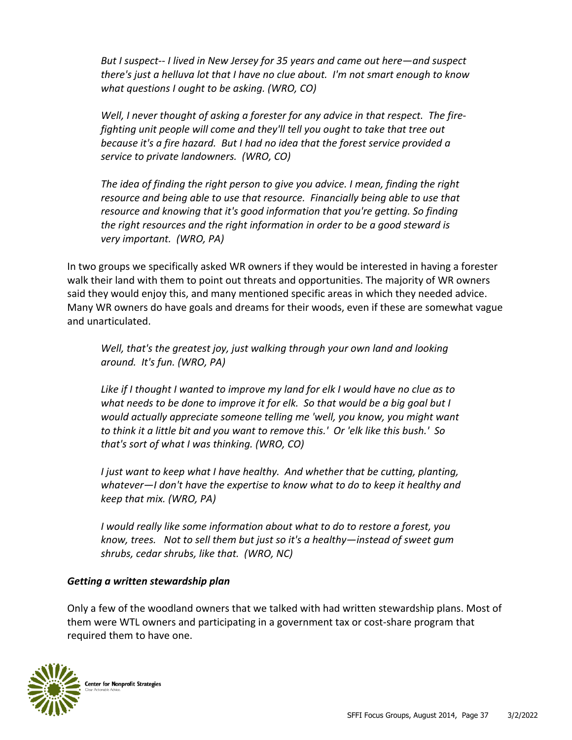*But I suspect-- I lived in New Jersey for 35 years and came out here—and suspect there's just a helluva lot that I have no clue about. I'm not smart enough to know what questions I ought to be asking. (WRO, CO)*

*Well, I never thought of asking a forester for any advice in that respect. The fire-fighting unit people will come and they'll tell you ought to take that tree out because it's a fire hazard. But I had no idea that the forest service provided a service to private landowners. (WRO, CO)*

*The idea of finding the right person to give you advice. I mean, finding the right resource and being able to use that resource. Financially being able to use that resource and knowing that it's good information that you're getting. So finding the right resources and the right information in order to be a good steward is very important. (WRO, PA)*

In two groups we specifically asked WR owners if they would be interested in having a forester walk their land with them to point out threats and opportunities. The majority of WR owners said they would enjoy this, and many mentioned specific areas in which they needed advice. Many WR owners do have goals and dreams for their woods, even if these are somewhat vague and unarticulated.

*Well, that's the greatest joy, just walking through your own land and looking around. It's fun. (WRO, PA)*

*Like if I thought I wanted to improve my land for elk I would have no clue as to what needs to be done to improve it for elk. So that would be a big goal but I would actually appreciate someone telling me 'well, you know, you might want to think it a little bit and you want to remove this.' Or 'elk like this bush.' So that's sort of what I was thinking. (WRO, CO)*

*I just want to keep what I have healthy. And whether that be cutting, planting, whatever—I don't have the expertise to know what to do to keep it healthy and keep that mix. (WRO, PA)*

*I would really like some information about what to do to restore a forest, you know, trees. Not to sell them but just so it's a healthy—instead of sweet gum shrubs, cedar shrubs, like that. (WRO, NC)*

***Getting a written stewardship plan***

Only a few of the woodland owners that we talked with had written stewardship plans. Most of them were WTL owners and participating in a government tax or cost-share program that required them to have one.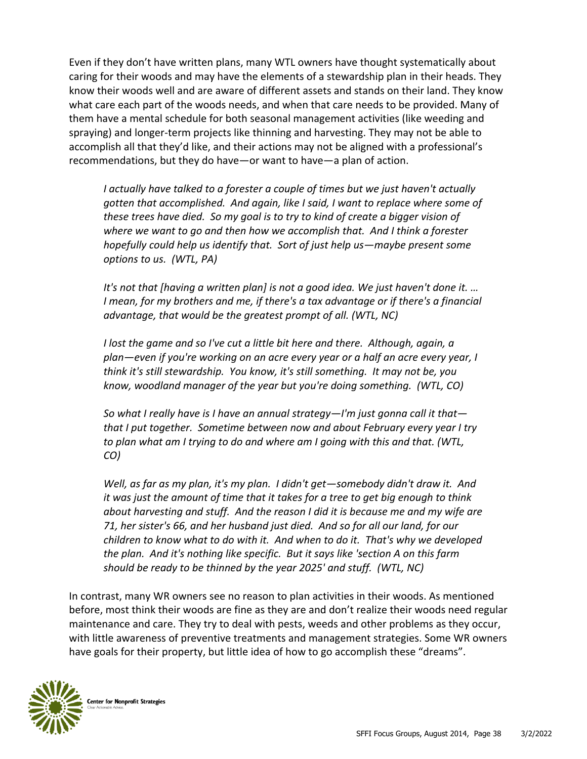Even if they don't have written plans, many WTL owners have thought systematically about caring for their woods and may have the elements of a stewardship plan in their heads. They know their woods well and are aware of different assets and stands on their land. They know what care each part of the woods needs, and when that care needs to be provided. Many of them have a mental schedule for both seasonal management activities (like weeding and spraying) and longer-term projects like thinning and harvesting. They may not be able to accomplish all that they'd like, and their actions may not be aligned with a professional's recommendations, but they do have—or want to have—a plan of action.

> *I actually have talked to a forester a couple of times but we just haven't actually gotten that accomplished. And again, like I said, I want to replace where some of these trees have died. So my goal is to try to kind of create a bigger vision of where we want to go and then how we accomplish that. And I think a forester hopefully could help us identify that. Sort of just help us—maybe present some options to us. (WTL, PA)*

> *It's not that [having a written plan] is not a good idea. We just haven't done it. … I mean, for my brothers and me, if there's a tax advantage or if there's a financial advantage, that would be the greatest prompt of all. (WTL, NC)*

> *I lost the game and so I've cut a little bit here and there. Although, again, a plan—even if you're working on an acre every year or a half an acre every year, I think it's still stewardship. You know, it's still something. It may not be, you know, woodland manager of the year but you're doing something. (WTL, CO)*

> *So what I really have is I have an annual strategy—I'm just gonna call it that—that I put together. Sometime between now and about February every year I try to plan what am I trying to do and where am I going with this and that. (WTL, CO)*

> *Well, as far as my plan, it's my plan. I didn't get—somebody didn't draw it. And it was just the amount of time that it takes for a tree to get big enough to think about harvesting and stuff. And the reason I did it is because me and my wife are 71, her sister's 66, and her husband just died. And so for all our land, for our children to know what to do with it. And when to do it. That's why we developed the plan. And it's nothing like specific. But it says like 'section A on this farm should be ready to be thinned by the year 2025' and stuff. (WTL, NC)*

In contrast, many WR owners see no reason to plan activities in their woods. As mentioned before, most think their woods are fine as they are and don't realize their woods need regular maintenance and care. They try to deal with pests, weeds and other problems as they occur, with little awareness of preventive treatments and management strategies. Some WR owners have goals for their property, but little idea of how to go accomplish these "dreams".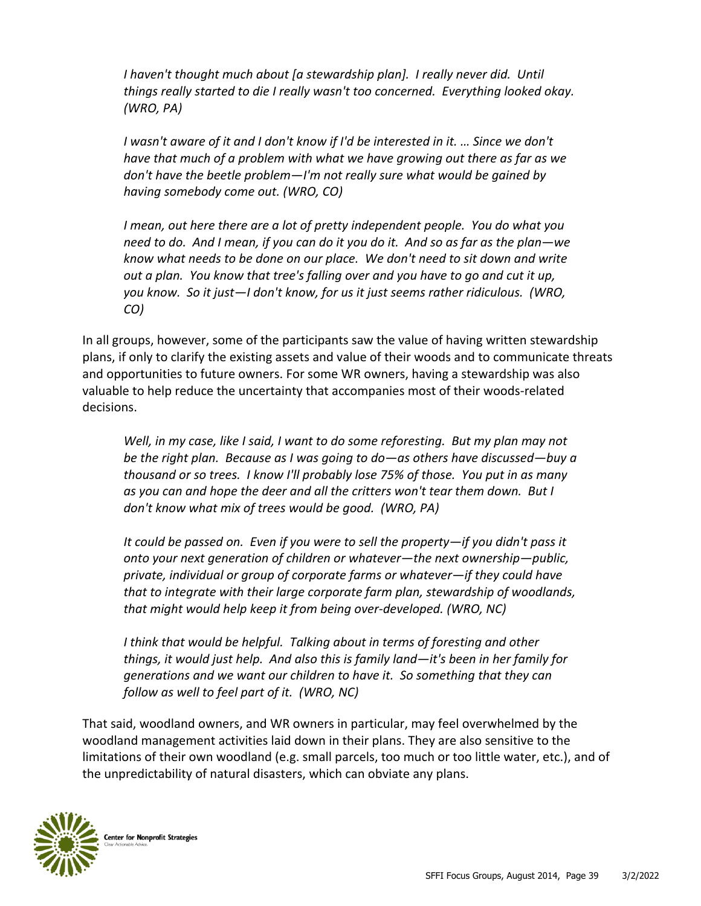*I haven't thought much about [a stewardship plan]. I really never did. Until things really started to die I really wasn't too concerned. Everything looked okay. (WRO, PA)*

*I wasn't aware of it and I don't know if I'd be interested in it. … Since we don't have that much of a problem with what we have growing out there as far as we don't have the beetle problem—I'm not really sure what would be gained by having somebody come out. (WRO, CO)*

*I mean, out here there are a lot of pretty independent people. You do what you need to do. And I mean, if you can do it you do it. And so as far as the plan—we know what needs to be done on our place. We don't need to sit down and write out a plan. You know that tree's falling over and you have to go and cut it up, you know. So it just—I don't know, for us it just seems rather ridiculous. (WRO, CO)*

In all groups, however, some of the participants saw the value of having written stewardship plans, if only to clarify the existing assets and value of their woods and to communicate threats and opportunities to future owners. For some WR owners, having a stewardship was also valuable to help reduce the uncertainty that accompanies most of their woods-related decisions.

*Well, in my case, like I said, I want to do some reforesting. But my plan may not be the right plan. Because as I was going to do—as others have discussed—buy a thousand or so trees. I know I'll probably lose 75% of those. You put in as many as you can and hope the deer and all the critters won't tear them down. But I don't know what mix of trees would be good. (WRO, PA)*

*It could be passed on. Even if you were to sell the property—if you didn't pass it onto your next generation of children or whatever—the next ownership—public, private, individual or group of corporate farms or whatever—if they could have that to integrate with their large corporate farm plan, stewardship of woodlands, that might would help keep it from being over-developed. (WRO, NC)*

*I think that would be helpful. Talking about in terms of foresting and other things, it would just help. And also this is family land—it's been in her family for generations and we want our children to have it. So something that they can follow as well to feel part of it. (WRO, NC)*

That said, woodland owners, and WR owners in particular, may feel overwhelmed by the woodland management activities laid down in their plans. They are also sensitive to the limitations of their own woodland (e.g. small parcels, too much or too little water, etc.), and of the unpredictability of natural disasters, which can obviate any plans.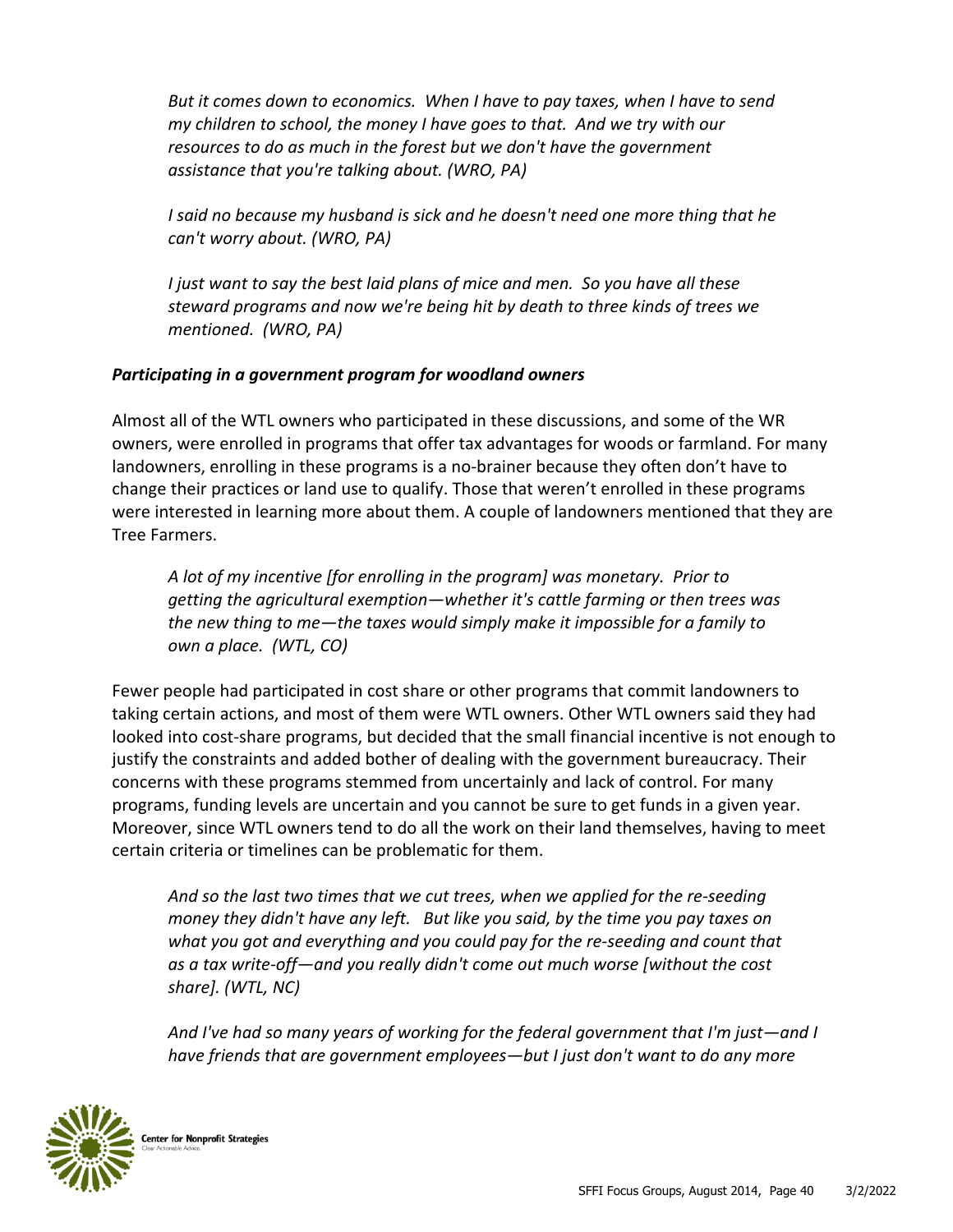*But it comes down to economics. When I have to pay taxes, when I have to send my children to school, the money I have goes to that. And we try with our resources to do as much in the forest but we don't have the government assistance that you're talking about. (WRO, PA)*

*I said no because my husband is sick and he doesn't need one more thing that he can't worry about. (WRO, PA)*

*I just want to say the best laid plans of mice and men. So you have all these steward programs and now we're being hit by death to three kinds of trees we mentioned. (WRO, PA)*

***Participating in a government program for woodland owners***

Almost all of the WTL owners who participated in these discussions, and some of the WR owners, were enrolled in programs that offer tax advantages for woods or farmland. For many landowners, enrolling in these programs is a no-brainer because they often don't have to change their practices or land use to qualify. Those that weren't enrolled in these programs were interested in learning more about them. A couple of landowners mentioned that they are Tree Farmers.

*A lot of my incentive [for enrolling in the program] was monetary. Prior to getting the agricultural exemption—whether it's cattle farming or then trees was the new thing to me—the taxes would simply make it impossible for a family to own a place. (WTL, CO)*

Fewer people had participated in cost share or other programs that commit landowners to taking certain actions, and most of them were WTL owners. Other WTL owners said they had looked into cost-share programs, but decided that the small financial incentive is not enough to justify the constraints and added bother of dealing with the government bureaucracy. Their concerns with these programs stemmed from uncertainly and lack of control. For many programs, funding levels are uncertain and you cannot be sure to get funds in a given year. Moreover, since WTL owners tend to do all the work on their land themselves, having to meet certain criteria or timelines can be problematic for them.

*And so the last two times that we cut trees, when we applied for the re-seeding money they didn't have any left. But like you said, by the time you pay taxes on what you got and everything and you could pay for the re-seeding and count that as a tax write-off—and you really didn't come out much worse [without the cost share]. (WTL, NC)*

*And I've had so many years of working for the federal government that I'm just—and I have friends that are government employees—but I just don't want to do any more*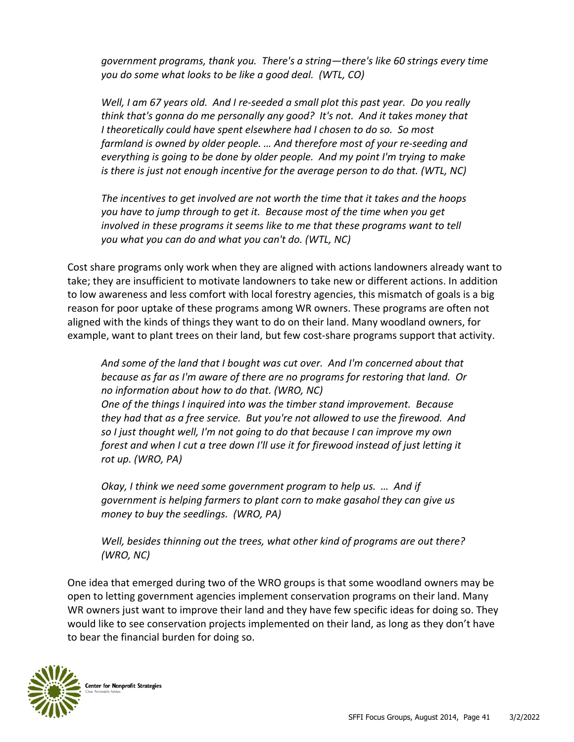*government programs, thank you. There's a string—there's like 60 strings every time you do some what looks to be like a good deal. (WTL, CO)*

*Well, I am 67 years old. And I re-seeded a small plot this past year. Do you really think that's gonna do me personally any good? It's not. And it takes money that I theoretically could have spent elsewhere had I chosen to do so. So most farmland is owned by older people. … And therefore most of your re-seeding and everything is going to be done by older people. And my point I'm trying to make is there is just not enough incentive for the average person to do that. (WTL, NC)*

*The incentives to get involved are not worth the time that it takes and the hoops you have to jump through to get it. Because most of the time when you get involved in these programs it seems like to me that these programs want to tell you what you can do and what you can't do. (WTL, NC)*

Cost share programs only work when they are aligned with actions landowners already want to take; they are insufficient to motivate landowners to take new or different actions. In addition to low awareness and less comfort with local forestry agencies, this mismatch of goals is a big reason for poor uptake of these programs among WR owners. These programs are often not aligned with the kinds of things they want to do on their land. Many woodland owners, for example, want to plant trees on their land, but few cost-share programs support that activity.

*And some of the land that I bought was cut over. And I'm concerned about that because as far as I'm aware of there are no programs for restoring that land. Or no information about how to do that. (WRO, NC)*
*One of the things I inquired into was the timber stand improvement. Because they had that as a free service. But you're not allowed to use the firewood. And so I just thought well, I'm not going to do that because I can improve my own forest and when I cut a tree down I'll use it for firewood instead of just letting it rot up. (WRO, PA)*

*Okay, I think we need some government program to help us. … And if government is helping farmers to plant corn to make gasahol they can give us money to buy the seedlings. (WRO, PA)*

*Well, besides thinning out the trees, what other kind of programs are out there? (WRO, NC)*

One idea that emerged during two of the WRO groups is that some woodland owners may be open to letting government agencies implement conservation programs on their land. Many WR owners just want to improve their land and they have few specific ideas for doing so. They would like to see conservation projects implemented on their land, as long as they don't have to bear the financial burden for doing so.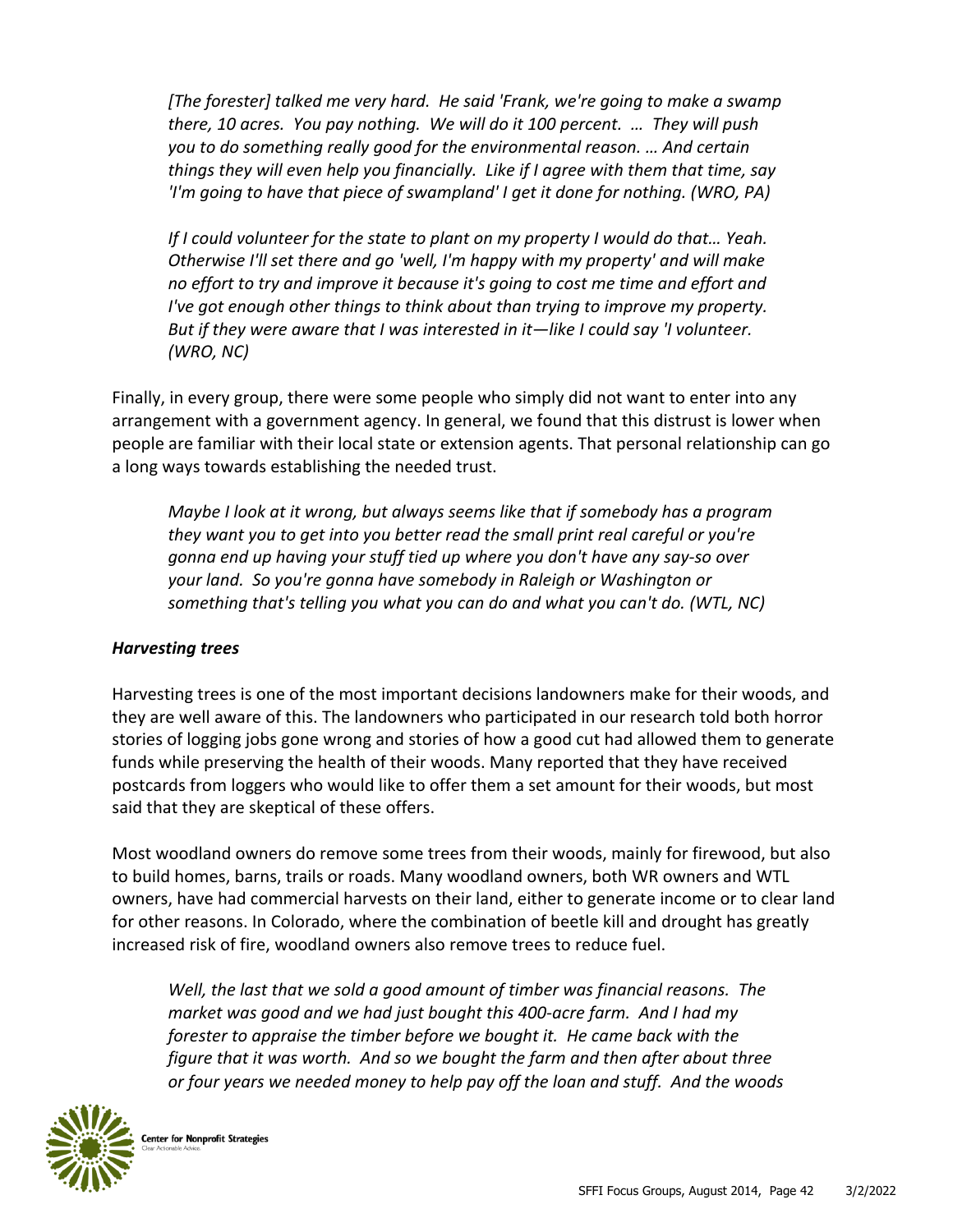*[The forester] talked me very hard. He said 'Frank, we're going to make a swamp there, 10 acres. You pay nothing. We will do it 100 percent. … They will push you to do something really good for the environmental reason. … And certain things they will even help you financially. Like if I agree with them that time, say 'I'm going to have that piece of swampland' I get it done for nothing. (WRO, PA)*

*If I could volunteer for the state to plant on my property I would do that… Yeah. Otherwise I'll set there and go 'well, I'm happy with my property' and will make no effort to try and improve it because it's going to cost me time and effort and I've got enough other things to think about than trying to improve my property. But if they were aware that I was interested in it—like I could say 'I volunteer. (WRO, NC)*

Finally, in every group, there were some people who simply did not want to enter into any arrangement with a government agency. In general, we found that this distrust is lower when people are familiar with their local state or extension agents. That personal relationship can go a long ways towards establishing the needed trust.

*Maybe I look at it wrong, but always seems like that if somebody has a program they want you to get into you better read the small print real careful or you're gonna end up having your stuff tied up where you don't have any say-so over your land. So you're gonna have somebody in Raleigh or Washington or something that's telling you what you can do and what you can't do. (WTL, NC)*

### ***Harvesting trees***

Harvesting trees is one of the most important decisions landowners make for their woods, and they are well aware of this. The landowners who participated in our research told both horror stories of logging jobs gone wrong and stories of how a good cut had allowed them to generate funds while preserving the health of their woods. Many reported that they have received postcards from loggers who would like to offer them a set amount for their woods, but most said that they are skeptical of these offers.

Most woodland owners do remove some trees from their woods, mainly for firewood, but also to build homes, barns, trails or roads. Many woodland owners, both WR owners and WTL owners, have had commercial harvests on their land, either to generate income or to clear land for other reasons. In Colorado, where the combination of beetle kill and drought has greatly increased risk of fire, woodland owners also remove trees to reduce fuel.

*Well, the last that we sold a good amount of timber was financial reasons. The market was good and we had just bought this 400-acre farm. And I had my forester to appraise the timber before we bought it. He came back with the figure that it was worth. And so we bought the farm and then after about three or four years we needed money to help pay off the loan and stuff. And the woods*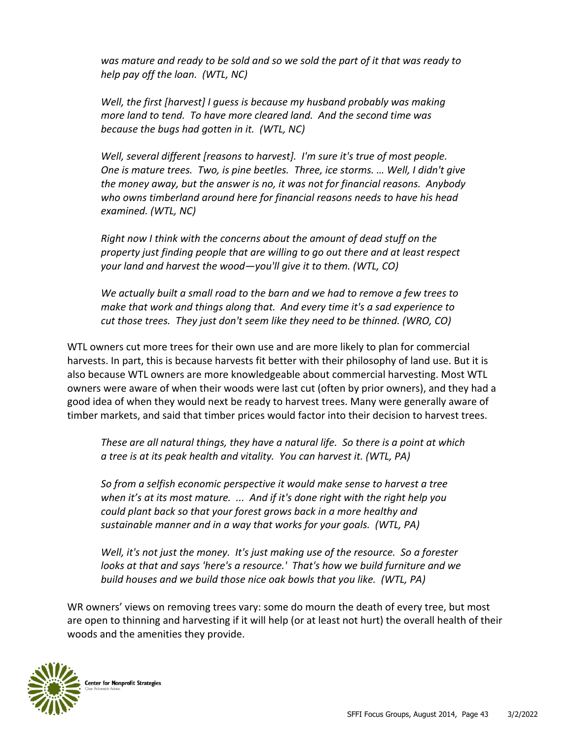*was mature and ready to be sold and so we sold the part of it that was ready to help pay off the loan. (WTL, NC)*

*Well, the first [harvest] I guess is because my husband probably was making more land to tend. To have more cleared land. And the second time was because the bugs had gotten in it. (WTL, NC)*

*Well, several different [reasons to harvest]. I'm sure it's true of most people. One is mature trees. Two, is pine beetles. Three, ice storms. … Well, I didn't give the money away, but the answer is no, it was not for financial reasons. Anybody who owns timberland around here for financial reasons needs to have his head examined. (WTL, NC)*

*Right now I think with the concerns about the amount of dead stuff on the property just finding people that are willing to go out there and at least respect your land and harvest the wood—you'll give it to them. (WTL, CO)*

*We actually built a small road to the barn and we had to remove a few trees to make that work and things along that. And every time it's a sad experience to cut those trees. They just don't seem like they need to be thinned. (WRO, CO)*

WTL owners cut more trees for their own use and are more likely to plan for commercial harvests. In part, this is because harvests fit better with their philosophy of land use. But it is also because WTL owners are more knowledgeable about commercial harvesting. Most WTL owners were aware of when their woods were last cut (often by prior owners), and they had a good idea of when they would next be ready to harvest trees. Many were generally aware of timber markets, and said that timber prices would factor into their decision to harvest trees.

*These are all natural things, they have a natural life. So there is a point at which a tree is at its peak health and vitality. You can harvest it. (WTL, PA)*

*So from a selfish economic perspective it would make sense to harvest a tree when it's at its most mature. ... And if it's done right with the right help you could plant back so that your forest grows back in a more healthy and sustainable manner and in a way that works for your goals. (WTL, PA)*

*Well, it's not just the money. It's just making use of the resource. So a forester looks at that and says 'here's a resource.' That's how we build furniture and we build houses and we build those nice oak bowls that you like. (WTL, PA)*

WR owners' views on removing trees vary: some do mourn the death of every tree, but most are open to thinning and harvesting if it will help (or at least not hurt) the overall health of their woods and the amenities they provide.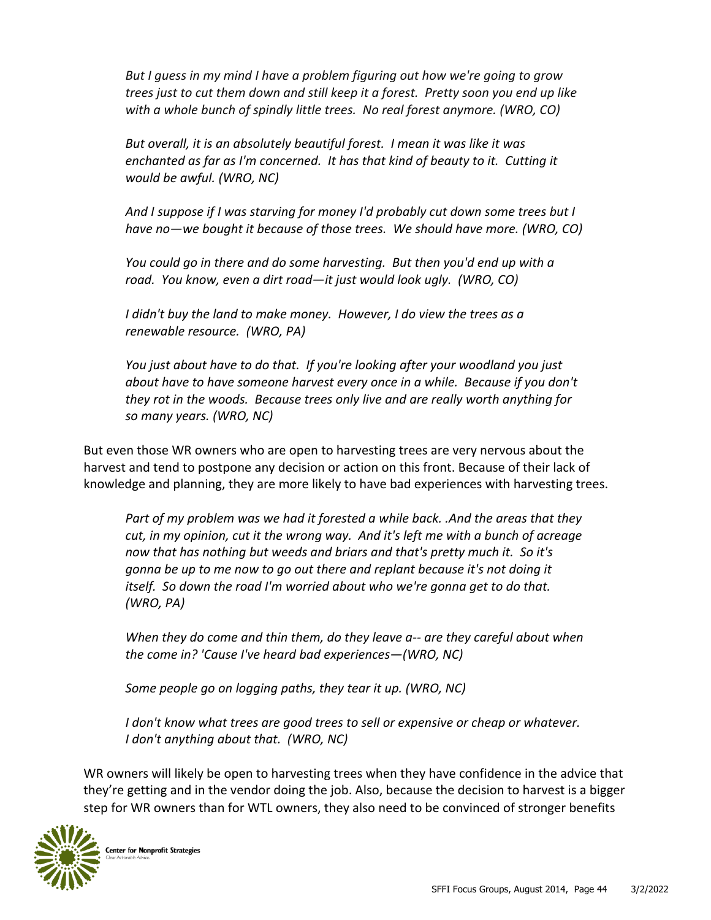*But I guess in my mind I have a problem figuring out how we're going to grow trees just to cut them down and still keep it a forest. Pretty soon you end up like with a whole bunch of spindly little trees. No real forest anymore. (WRO, CO)*

*But overall, it is an absolutely beautiful forest. I mean it was like it was enchanted as far as I'm concerned. It has that kind of beauty to it. Cutting it would be awful. (WRO, NC)*

*And I suppose if I was starving for money I'd probably cut down some trees but I have no—we bought it because of those trees. We should have more. (WRO, CO)*

*You could go in there and do some harvesting. But then you'd end up with a road. You know, even a dirt road—it just would look ugly. (WRO, CO)*

*I didn't buy the land to make money. However, I do view the trees as a renewable resource. (WRO, PA)*

*You just about have to do that. If you're looking after your woodland you just about have to have someone harvest every once in a while. Because if you don't they rot in the woods. Because trees only live and are really worth anything for so many years. (WRO, NC)*

But even those WR owners who are open to harvesting trees are very nervous about the harvest and tend to postpone any decision or action on this front. Because of their lack of knowledge and planning, they are more likely to have bad experiences with harvesting trees.

*Part of my problem was we had it forested a while back. .And the areas that they cut, in my opinion, cut it the wrong way. And it's left me with a bunch of acreage now that has nothing but weeds and briars and that's pretty much it. So it's gonna be up to me now to go out there and replant because it's not doing it itself. So down the road I'm worried about who we're gonna get to do that. (WRO, PA)*

*When they do come and thin them, do they leave a-- are they careful about when the come in? 'Cause I've heard bad experiences—(WRO, NC)*

*Some people go on logging paths, they tear it up. (WRO, NC)*

*I don't know what trees are good trees to sell or expensive or cheap or whatever. I don't anything about that. (WRO, NC)*

WR owners will likely be open to harvesting trees when they have confidence in the advice that they're getting and in the vendor doing the job. Also, because the decision to harvest is a bigger step for WR owners than for WTL owners, they also need to be convinced of stronger benefits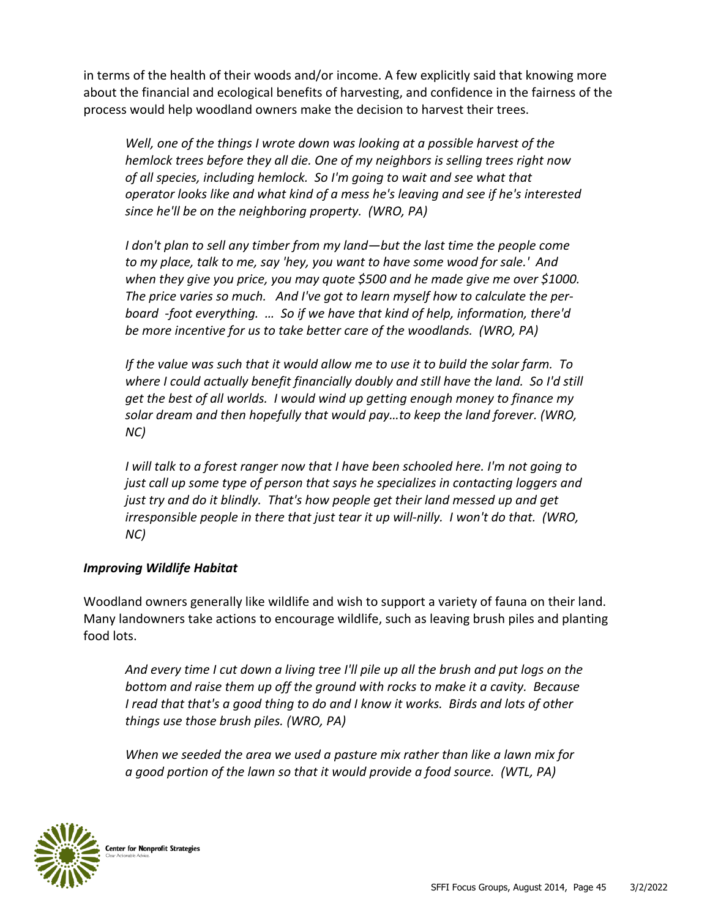in terms of the health of their woods and/or income. A few explicitly said that knowing more about the financial and ecological benefits of harvesting, and confidence in the fairness of the process would help woodland owners make the decision to harvest their trees.

> *Well, one of the things I wrote down was looking at a possible harvest of the hemlock trees before they all die. One of my neighbors is selling trees right now of all species, including hemlock. So I'm going to wait and see what that operator looks like and what kind of a mess he's leaving and see if he's interested since he'll be on the neighboring property. (WRO, PA)*

> *I don't plan to sell any timber from my land—but the last time the people come to my place, talk to me, say 'hey, you want to have some wood for sale.' And when they give you price, you may quote $500 and he made give me over $1000. The price varies so much. And I've got to learn myself how to calculate the per-board -foot everything. … So if we have that kind of help, information, there'd be more incentive for us to take better care of the woodlands. (WRO, PA)*

> *If the value was such that it would allow me to use it to build the solar farm. To where I could actually benefit financially doubly and still have the land. So I'd still get the best of all worlds. I would wind up getting enough money to finance my solar dream and then hopefully that would pay…to keep the land forever. (WRO, NC)*

> *I will talk to a forest ranger now that I have been schooled here. I'm not going to just call up some type of person that says he specializes in contacting loggers and just try and do it blindly. That's how people get their land messed up and get irresponsible people in there that just tear it up will-nilly. I won't do that. (WRO, NC)*

### *Improving Wildlife Habitat*

Woodland owners generally like wildlife and wish to support a variety of fauna on their land. Many landowners take actions to encourage wildlife, such as leaving brush piles and planting food lots.

> *And every time I cut down a living tree I'll pile up all the brush and put logs on the bottom and raise them up off the ground with rocks to make it a cavity. Because I read that that's a good thing to do and I know it works. Birds and lots of other things use those brush piles. (WRO, PA)*

> *When we seeded the area we used a pasture mix rather than like a lawn mix for a good portion of the lawn so that it would provide a food source. (WTL, PA)*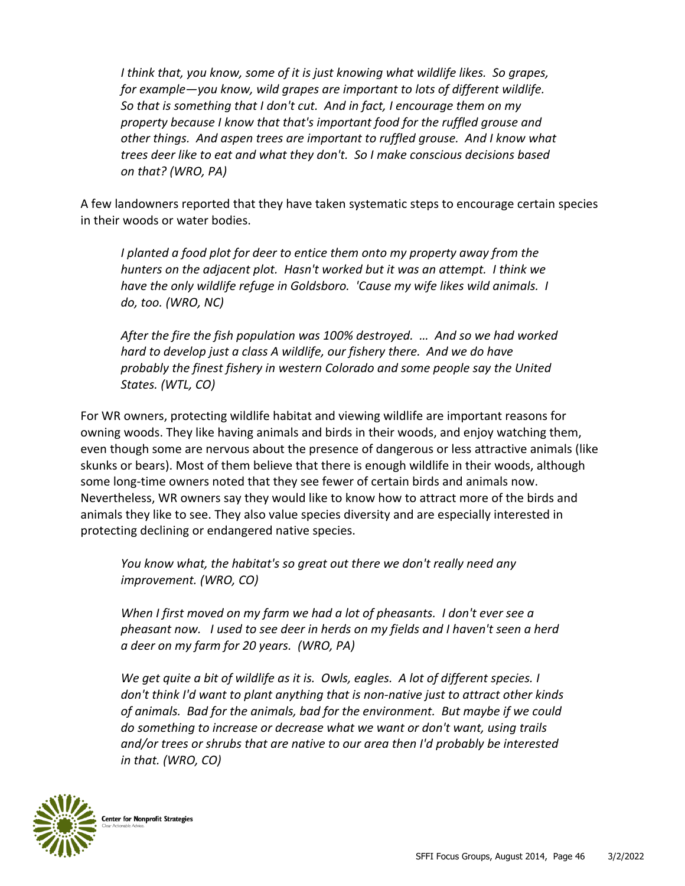*I think that, you know, some of it is just knowing what wildlife likes. So grapes, for example—you know, wild grapes are important to lots of different wildlife. So that is something that I don't cut. And in fact, I encourage them on my property because I know that that's important food for the ruffled grouse and other things. And aspen trees are important to ruffled grouse. And I know what trees deer like to eat and what they don't. So I make conscious decisions based on that? (WRO, PA)*

A few landowners reported that they have taken systematic steps to encourage certain species in their woods or water bodies.

*I planted a food plot for deer to entice them onto my property away from the hunters on the adjacent plot. Hasn't worked but it was an attempt. I think we have the only wildlife refuge in Goldsboro. 'Cause my wife likes wild animals. I do, too. (WRO, NC)*

*After the fire the fish population was 100% destroyed. … And so we had worked hard to develop just a class A wildlife, our fishery there. And we do have probably the finest fishery in western Colorado and some people say the United States. (WTL, CO)*

For WR owners, protecting wildlife habitat and viewing wildlife are important reasons for owning woods. They like having animals and birds in their woods, and enjoy watching them, even though some are nervous about the presence of dangerous or less attractive animals (like skunks or bears). Most of them believe that there is enough wildlife in their woods, although some long-time owners noted that they see fewer of certain birds and animals now. Nevertheless, WR owners say they would like to know how to attract more of the birds and animals they like to see. They also value species diversity and are especially interested in protecting declining or endangered native species.

*You know what, the habitat's so great out there we don't really need any improvement. (WRO, CO)*

*When I first moved on my farm we had a lot of pheasants. I don't ever see a pheasant now. I used to see deer in herds on my fields and I haven't seen a herd a deer on my farm for 20 years. (WRO, PA)*

*We get quite a bit of wildlife as it is. Owls, eagles. A lot of different species. I don't think I'd want to plant anything that is non-native just to attract other kinds of animals. Bad for the animals, bad for the environment. But maybe if we could do something to increase or decrease what we want or don't want, using trails and/or trees or shrubs that are native to our area then I'd probably be interested in that. (WRO, CO)*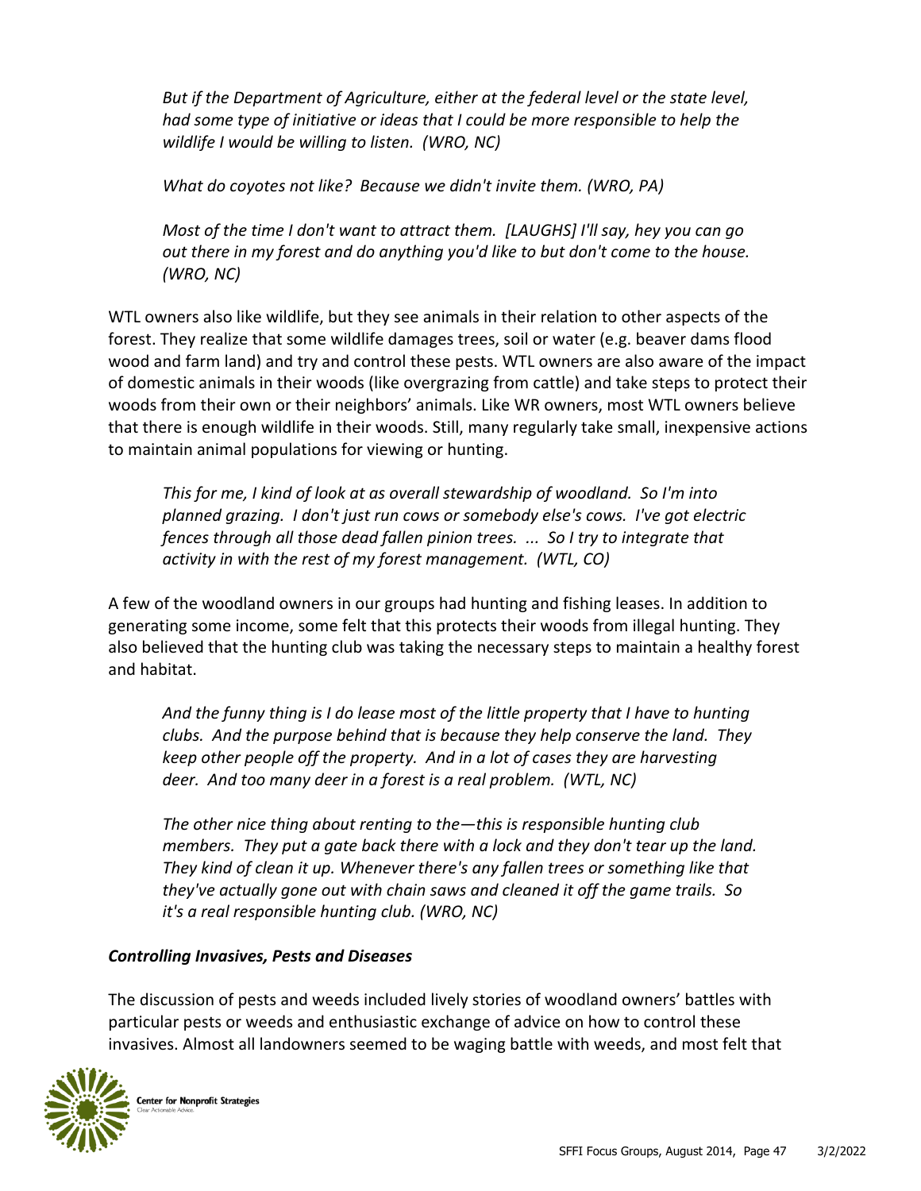*But if the Department of Agriculture, either at the federal level or the state level, had some type of initiative or ideas that I could be more responsible to help the wildlife I would be willing to listen. (WRO, NC)*

*What do coyotes not like? Because we didn't invite them. (WRO, PA)*

*Most of the time I don't want to attract them. [LAUGHS] I'll say, hey you can go out there in my forest and do anything you'd like to but don't come to the house. (WRO, NC)*

WTL owners also like wildlife, but they see animals in their relation to other aspects of the forest. They realize that some wildlife damages trees, soil or water (e.g. beaver dams flood wood and farm land) and try and control these pests. WTL owners are also aware of the impact of domestic animals in their woods (like overgrazing from cattle) and take steps to protect their woods from their own or their neighbors' animals. Like WR owners, most WTL owners believe that there is enough wildlife in their woods. Still, many regularly take small, inexpensive actions to maintain animal populations for viewing or hunting.

*This for me, I kind of look at as overall stewardship of woodland. So I'm into planned grazing. I don't just run cows or somebody else's cows. I've got electric fences through all those dead fallen pinion trees. ... So I try to integrate that activity in with the rest of my forest management. (WTL, CO)*

A few of the woodland owners in our groups had hunting and fishing leases. In addition to generating some income, some felt that this protects their woods from illegal hunting. They also believed that the hunting club was taking the necessary steps to maintain a healthy forest and habitat.

*And the funny thing is I do lease most of the little property that I have to hunting clubs. And the purpose behind that is because they help conserve the land. They keep other people off the property. And in a lot of cases they are harvesting deer. And too many deer in a forest is a real problem. (WTL, NC)*

*The other nice thing about renting to the—this is responsible hunting club members. They put a gate back there with a lock and they don't tear up the land. They kind of clean it up. Whenever there's any fallen trees or something like that they've actually gone out with chain saws and cleaned it off the game trails. So it's a real responsible hunting club. (WRO, NC)*

### *Controlling Invasives, Pests and Diseases*

The discussion of pests and weeds included lively stories of woodland owners' battles with particular pests or weeds and enthusiastic exchange of advice on how to control these invasives. Almost all landowners seemed to be waging battle with weeds, and most felt that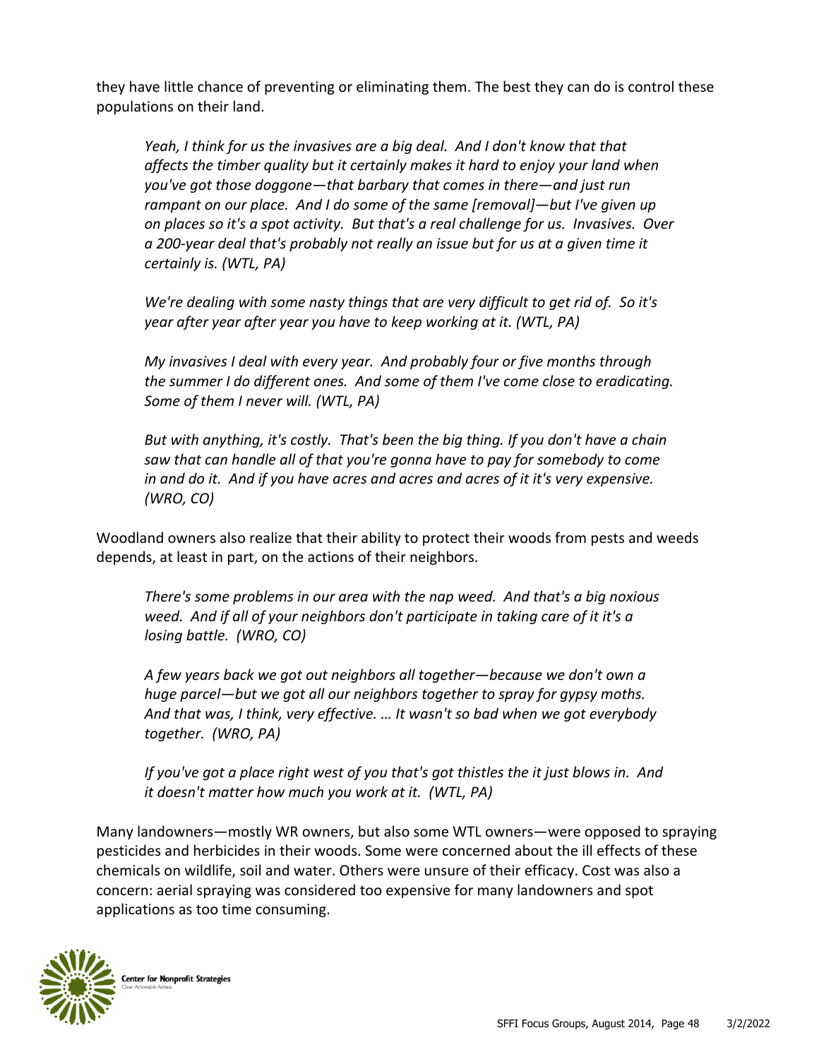they have little chance of preventing or eliminating them. The best they can do is control these populations on their land.

> *Yeah, I think for us the invasives are a big deal. And I don't know that that affects the timber quality but it certainly makes it hard to enjoy your land when you've got those doggone—that barbary that comes in there—and just run rampant on our place. And I do some of the same [removal]—but I've given up on places so it's a spot activity. But that's a real challenge for us. Invasives. Over a 200-year deal that's probably not really an issue but for us at a given time it certainly is. (WTL, PA)*

> *We're dealing with some nasty things that are very difficult to get rid of. So it's year after year after year you have to keep working at it. (WTL, PA)*

> *My invasives I deal with every year. And probably four or five months through the summer I do different ones. And some of them I've come close to eradicating. Some of them I never will. (WTL, PA)*

> *But with anything, it's costly. That's been the big thing. If you don't have a chain saw that can handle all of that you're gonna have to pay for somebody to come in and do it. And if you have acres and acres and acres of it it's very expensive. (WRO, CO)*

Woodland owners also realize that their ability to protect their woods from pests and weeds depends, at least in part, on the actions of their neighbors.

> *There's some problems in our area with the nap weed. And that's a big noxious weed. And if all of your neighbors don't participate in taking care of it it's a losing battle. (WRO, CO)*

> *A few years back we got out neighbors all together—because we don't own a huge parcel—but we got all our neighbors together to spray for gypsy moths. And that was, I think, very effective. … It wasn't so bad when we got everybody together. (WRO, PA)*

> *If you've got a place right west of you that's got thistles the it just blows in. And it doesn't matter how much you work at it. (WTL, PA)*

Many landowners—mostly WR owners, but also some WTL owners—were opposed to spraying pesticides and herbicides in their woods. Some were concerned about the ill effects of these chemicals on wildlife, soil and water. Others were unsure of their efficacy. Cost was also a concern: aerial spraying was considered too expensive for many landowners and spot applications as too time consuming.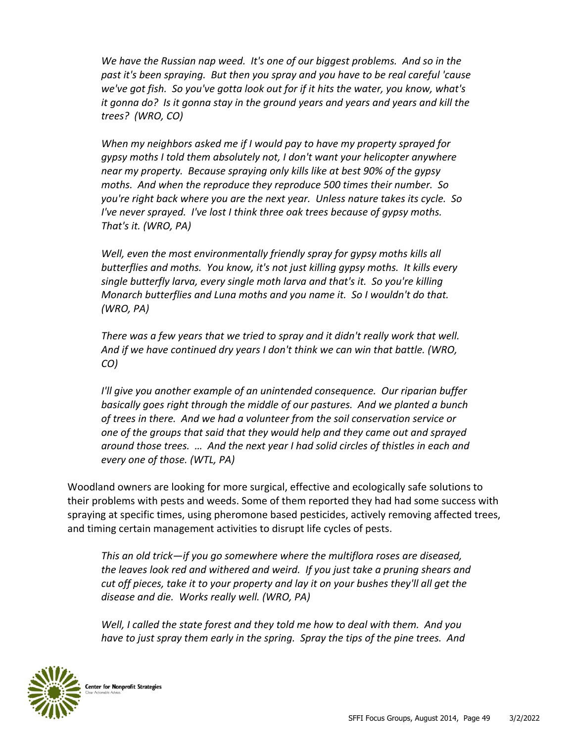*We have the Russian nap weed. It's one of our biggest problems. And so in the past it's been spraying. But then you spray and you have to be real careful 'cause we've got fish. So you've gotta look out for if it hits the water, you know, what's it gonna do? Is it gonna stay in the ground years and years and years and kill the trees? (WRO, CO)*

*When my neighbors asked me if I would pay to have my property sprayed for gypsy moths I told them absolutely not, I don't want your helicopter anywhere near my property. Because spraying only kills like at best 90% of the gypsy moths. And when the reproduce they reproduce 500 times their number. So you're right back where you are the next year. Unless nature takes its cycle. So I've never sprayed. I've lost I think three oak trees because of gypsy moths. That's it. (WRO, PA)*

*Well, even the most environmentally friendly spray for gypsy moths kills all butterflies and moths. You know, it's not just killing gypsy moths. It kills every single butterfly larva, every single moth larva and that's it. So you're killing Monarch butterflies and Luna moths and you name it. So I wouldn't do that. (WRO, PA)*

*There was a few years that we tried to spray and it didn't really work that well. And if we have continued dry years I don't think we can win that battle. (WRO, CO)*

*I'll give you another example of an unintended consequence. Our riparian buffer basically goes right through the middle of our pastures. And we planted a bunch of trees in there. And we had a volunteer from the soil conservation service or one of the groups that said that they would help and they came out and sprayed around those trees. … And the next year I had solid circles of thistles in each and every one of those. (WTL, PA)*

Woodland owners are looking for more surgical, effective and ecologically safe solutions to their problems with pests and weeds. Some of them reported they had had some success with spraying at specific times, using pheromone based pesticides, actively removing affected trees, and timing certain management activities to disrupt life cycles of pests.

*This an old trick—if you go somewhere where the multiflora roses are diseased, the leaves look red and withered and weird. If you just take a pruning shears and cut off pieces, take it to your property and lay it on your bushes they'll all get the disease and die. Works really well. (WRO, PA)*

*Well, I called the state forest and they told me how to deal with them. And you have to just spray them early in the spring. Spray the tips of the pine trees. And*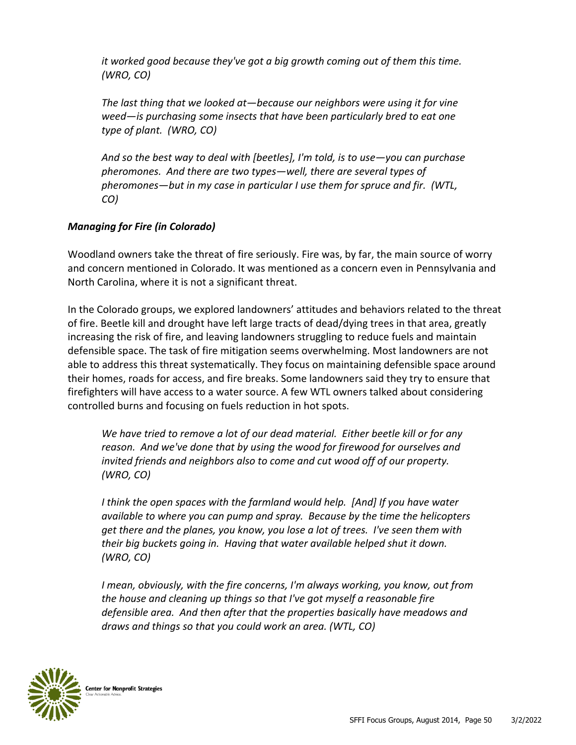*it worked good because they've got a big growth coming out of them this time. (WRO, CO)*

*The last thing that we looked at—because our neighbors were using it for vine weed—is purchasing some insects that have been particularly bred to eat one type of plant. (WRO, CO)*

*And so the best way to deal with [beetles], I'm told, is to use—you can purchase pheromones. And there are two types—well, there are several types of pheromones—but in my case in particular I use them for spruce and fir. (WTL, CO)*

### ***Managing for Fire (in Colorado)***

Woodland owners take the threat of fire seriously. Fire was, by far, the main source of worry and concern mentioned in Colorado. It was mentioned as a concern even in Pennsylvania and North Carolina, where it is not a significant threat.

In the Colorado groups, we explored landowners' attitudes and behaviors related to the threat of fire. Beetle kill and drought have left large tracts of dead/dying trees in that area, greatly increasing the risk of fire, and leaving landowners struggling to reduce fuels and maintain defensible space. The task of fire mitigation seems overwhelming. Most landowners are not able to address this threat systematically. They focus on maintaining defensible space around their homes, roads for access, and fire breaks. Some landowners said they try to ensure that firefighters will have access to a water source. A few WTL owners talked about considering controlled burns and focusing on fuels reduction in hot spots.

*We have tried to remove a lot of our dead material. Either beetle kill or for any reason. And we've done that by using the wood for firewood for ourselves and invited friends and neighbors also to come and cut wood off of our property. (WRO, CO)*

*I think the open spaces with the farmland would help. [And] If you have water available to where you can pump and spray. Because by the time the helicopters get there and the planes, you know, you lose a lot of trees. I've seen them with their big buckets going in. Having that water available helped shut it down. (WRO, CO)*

*I mean, obviously, with the fire concerns, I'm always working, you know, out from the house and cleaning up things so that I've got myself a reasonable fire defensible area. And then after that the properties basically have meadows and draws and things so that you could work an area. (WTL, CO)*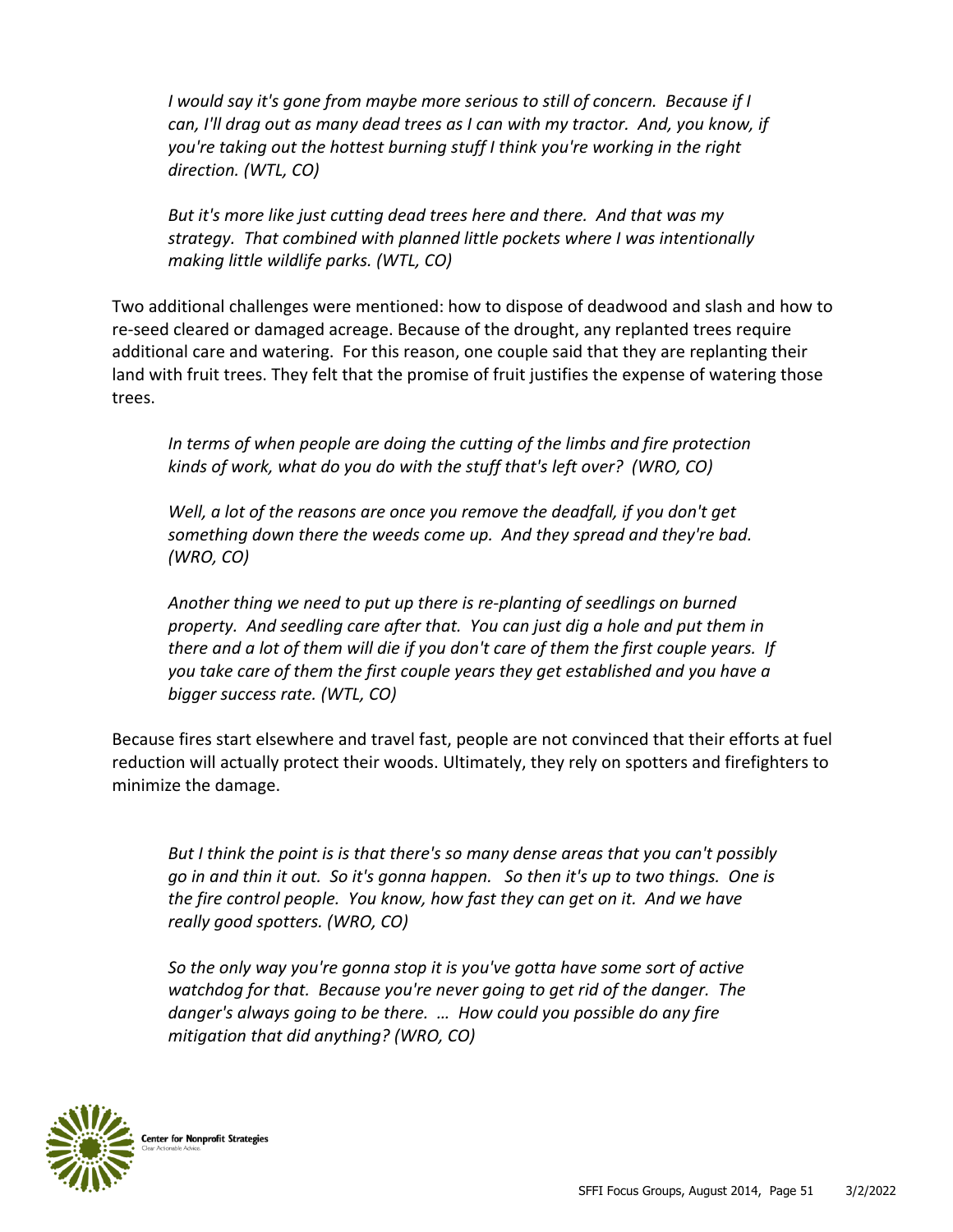*I would say it's gone from maybe more serious to still of concern. Because if I can, I'll drag out as many dead trees as I can with my tractor. And, you know, if you're taking out the hottest burning stuff I think you're working in the right direction. (WTL, CO)*

*But it's more like just cutting dead trees here and there. And that was my strategy. That combined with planned little pockets where I was intentionally making little wildlife parks. (WTL, CO)*

Two additional challenges were mentioned: how to dispose of deadwood and slash and how to re-seed cleared or damaged acreage. Because of the drought, any replanted trees require additional care and watering. For this reason, one couple said that they are replanting their land with fruit trees. They felt that the promise of fruit justifies the expense of watering those trees.

*In terms of when people are doing the cutting of the limbs and fire protection kinds of work, what do you do with the stuff that's left over? (WRO, CO)*

*Well, a lot of the reasons are once you remove the deadfall, if you don't get something down there the weeds come up. And they spread and they're bad. (WRO, CO)*

*Another thing we need to put up there is re-planting of seedlings on burned property. And seedling care after that. You can just dig a hole and put them in there and a lot of them will die if you don't care of them the first couple years. If you take care of them the first couple years they get established and you have a bigger success rate. (WTL, CO)*

Because fires start elsewhere and travel fast, people are not convinced that their efforts at fuel reduction will actually protect their woods. Ultimately, they rely on spotters and firefighters to minimize the damage.

*But I think the point is is that there's so many dense areas that you can't possibly go in and thin it out. So it's gonna happen. So then it's up to two things. One is the fire control people. You know, how fast they can get on it. And we have really good spotters. (WRO, CO)*

*So the only way you're gonna stop it is you've gotta have some sort of active watchdog for that. Because you're never going to get rid of the danger. The danger's always going to be there. … How could you possible do any fire mitigation that did anything? (WRO, CO)*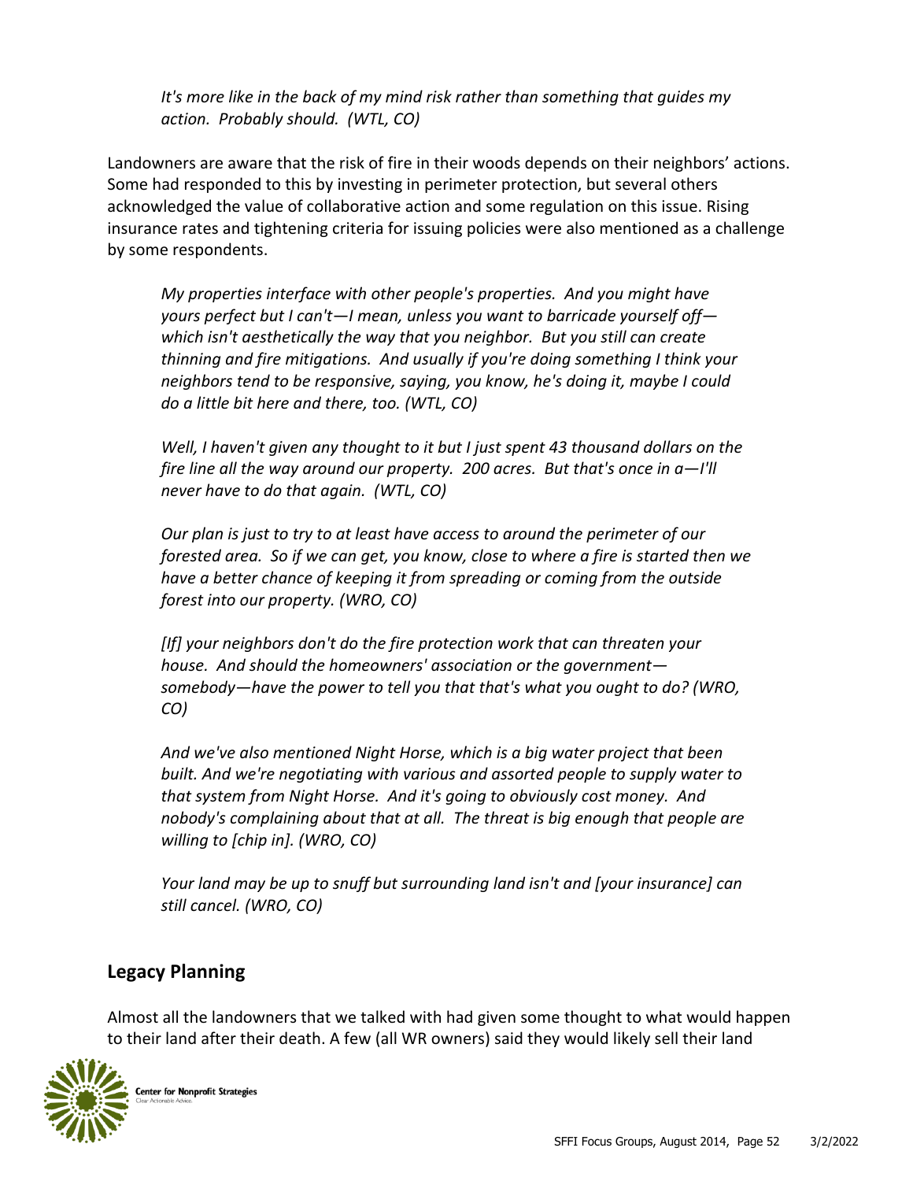*It's more like in the back of my mind risk rather than something that guides my action. Probably should. (WTL, CO)*

Landowners are aware that the risk of fire in their woods depends on their neighbors' actions. Some had responded to this by investing in perimeter protection, but several others acknowledged the value of collaborative action and some regulation on this issue. Rising insurance rates and tightening criteria for issuing policies were also mentioned as a challenge by some respondents.

*My properties interface with other people's properties. And you might have yours perfect but I can't—I mean, unless you want to barricade yourself off—which isn't aesthetically the way that you neighbor. But you still can create thinning and fire mitigations. And usually if you're doing something I think your neighbors tend to be responsive, saying, you know, he's doing it, maybe I could do a little bit here and there, too. (WTL, CO)*

*Well, I haven't given any thought to it but I just spent 43 thousand dollars on the fire line all the way around our property. 200 acres. But that's once in a—I'll never have to do that again. (WTL, CO)*

*Our plan is just to try to at least have access to around the perimeter of our forested area. So if we can get, you know, close to where a fire is started then we have a better chance of keeping it from spreading or coming from the outside forest into our property. (WRO, CO)*

*[If] your neighbors don't do the fire protection work that can threaten your house. And should the homeowners' association or the government—somebody—have the power to tell you that that's what you ought to do? (WRO, CO)*

*And we've also mentioned Night Horse, which is a big water project that been built. And we're negotiating with various and assorted people to supply water to that system from Night Horse. And it's going to obviously cost money. And nobody's complaining about that at all. The threat is big enough that people are willing to [chip in]. (WRO, CO)*

*Your land may be up to snuff but surrounding land isn't and [your insurance] can still cancel. (WRO, CO)*

## Legacy Planning

Almost all the landowners that we talked with had given some thought to what would happen to their land after their death. A few (all WR owners) said they would likely sell their land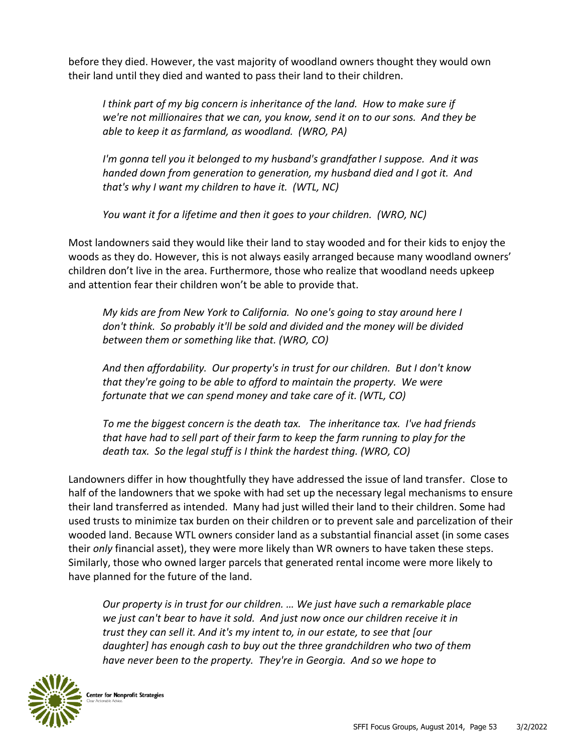before they died. However, the vast majority of woodland owners thought they would own their land until they died and wanted to pass their land to their children.

> *I think part of my big concern is inheritance of the land. How to make sure if we're not millionaires that we can, you know, send it on to our sons. And they be able to keep it as farmland, as woodland. (WRO, PA)*

> *I'm gonna tell you it belonged to my husband's grandfather I suppose. And it was handed down from generation to generation, my husband died and I got it. And that's why I want my children to have it. (WTL, NC)*

> *You want it for a lifetime and then it goes to your children. (WRO, NC)*

Most landowners said they would like their land to stay wooded and for their kids to enjoy the woods as they do. However, this is not always easily arranged because many woodland owners' children don't live in the area. Furthermore, those who realize that woodland needs upkeep and attention fear their children won't be able to provide that.

> *My kids are from New York to California. No one's going to stay around here I don't think. So probably it'll be sold and divided and the money will be divided between them or something like that. (WRO, CO)*

> *And then affordability. Our property's in trust for our children. But I don't know that they're going to be able to afford to maintain the property. We were fortunate that we can spend money and take care of it. (WTL, CO)*

> *To me the biggest concern is the death tax. The inheritance tax. I've had friends that have had to sell part of their farm to keep the farm running to play for the death tax. So the legal stuff is I think the hardest thing. (WRO, CO)*

Landowners differ in how thoughtfully they have addressed the issue of land transfer. Close to half of the landowners that we spoke with had set up the necessary legal mechanisms to ensure their land transferred as intended. Many had just willed their land to their children. Some had used trusts to minimize tax burden on their children or to prevent sale and parcelization of their wooded land. Because WTL owners consider land as a substantial financial asset (in some cases their *only* financial asset), they were more likely than WR owners to have taken these steps. Similarly, those who owned larger parcels that generated rental income were more likely to have planned for the future of the land.

> *Our property is in trust for our children. … We just have such a remarkable place we just can't bear to have it sold. And just now once our children receive it in trust they can sell it. And it's my intent to, in our estate, to see that [our daughter] has enough cash to buy out the three grandchildren who two of them have never been to the property. They're in Georgia. And so we hope to*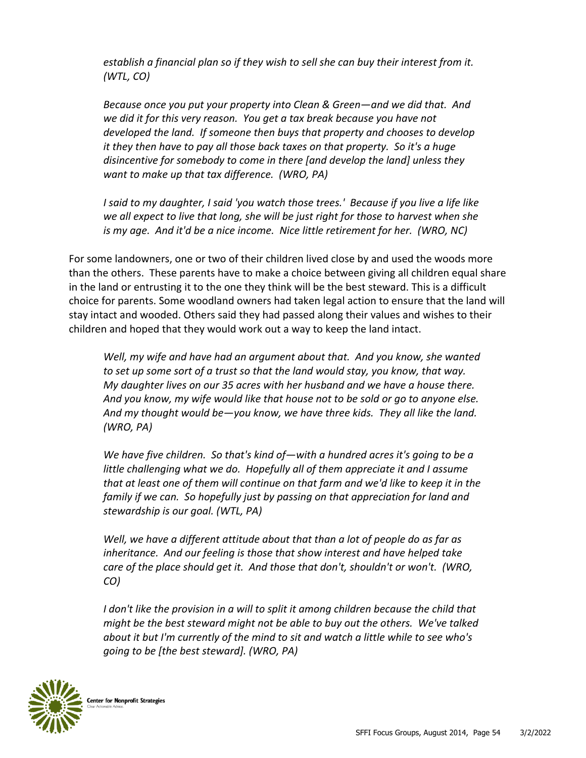*establish a financial plan so if they wish to sell she can buy their interest from it. (WTL, CO)*

*Because once you put your property into Clean & Green—and we did that. And we did it for this very reason. You get a tax break because you have not developed the land. If someone then buys that property and chooses to develop it they then have to pay all those back taxes on that property. So it's a huge disincentive for somebody to come in there [and develop the land] unless they want to make up that tax difference. (WRO, PA)*

*I said to my daughter, I said 'you watch those trees.' Because if you live a life like we all expect to live that long, she will be just right for those to harvest when she is my age. And it'd be a nice income. Nice little retirement for her. (WRO, NC)*

For some landowners, one or two of their children lived close by and used the woods more than the others. These parents have to make a choice between giving all children equal share in the land or entrusting it to the one they think will be the best steward. This is a difficult choice for parents. Some woodland owners had taken legal action to ensure that the land will stay intact and wooded. Others said they had passed along their values and wishes to their children and hoped that they would work out a way to keep the land intact.

*Well, my wife and have had an argument about that. And you know, she wanted to set up some sort of a trust so that the land would stay, you know, that way. My daughter lives on our 35 acres with her husband and we have a house there. And you know, my wife would like that house not to be sold or go to anyone else. And my thought would be—you know, we have three kids. They all like the land. (WRO, PA)*

*We have five children. So that's kind of—with a hundred acres it's going to be a little challenging what we do. Hopefully all of them appreciate it and I assume that at least one of them will continue on that farm and we'd like to keep it in the family if we can. So hopefully just by passing on that appreciation for land and stewardship is our goal. (WTL, PA)*

*Well, we have a different attitude about that than a lot of people do as far as inheritance. And our feeling is those that show interest and have helped take care of the place should get it. And those that don't, shouldn't or won't. (WRO, CO)*

*I don't like the provision in a will to split it among children because the child that might be the best steward might not be able to buy out the others. We've talked about it but I'm currently of the mind to sit and watch a little while to see who's going to be [the best steward]. (WRO, PA)*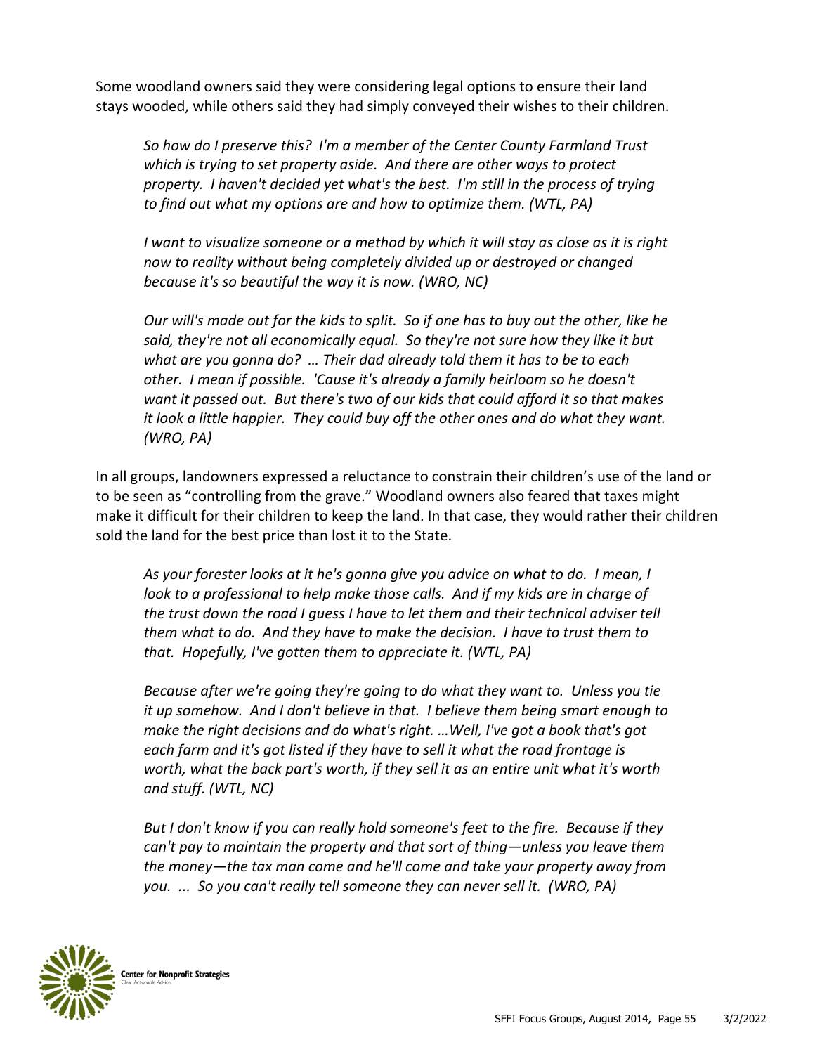Some woodland owners said they were considering legal options to ensure their land stays wooded, while others said they had simply conveyed their wishes to their children.

> *So how do I preserve this? I'm a member of the Center County Farmland Trust which is trying to set property aside. And there are other ways to protect property. I haven't decided yet what's the best. I'm still in the process of trying to find out what my options are and how to optimize them. (WTL, PA)*

> *I want to visualize someone or a method by which it will stay as close as it is right now to reality without being completely divided up or destroyed or changed because it's so beautiful the way it is now. (WRO, NC)*

> *Our will's made out for the kids to split. So if one has to buy out the other, like he said, they're not all economically equal. So they're not sure how they like it but what are you gonna do? … Their dad already told them it has to be to each other. I mean if possible. 'Cause it's already a family heirloom so he doesn't want it passed out. But there's two of our kids that could afford it so that makes it look a little happier. They could buy off the other ones and do what they want. (WRO, PA)*

In all groups, landowners expressed a reluctance to constrain their children's use of the land or to be seen as "controlling from the grave." Woodland owners also feared that taxes might make it difficult for their children to keep the land. In that case, they would rather their children sold the land for the best price than lost it to the State.

> *As your forester looks at it he's gonna give you advice on what to do. I mean, I look to a professional to help make those calls. And if my kids are in charge of the trust down the road I guess I have to let them and their technical adviser tell them what to do. And they have to make the decision. I have to trust them to that. Hopefully, I've gotten them to appreciate it. (WTL, PA)*

> *Because after we're going they're going to do what they want to. Unless you tie it up somehow. And I don't believe in that. I believe them being smart enough to make the right decisions and do what's right. …Well, I've got a book that's got each farm and it's got listed if they have to sell it what the road frontage is worth, what the back part's worth, if they sell it as an entire unit what it's worth and stuff. (WTL, NC)*

> *But I don't know if you can really hold someone's feet to the fire. Because if they can't pay to maintain the property and that sort of thing—unless you leave them the money—the tax man come and he'll come and take your property away from you. ... So you can't really tell someone they can never sell it. (WRO, PA)*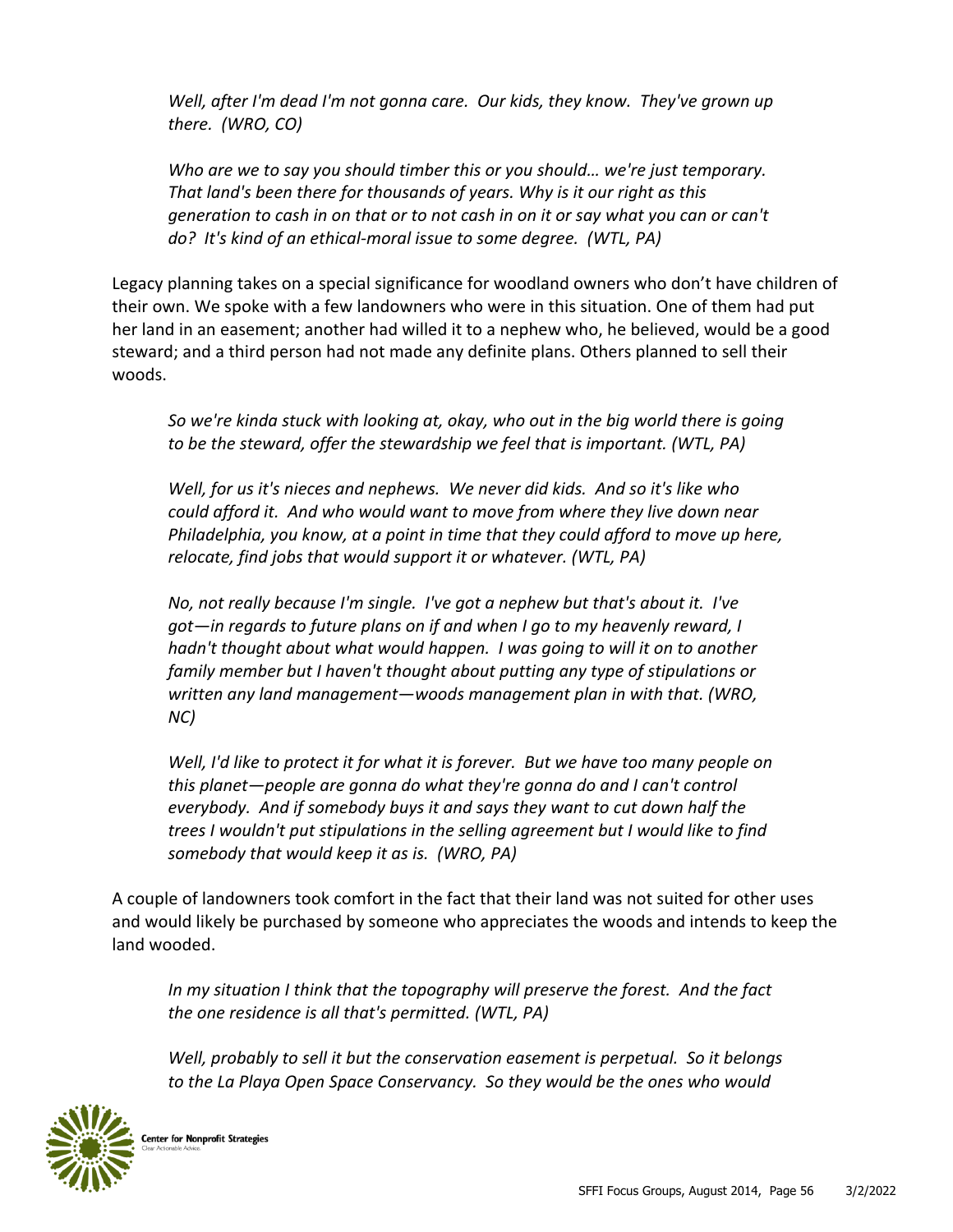*Well, after I'm dead I'm not gonna care. Our kids, they know. They've grown up there. (WRO, CO)*

*Who are we to say you should timber this or you should… we're just temporary. That land's been there for thousands of years. Why is it our right as this generation to cash in on that or to not cash in on it or say what you can or can't do? It's kind of an ethical-moral issue to some degree. (WTL, PA)*

Legacy planning takes on a special significance for woodland owners who don't have children of their own. We spoke with a few landowners who were in this situation. One of them had put her land in an easement; another had willed it to a nephew who, he believed, would be a good steward; and a third person had not made any definite plans. Others planned to sell their woods.

*So we're kinda stuck with looking at, okay, who out in the big world there is going to be the steward, offer the stewardship we feel that is important. (WTL, PA)*

*Well, for us it's nieces and nephews. We never did kids. And so it's like who could afford it. And who would want to move from where they live down near Philadelphia, you know, at a point in time that they could afford to move up here, relocate, find jobs that would support it or whatever. (WTL, PA)*

*No, not really because I'm single. I've got a nephew but that's about it. I've got—in regards to future plans on if and when I go to my heavenly reward, I hadn't thought about what would happen. I was going to will it on to another family member but I haven't thought about putting any type of stipulations or written any land management—woods management plan in with that. (WRO, NC)*

*Well, I'd like to protect it for what it is forever. But we have too many people on this planet—people are gonna do what they're gonna do and I can't control everybody. And if somebody buys it and says they want to cut down half the trees I wouldn't put stipulations in the selling agreement but I would like to find somebody that would keep it as is. (WRO, PA)*

A couple of landowners took comfort in the fact that their land was not suited for other uses and would likely be purchased by someone who appreciates the woods and intends to keep the land wooded.

*In my situation I think that the topography will preserve the forest. And the fact the one residence is all that's permitted. (WTL, PA)*

*Well, probably to sell it but the conservation easement is perpetual. So it belongs to the La Playa Open Space Conservancy. So they would be the ones who would*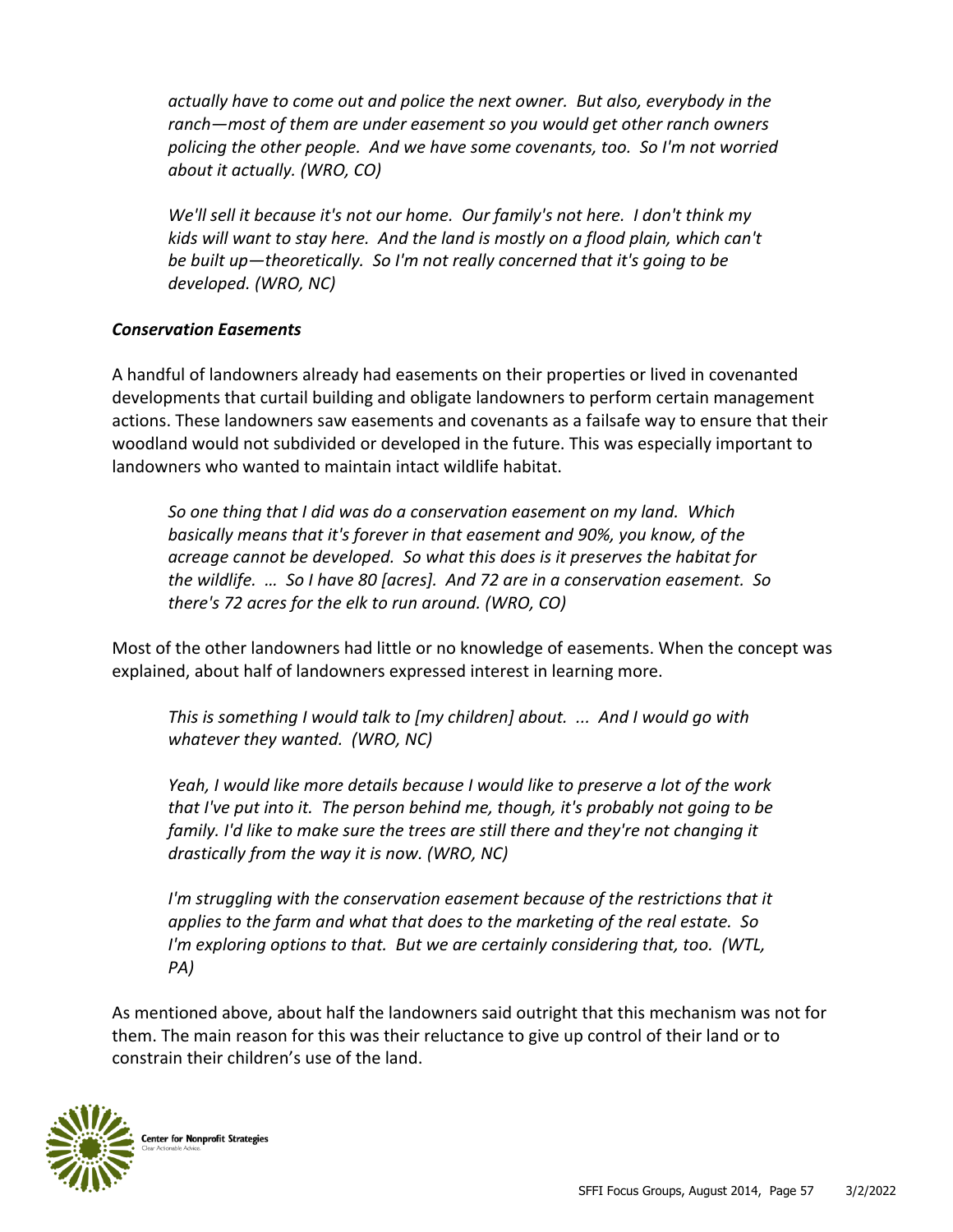*actually have to come out and police the next owner. But also, everybody in the ranch—most of them are under easement so you would get other ranch owners policing the other people. And we have some covenants, too. So I'm not worried about it actually. (WRO, CO)*

*We'll sell it because it's not our home. Our family's not here. I don't think my kids will want to stay here. And the land is mostly on a flood plain, which can't be built up—theoretically. So I'm not really concerned that it's going to be developed. (WRO, NC)*

### *Conservation Easements*

A handful of landowners already had easements on their properties or lived in covenanted developments that curtail building and obligate landowners to perform certain management actions. These landowners saw easements and covenants as a failsafe way to ensure that their woodland would not subdivided or developed in the future. This was especially important to landowners who wanted to maintain intact wildlife habitat.

*So one thing that I did was do a conservation easement on my land. Which basically means that it's forever in that easement and 90%, you know, of the acreage cannot be developed. So what this does is it preserves the habitat for the wildlife. … So I have 80 [acres]. And 72 are in a conservation easement. So there's 72 acres for the elk to run around. (WRO, CO)*

Most of the other landowners had little or no knowledge of easements. When the concept was explained, about half of landowners expressed interest in learning more.

*This is something I would talk to [my children] about. ... And I would go with whatever they wanted. (WRO, NC)*

*Yeah, I would like more details because I would like to preserve a lot of the work that I've put into it. The person behind me, though, it's probably not going to be family. I'd like to make sure the trees are still there and they're not changing it drastically from the way it is now. (WRO, NC)*

*I'm struggling with the conservation easement because of the restrictions that it applies to the farm and what that does to the marketing of the real estate. So I'm exploring options to that. But we are certainly considering that, too. (WTL, PA)*

As mentioned above, about half the landowners said outright that this mechanism was not for them. The main reason for this was their reluctance to give up control of their land or to constrain their children's use of the land.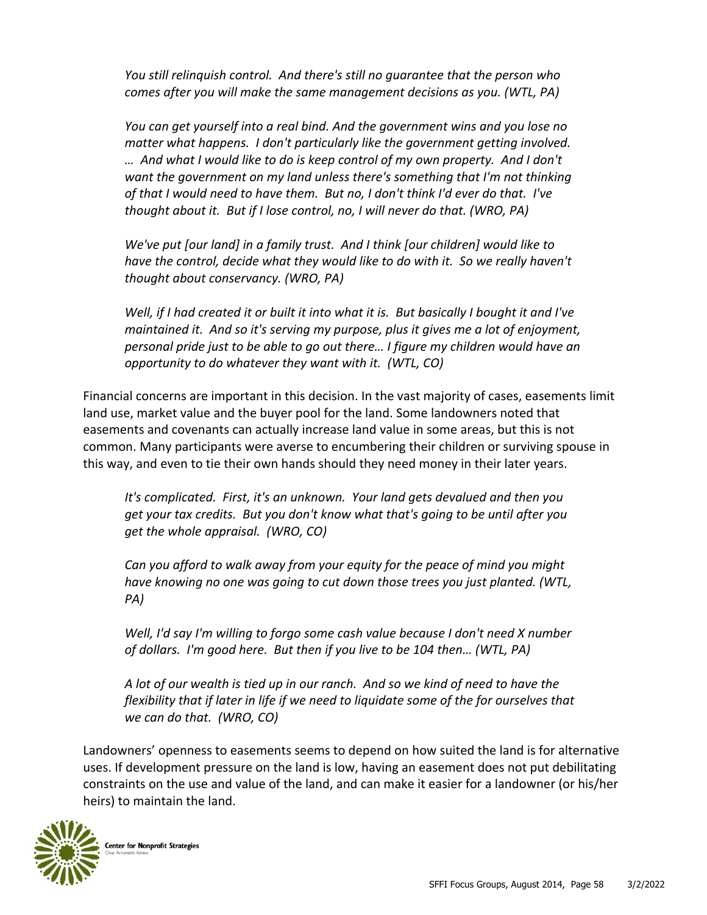*You still relinquish control. And there's still no guarantee that the person who comes after you will make the same management decisions as you. (WTL, PA)*

*You can get yourself into a real bind. And the government wins and you lose no matter what happens. I don't particularly like the government getting involved. … And what I would like to do is keep control of my own property. And I don't want the government on my land unless there's something that I'm not thinking of that I would need to have them. But no, I don't think I'd ever do that. I've thought about it. But if I lose control, no, I will never do that. (WRO, PA)*

*We've put [our land] in a family trust. And I think [our children] would like to have the control, decide what they would like to do with it. So we really haven't thought about conservancy. (WRO, PA)*

*Well, if I had created it or built it into what it is. But basically I bought it and I've maintained it. And so it's serving my purpose, plus it gives me a lot of enjoyment, personal pride just to be able to go out there… I figure my children would have an opportunity to do whatever they want with it. (WTL, CO)*

Financial concerns are important in this decision. In the vast majority of cases, easements limit land use, market value and the buyer pool for the land. Some landowners noted that easements and covenants can actually increase land value in some areas, but this is not common. Many participants were averse to encumbering their children or surviving spouse in this way, and even to tie their own hands should they need money in their later years.

*It's complicated. First, it's an unknown. Your land gets devalued and then you get your tax credits. But you don't know what that's going to be until after you get the whole appraisal. (WRO, CO)*

*Can you afford to walk away from your equity for the peace of mind you might have knowing no one was going to cut down those trees you just planted. (WTL, PA)*

*Well, I'd say I'm willing to forgo some cash value because I don't need X number of dollars. I'm good here. But then if you live to be 104 then… (WTL, PA)*

*A lot of our wealth is tied up in our ranch. And so we kind of need to have the flexibility that if later in life if we need to liquidate some of the for ourselves that we can do that. (WRO, CO)*

Landowners' openness to easements seems to depend on how suited the land is for alternative uses. If development pressure on the land is low, having an easement does not put debilitating constraints on the use and value of the land, and can make it easier for a landowner (or his/her heirs) to maintain the land.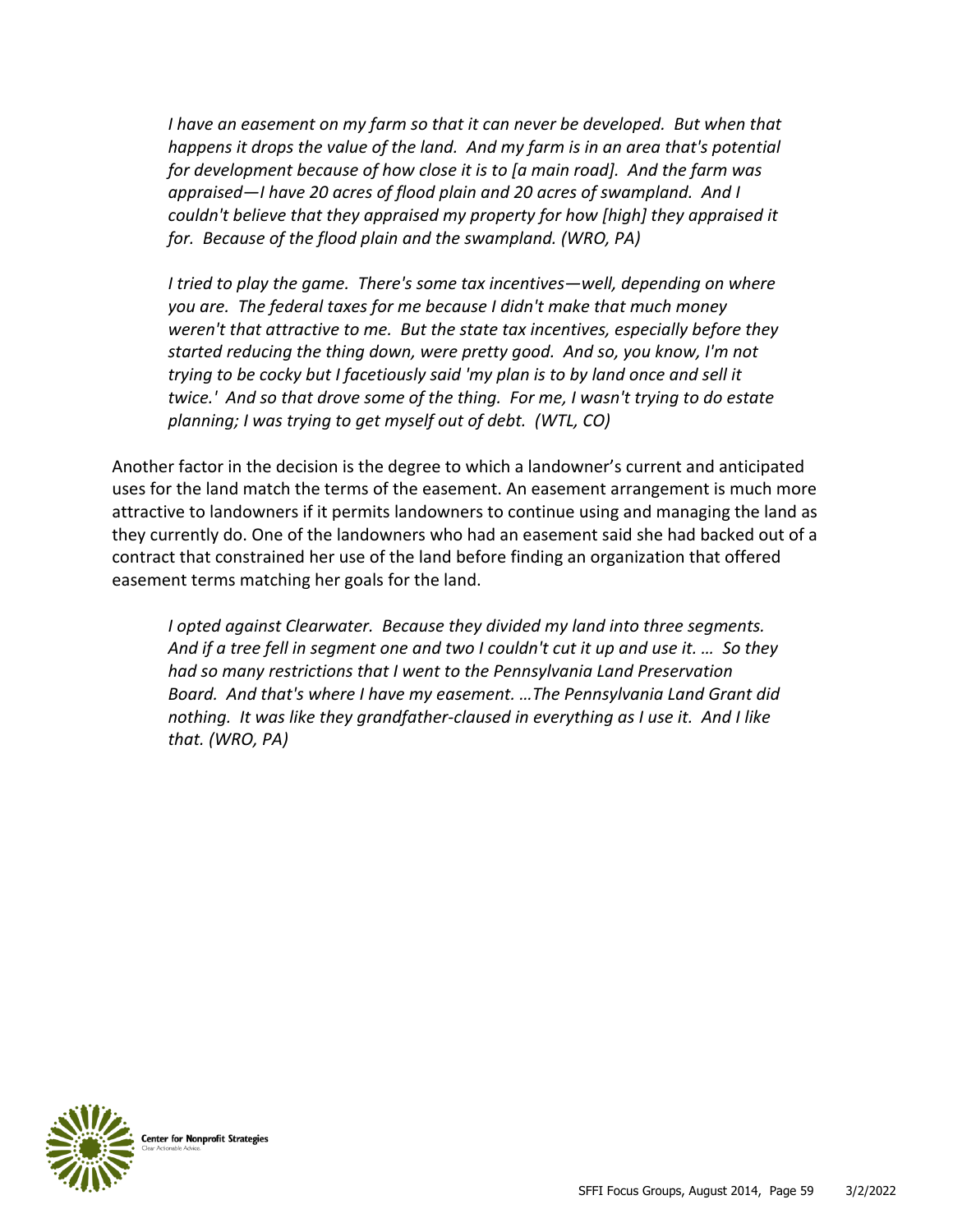*I have an easement on my farm so that it can never be developed. But when that happens it drops the value of the land. And my farm is in an area that's potential for development because of how close it is to [a main road]. And the farm was appraised—I have 20 acres of flood plain and 20 acres of swampland. And I couldn't believe that they appraised my property for how [high] they appraised it for. Because of the flood plain and the swampland. (WRO, PA)*

*I tried to play the game. There's some tax incentives—well, depending on where you are. The federal taxes for me because I didn't make that much money weren't that attractive to me. But the state tax incentives, especially before they started reducing the thing down, were pretty good. And so, you know, I'm not trying to be cocky but I facetiously said 'my plan is to by land once and sell it twice.' And so that drove some of the thing. For me, I wasn't trying to do estate planning; I was trying to get myself out of debt. (WTL, CO)*

Another factor in the decision is the degree to which a landowner's current and anticipated uses for the land match the terms of the easement. An easement arrangement is much more attractive to landowners if it permits landowners to continue using and managing the land as they currently do. One of the landowners who had an easement said she had backed out of a contract that constrained her use of the land before finding an organization that offered easement terms matching her goals for the land.

*I opted against Clearwater. Because they divided my land into three segments. And if a tree fell in segment one and two I couldn't cut it up and use it. … So they had so many restrictions that I went to the Pennsylvania Land Preservation Board. And that's where I have my easement. …The Pennsylvania Land Grant did nothing. It was like they grandfather-claused in everything as I use it. And I like that. (WRO, PA)*